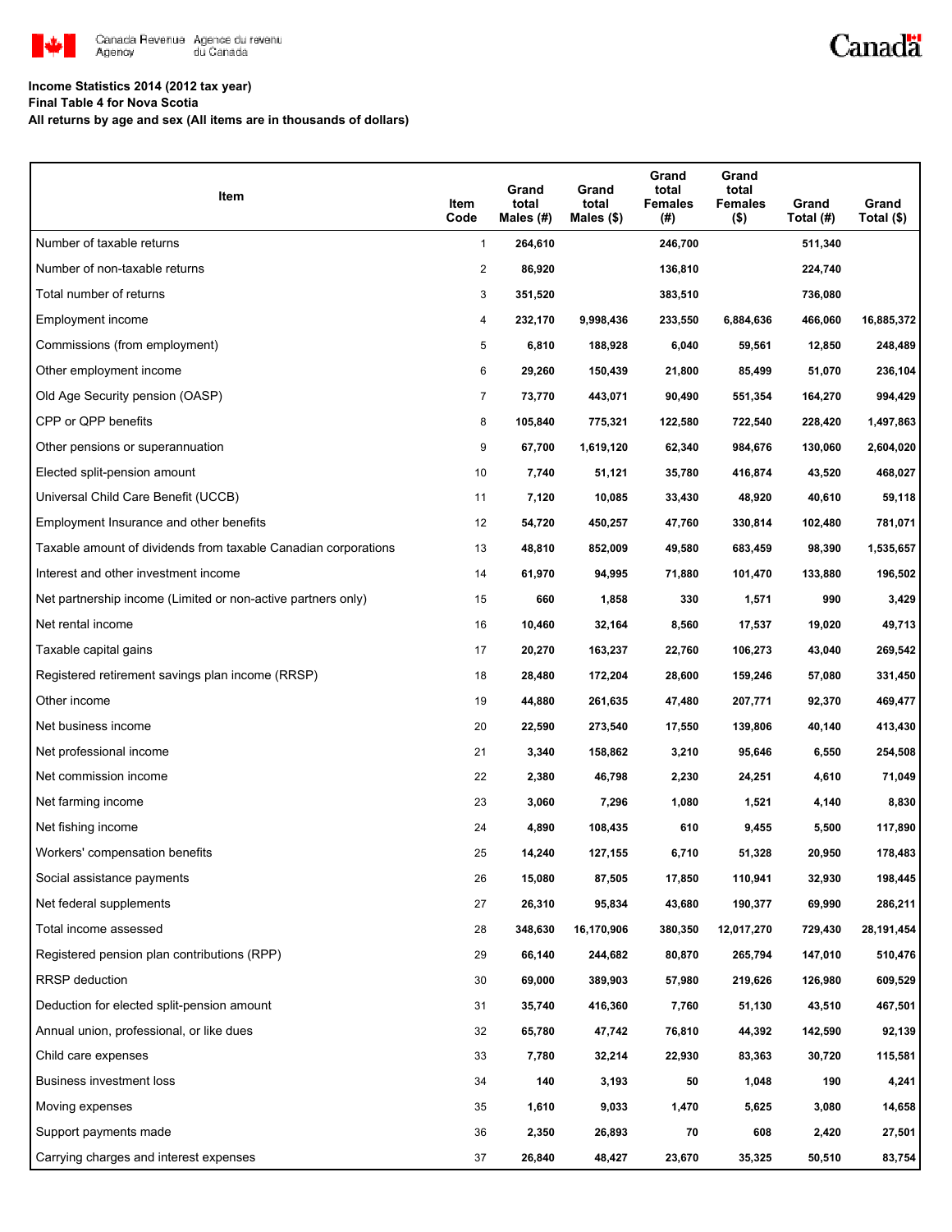Canada Revenue Agency / Agence du revenu du Canada

Canada

**Income Statistics 2014 (2012 tax year)**
**Final Table 4 for Nova Scotia**
**All returns by age and sex (All items are in thousands of dollars)**

| Item | Item Code | Grand total Males (#) | Grand total Males ($) | Grand total Females (#) | Grand total Females ($) | Grand Total (#) | Grand Total ($) |
|---|---|---|---|---|---|---|---|
| Number of taxable returns | 1 | 264,610 | | 246,700 | | 511,340 | |
| Number of non-taxable returns | 2 | 86,920 | | 136,810 | | 224,740 | |
| Total number of returns | 3 | 351,520 | | 383,510 | | 736,080 | |
| Employment income | 4 | 232,170 | 9,998,436 | 233,550 | 6,884,636 | 466,060 | 16,885,372 |
| Commissions (from employment) | 5 | 6,810 | 188,928 | 6,040 | 59,561 | 12,850 | 248,489 |
| Other employment income | 6 | 29,260 | 150,439 | 21,800 | 85,499 | 51,070 | 236,104 |
| Old Age Security pension (OASP) | 7 | 73,770 | 443,071 | 90,490 | 551,354 | 164,270 | 994,429 |
| CPP or QPP benefits | 8 | 105,840 | 775,321 | 122,580 | 722,540 | 228,420 | 1,497,863 |
| Other pensions or superannuation | 9 | 67,700 | 1,619,120 | 62,340 | 984,676 | 130,060 | 2,604,020 |
| Elected split-pension amount | 10 | 7,740 | 51,121 | 35,780 | 416,874 | 43,520 | 468,027 |
| Universal Child Care Benefit (UCCB) | 11 | 7,120 | 10,085 | 33,430 | 48,920 | 40,610 | 59,118 |
| Employment Insurance and other benefits | 12 | 54,720 | 450,257 | 47,760 | 330,814 | 102,480 | 781,071 |
| Taxable amount of dividends from taxable Canadian corporations | 13 | 48,810 | 852,009 | 49,580 | 683,459 | 98,390 | 1,535,657 |
| Interest and other investment income | 14 | 61,970 | 94,995 | 71,880 | 101,470 | 133,880 | 196,502 |
| Net partnership income (Limited or non-active partners only) | 15 | 660 | 1,858 | 330 | 1,571 | 990 | 3,429 |
| Net rental income | 16 | 10,460 | 32,164 | 8,560 | 17,537 | 19,020 | 49,713 |
| Taxable capital gains | 17 | 20,270 | 163,237 | 22,760 | 106,273 | 43,040 | 269,542 |
| Registered retirement savings plan income (RRSP) | 18 | 28,480 | 172,204 | 28,600 | 159,246 | 57,080 | 331,450 |
| Other income | 19 | 44,880 | 261,635 | 47,480 | 207,771 | 92,370 | 469,477 |
| Net business income | 20 | 22,590 | 273,540 | 17,550 | 139,806 | 40,140 | 413,430 |
| Net professional income | 21 | 3,340 | 158,862 | 3,210 | 95,646 | 6,550 | 254,508 |
| Net commission income | 22 | 2,380 | 46,798 | 2,230 | 24,251 | 4,610 | 71,049 |
| Net farming income | 23 | 3,060 | 7,296 | 1,080 | 1,521 | 4,140 | 8,830 |
| Net fishing income | 24 | 4,890 | 108,435 | 610 | 9,455 | 5,500 | 117,890 |
| Workers' compensation benefits | 25 | 14,240 | 127,155 | 6,710 | 51,328 | 20,950 | 178,483 |
| Social assistance payments | 26 | 15,080 | 87,505 | 17,850 | 110,941 | 32,930 | 198,445 |
| Net federal supplements | 27 | 26,310 | 95,834 | 43,680 | 190,377 | 69,990 | 286,211 |
| Total income assessed | 28 | 348,630 | 16,170,906 | 380,350 | 12,017,270 | 729,430 | 28,191,454 |
| Registered pension plan contributions (RPP) | 29 | 66,140 | 244,682 | 80,870 | 265,794 | 147,010 | 510,476 |
| RRSP deduction | 30 | 69,000 | 389,903 | 57,980 | 219,626 | 126,980 | 609,529 |
| Deduction for elected split-pension amount | 31 | 35,740 | 416,360 | 7,760 | 51,130 | 43,510 | 467,501 |
| Annual union, professional, or like dues | 32 | 65,780 | 47,742 | 76,810 | 44,392 | 142,590 | 92,139 |
| Child care expenses | 33 | 7,780 | 32,214 | 22,930 | 83,363 | 30,720 | 115,581 |
| Business investment loss | 34 | 140 | 3,193 | 50 | 1,048 | 190 | 4,241 |
| Moving expenses | 35 | 1,610 | 9,033 | 1,470 | 5,625 | 3,080 | 14,658 |
| Support payments made | 36 | 2,350 | 26,893 | 70 | 608 | 2,420 | 27,501 |
| Carrying charges and interest expenses | 37 | 26,840 | 48,427 | 23,670 | 35,325 | 50,510 | 83,754 |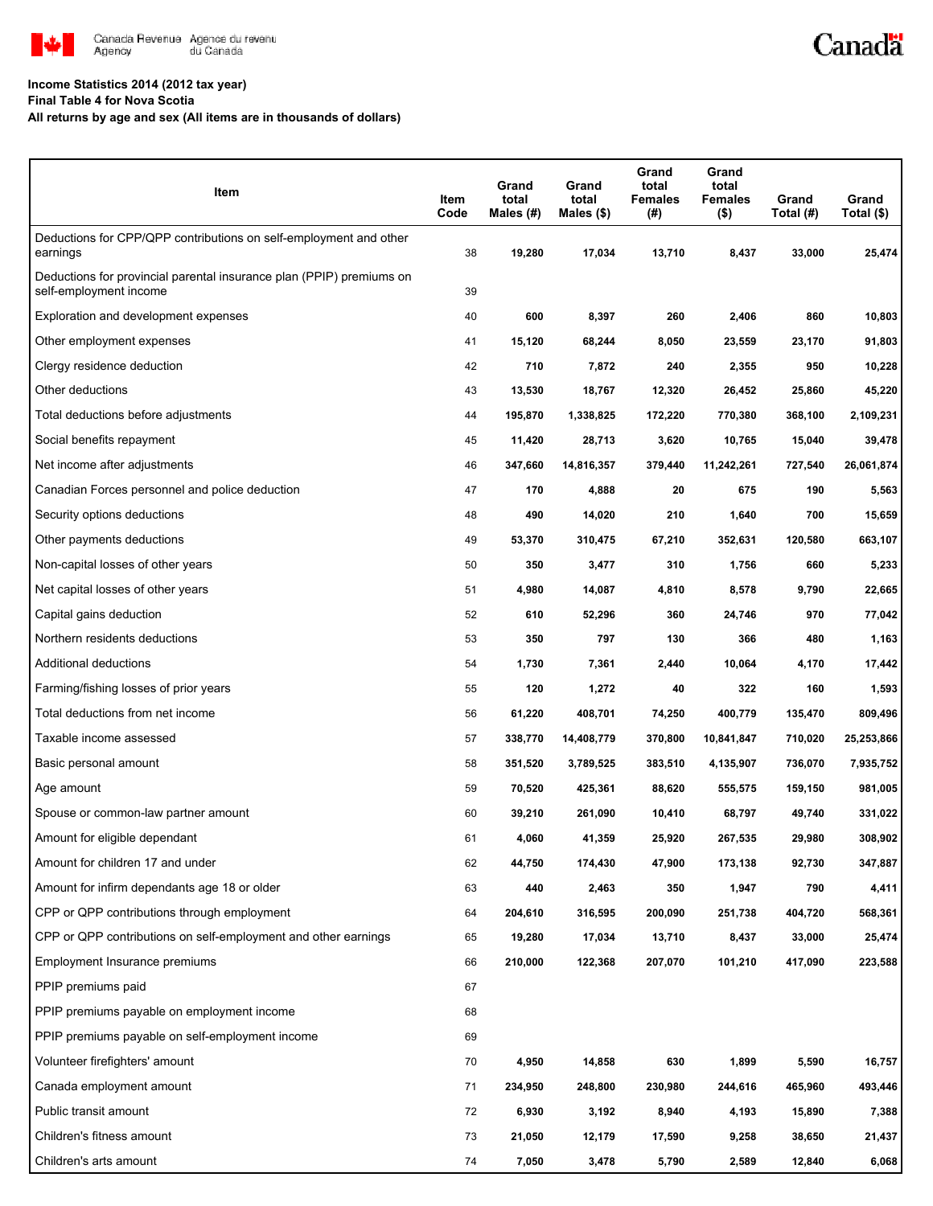**Income Statistics 2014 (2012 tax year)**
**Final Table 4 for Nova Scotia**
**All returns by age and sex (All items are in thousands of dollars)**

| Item | Item Code | Grand total Males (#) | Grand total Males ($) | Grand total Females (#) | Grand total Females ($) | Grand Total (#) | Grand Total ($) |
|---|---|---|---|---|---|---|---|
| Deductions for CPP/QPP contributions on self-employment and other earnings | 38 | 19,280 | 17,034 | 13,710 | 8,437 | 33,000 | 25,474 |
| Deductions for provincial parental insurance plan (PPIP) premiums on self-employment income | 39 | | | | | | |
| Exploration and development expenses | 40 | 600 | 8,397 | 260 | 2,406 | 860 | 10,803 |
| Other employment expenses | 41 | 15,120 | 68,244 | 8,050 | 23,559 | 23,170 | 91,803 |
| Clergy residence deduction | 42 | 710 | 7,872 | 240 | 2,355 | 950 | 10,228 |
| Other deductions | 43 | 13,530 | 18,767 | 12,320 | 26,452 | 25,860 | 45,220 |
| Total deductions before adjustments | 44 | 195,870 | 1,338,825 | 172,220 | 770,380 | 368,100 | 2,109,231 |
| Social benefits repayment | 45 | 11,420 | 28,713 | 3,620 | 10,765 | 15,040 | 39,478 |
| Net income after adjustments | 46 | 347,660 | 14,816,357 | 379,440 | 11,242,261 | 727,540 | 26,061,874 |
| Canadian Forces personnel and police deduction | 47 | 170 | 4,888 | 20 | 675 | 190 | 5,563 |
| Security options deductions | 48 | 490 | 14,020 | 210 | 1,640 | 700 | 15,659 |
| Other payments deductions | 49 | 53,370 | 310,475 | 67,210 | 352,631 | 120,580 | 663,107 |
| Non-capital losses of other years | 50 | 350 | 3,477 | 310 | 1,756 | 660 | 5,233 |
| Net capital losses of other years | 51 | 4,980 | 14,087 | 4,810 | 8,578 | 9,790 | 22,665 |
| Capital gains deduction | 52 | 610 | 52,296 | 360 | 24,746 | 970 | 77,042 |
| Northern residents deductions | 53 | 350 | 797 | 130 | 366 | 480 | 1,163 |
| Additional deductions | 54 | 1,730 | 7,361 | 2,440 | 10,064 | 4,170 | 17,442 |
| Farming/fishing losses of prior years | 55 | 120 | 1,272 | 40 | 322 | 160 | 1,593 |
| Total deductions from net income | 56 | 61,220 | 408,701 | 74,250 | 400,779 | 135,470 | 809,496 |
| Taxable income assessed | 57 | 338,770 | 14,408,779 | 370,800 | 10,841,847 | 710,020 | 25,253,866 |
| Basic personal amount | 58 | 351,520 | 3,789,525 | 383,510 | 4,135,907 | 736,070 | 7,935,752 |
| Age amount | 59 | 70,520 | 425,361 | 88,620 | 555,575 | 159,150 | 981,005 |
| Spouse or common-law partner amount | 60 | 39,210 | 261,090 | 10,410 | 68,797 | 49,740 | 331,022 |
| Amount for eligible dependant | 61 | 4,060 | 41,359 | 25,920 | 267,535 | 29,980 | 308,902 |
| Amount for children 17 and under | 62 | 44,750 | 174,430 | 47,900 | 173,138 | 92,730 | 347,887 |
| Amount for infirm dependants age 18 or older | 63 | 440 | 2,463 | 350 | 1,947 | 790 | 4,411 |
| CPP or QPP contributions through employment | 64 | 204,610 | 316,595 | 200,090 | 251,738 | 404,720 | 568,361 |
| CPP or QPP contributions on self-employment and other earnings | 65 | 19,280 | 17,034 | 13,710 | 8,437 | 33,000 | 25,474 |
| Employment Insurance premiums | 66 | 210,000 | 122,368 | 207,070 | 101,210 | 417,090 | 223,588 |
| PPIP premiums paid | 67 | | | | | | |
| PPIP premiums payable on employment income | 68 | | | | | | |
| PPIP premiums payable on self-employment income | 69 | | | | | | |
| Volunteer firefighters' amount | 70 | 4,950 | 14,858 | 630 | 1,899 | 5,590 | 16,757 |
| Canada employment amount | 71 | 234,950 | 248,800 | 230,980 | 244,616 | 465,960 | 493,446 |
| Public transit amount | 72 | 6,930 | 3,192 | 8,940 | 4,193 | 15,890 | 7,388 |
| Children's fitness amount | 73 | 21,050 | 12,179 | 17,590 | 9,258 | 38,650 | 21,437 |
| Children's arts amount | 74 | 7,050 | 3,478 | 5,790 | 2,589 | 12,840 | 6,068 |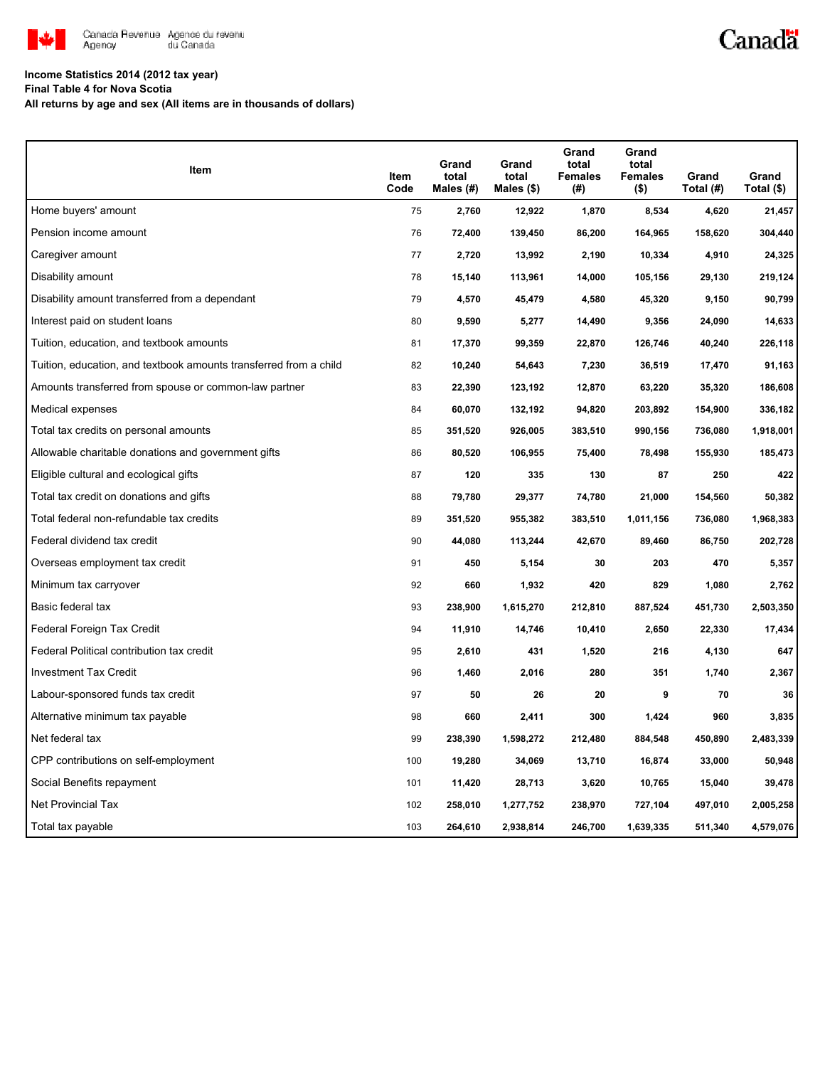**Income Statistics 2014 (2012 tax year)**
**Final Table 4 for Nova Scotia**
**All returns by age and sex (All items are in thousands of dollars)**

| Item | Item Code | Grand total Males (#) | Grand total Males ($) | Grand total Females (#) | Grand total Females ($) | Grand Total (#) | Grand Total ($) |
|---|---|---|---|---|---|---|---|
| Home buyers' amount | 75 | 2,760 | 12,922 | 1,870 | 8,534 | 4,620 | 21,457 |
| Pension income amount | 76 | 72,400 | 139,450 | 86,200 | 164,965 | 158,620 | 304,440 |
| Caregiver amount | 77 | 2,720 | 13,992 | 2,190 | 10,334 | 4,910 | 24,325 |
| Disability amount | 78 | 15,140 | 113,961 | 14,000 | 105,156 | 29,130 | 219,124 |
| Disability amount transferred from a dependant | 79 | 4,570 | 45,479 | 4,580 | 45,320 | 9,150 | 90,799 |
| Interest paid on student loans | 80 | 9,590 | 5,277 | 14,490 | 9,356 | 24,090 | 14,633 |
| Tuition, education, and textbook amounts | 81 | 17,370 | 99,359 | 22,870 | 126,746 | 40,240 | 226,118 |
| Tuition, education, and textbook amounts transferred from a child | 82 | 10,240 | 54,643 | 7,230 | 36,519 | 17,470 | 91,163 |
| Amounts transferred from spouse or common-law partner | 83 | 22,390 | 123,192 | 12,870 | 63,220 | 35,320 | 186,608 |
| Medical expenses | 84 | 60,070 | 132,192 | 94,820 | 203,892 | 154,900 | 336,182 |
| Total tax credits on personal amounts | 85 | 351,520 | 926,005 | 383,510 | 990,156 | 736,080 | 1,918,001 |
| Allowable charitable donations and government gifts | 86 | 80,520 | 106,955 | 75,400 | 78,498 | 155,930 | 185,473 |
| Eligible cultural and ecological gifts | 87 | 120 | 335 | 130 | 87 | 250 | 422 |
| Total tax credit on donations and gifts | 88 | 79,780 | 29,377 | 74,780 | 21,000 | 154,560 | 50,382 |
| Total federal non-refundable tax credits | 89 | 351,520 | 955,382 | 383,510 | 1,011,156 | 736,080 | 1,968,383 |
| Federal dividend tax credit | 90 | 44,080 | 113,244 | 42,670 | 89,460 | 86,750 | 202,728 |
| Overseas employment tax credit | 91 | 450 | 5,154 | 30 | 203 | 470 | 5,357 |
| Minimum tax carryover | 92 | 660 | 1,932 | 420 | 829 | 1,080 | 2,762 |
| Basic federal tax | 93 | 238,900 | 1,615,270 | 212,810 | 887,524 | 451,730 | 2,503,350 |
| Federal Foreign Tax Credit | 94 | 11,910 | 14,746 | 10,410 | 2,650 | 22,330 | 17,434 |
| Federal Political contribution tax credit | 95 | 2,610 | 431 | 1,520 | 216 | 4,130 | 647 |
| Investment Tax Credit | 96 | 1,460 | 2,016 | 280 | 351 | 1,740 | 2,367 |
| Labour-sponsored funds tax credit | 97 | 50 | 26 | 20 | 9 | 70 | 36 |
| Alternative minimum tax payable | 98 | 660 | 2,411 | 300 | 1,424 | 960 | 3,835 |
| Net federal tax | 99 | 238,390 | 1,598,272 | 212,480 | 884,548 | 450,890 | 2,483,339 |
| CPP contributions on self-employment | 100 | 19,280 | 34,069 | 13,710 | 16,874 | 33,000 | 50,948 |
| Social Benefits repayment | 101 | 11,420 | 28,713 | 3,620 | 10,765 | 15,040 | 39,478 |
| Net Provincial Tax | 102 | 258,010 | 1,277,752 | 238,970 | 727,104 | 497,010 | 2,005,258 |
| Total tax payable | 103 | 264,610 | 2,938,814 | 246,700 | 1,639,335 | 511,340 | 4,579,076 |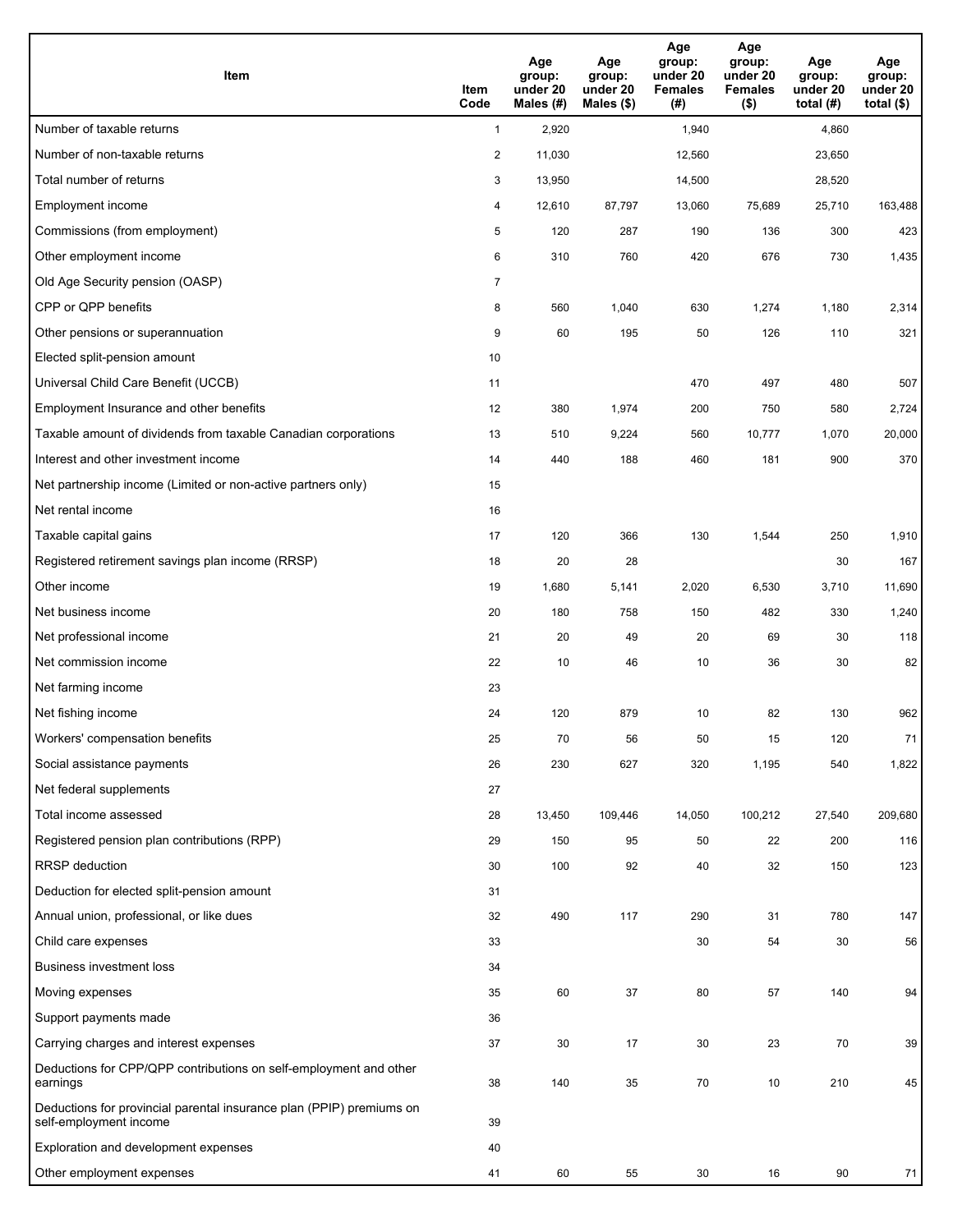| Item | Item Code | Age group: under 20 Males (#) | Age group: under 20 Males ($) | Age group: under 20 Females (#) | Age group: under 20 Females ($) | Age group: under 20 total (#) | Age group: under 20 total ($) |
|---|---|---|---|---|---|---|---|
| Number of taxable returns | 1 | 2,920 | | 1,940 | | 4,860 | |
| Number of non-taxable returns | 2 | 11,030 | | 12,560 | | 23,650 | |
| Total number of returns | 3 | 13,950 | | 14,500 | | 28,520 | |
| Employment income | 4 | 12,610 | 87,797 | 13,060 | 75,689 | 25,710 | 163,488 |
| Commissions (from employment) | 5 | 120 | 287 | 190 | 136 | 300 | 423 |
| Other employment income | 6 | 310 | 760 | 420 | 676 | 730 | 1,435 |
| Old Age Security pension (OASP) | 7 | | | | | | |
| CPP or QPP benefits | 8 | 560 | 1,040 | 630 | 1,274 | 1,180 | 2,314 |
| Other pensions or superannuation | 9 | 60 | 195 | 50 | 126 | 110 | 321 |
| Elected split-pension amount | 10 | | | | | | |
| Universal Child Care Benefit (UCCB) | 11 | | | 470 | 497 | 480 | 507 |
| Employment Insurance and other benefits | 12 | 380 | 1,974 | 200 | 750 | 580 | 2,724 |
| Taxable amount of dividends from taxable Canadian corporations | 13 | 510 | 9,224 | 560 | 10,777 | 1,070 | 20,000 |
| Interest and other investment income | 14 | 440 | 188 | 460 | 181 | 900 | 370 |
| Net partnership income (Limited or non-active partners only) | 15 | | | | | | |
| Net rental income | 16 | | | | | | |
| Taxable capital gains | 17 | 120 | 366 | 130 | 1,544 | 250 | 1,910 |
| Registered retirement savings plan income (RRSP) | 18 | 20 | 28 | | | 30 | 167 |
| Other income | 19 | 1,680 | 5,141 | 2,020 | 6,530 | 3,710 | 11,690 |
| Net business income | 20 | 180 | 758 | 150 | 482 | 330 | 1,240 |
| Net professional income | 21 | 20 | 49 | 20 | 69 | 30 | 118 |
| Net commission income | 22 | 10 | 46 | 10 | 36 | 30 | 82 |
| Net farming income | 23 | | | | | | |
| Net fishing income | 24 | 120 | 879 | 10 | 82 | 130 | 962 |
| Workers' compensation benefits | 25 | 70 | 56 | 50 | 15 | 120 | 71 |
| Social assistance payments | 26 | 230 | 627 | 320 | 1,195 | 540 | 1,822 |
| Net federal supplements | 27 | | | | | | |
| Total income assessed | 28 | 13,450 | 109,446 | 14,050 | 100,212 | 27,540 | 209,680 |
| Registered pension plan contributions (RPP) | 29 | 150 | 95 | 50 | 22 | 200 | 116 |
| RRSP deduction | 30 | 100 | 92 | 40 | 32 | 150 | 123 |
| Deduction for elected split-pension amount | 31 | | | | | | |
| Annual union, professional, or like dues | 32 | 490 | 117 | 290 | 31 | 780 | 147 |
| Child care expenses | 33 | | | 30 | 54 | 30 | 56 |
| Business investment loss | 34 | | | | | | |
| Moving expenses | 35 | 60 | 37 | 80 | 57 | 140 | 94 |
| Support payments made | 36 | | | | | | |
| Carrying charges and interest expenses | 37 | 30 | 17 | 30 | 23 | 70 | 39 |
| Deductions for CPP/QPP contributions on self-employment and other earnings | 38 | 140 | 35 | 70 | 10 | 210 | 45 |
| Deductions for provincial parental insurance plan (PPIP) premiums on self-employment income | 39 | | | | | | |
| Exploration and development expenses | 40 | | | | | | |
| Other employment expenses | 41 | 60 | 55 | 30 | 16 | 90 | 71 |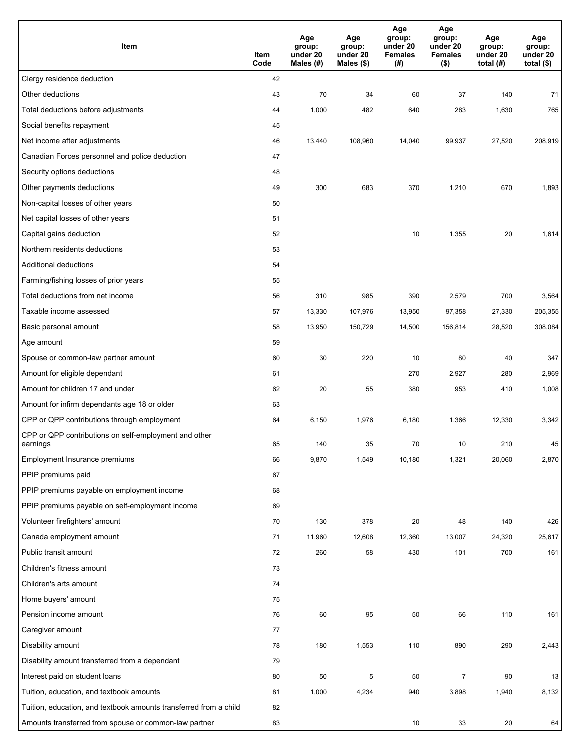| Item | Item Code | Age group: under 20 Males (#) | Age group: under 20 Males ($) | Age group: under 20 Females (#) | Age group: under 20 Females ($) | Age group: under 20 total (#) | Age group: under 20 total ($) |
|---|---|---|---|---|---|---|---|
| Clergy residence deduction | 42 | | | | | | |
| Other deductions | 43 | 70 | 34 | 60 | 37 | 140 | 71 |
| Total deductions before adjustments | 44 | 1,000 | 482 | 640 | 283 | 1,630 | 765 |
| Social benefits repayment | 45 | | | | | | |
| Net income after adjustments | 46 | 13,440 | 108,960 | 14,040 | 99,937 | 27,520 | 208,919 |
| Canadian Forces personnel and police deduction | 47 | | | | | | |
| Security options deductions | 48 | | | | | | |
| Other payments deductions | 49 | 300 | 683 | 370 | 1,210 | 670 | 1,893 |
| Non-capital losses of other years | 50 | | | | | | |
| Net capital losses of other years | 51 | | | | | | |
| Capital gains deduction | 52 | | | 10 | 1,355 | 20 | 1,614 |
| Northern residents deductions | 53 | | | | | | |
| Additional deductions | 54 | | | | | | |
| Farming/fishing losses of prior years | 55 | | | | | | |
| Total deductions from net income | 56 | 310 | 985 | 390 | 2,579 | 700 | 3,564 |
| Taxable income assessed | 57 | 13,330 | 107,976 | 13,950 | 97,358 | 27,330 | 205,355 |
| Basic personal amount | 58 | 13,950 | 150,729 | 14,500 | 156,814 | 28,520 | 308,084 |
| Age amount | 59 | | | | | | |
| Spouse or common-law partner amount | 60 | 30 | 220 | 10 | 80 | 40 | 347 |
| Amount for eligible dependant | 61 | | | 270 | 2,927 | 280 | 2,969 |
| Amount for children 17 and under | 62 | 20 | 55 | 380 | 953 | 410 | 1,008 |
| Amount for infirm dependants age 18 or older | 63 | | | | | | |
| CPP or QPP contributions through employment | 64 | 6,150 | 1,976 | 6,180 | 1,366 | 12,330 | 3,342 |
| CPP or QPP contributions on self-employment and other earnings | 65 | 140 | 35 | 70 | 10 | 210 | 45 |
| Employment Insurance premiums | 66 | 9,870 | 1,549 | 10,180 | 1,321 | 20,060 | 2,870 |
| PPIP premiums paid | 67 | | | | | | |
| PPIP premiums payable on employment income | 68 | | | | | | |
| PPIP premiums payable on self-employment income | 69 | | | | | | |
| Volunteer firefighters' amount | 70 | 130 | 378 | 20 | 48 | 140 | 426 |
| Canada employment amount | 71 | 11,960 | 12,608 | 12,360 | 13,007 | 24,320 | 25,617 |
| Public transit amount | 72 | 260 | 58 | 430 | 101 | 700 | 161 |
| Children's fitness amount | 73 | | | | | | |
| Children's arts amount | 74 | | | | | | |
| Home buyers' amount | 75 | | | | | | |
| Pension income amount | 76 | 60 | 95 | 50 | 66 | 110 | 161 |
| Caregiver amount | 77 | | | | | | |
| Disability amount | 78 | 180 | 1,553 | 110 | 890 | 290 | 2,443 |
| Disability amount transferred from a dependant | 79 | | | | | | |
| Interest paid on student loans | 80 | 50 | 5 | 50 | 7 | 90 | 13 |
| Tuition, education, and textbook amounts | 81 | 1,000 | 4,234 | 940 | 3,898 | 1,940 | 8,132 |
| Tuition, education, and textbook amounts transferred from a child | 82 | | | | | | |
| Amounts transferred from spouse or common-law partner | 83 | | | 10 | 33 | 20 | 64 |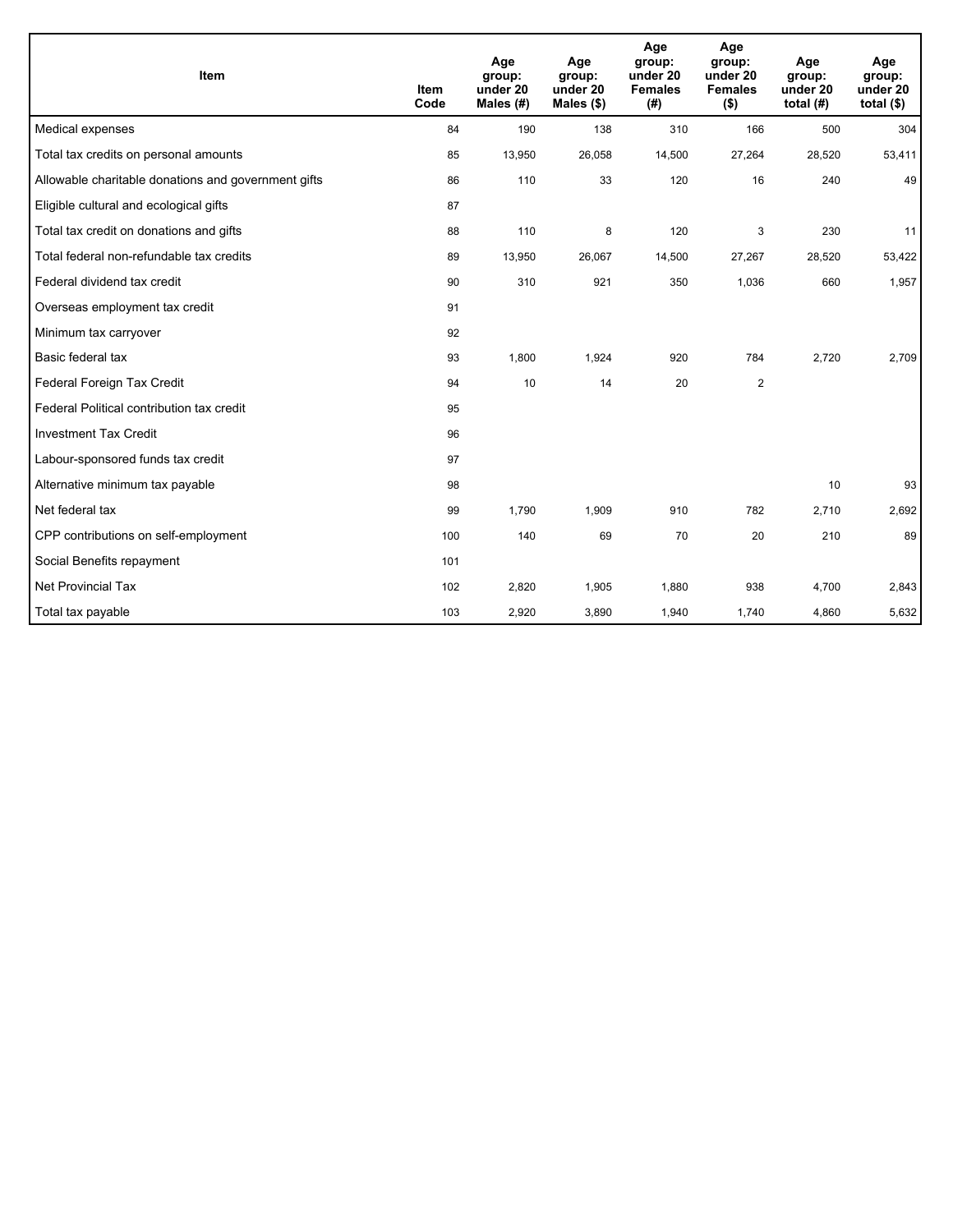| Item | Item Code | Age group: under 20 Males (#) | Age group: under 20 Males ($) | Age group: under 20 Females (#) | Age group: under 20 Females ($) | Age group: under 20 total (#) | Age group: under 20 total ($) |
|---|---|---|---|---|---|---|---|
| Medical expenses | 84 | 190 | 138 | 310 | 166 | 500 | 304 |
| Total tax credits on personal amounts | 85 | 13,950 | 26,058 | 14,500 | 27,264 | 28,520 | 53,411 |
| Allowable charitable donations and government gifts | 86 | 110 | 33 | 120 | 16 | 240 | 49 |
| Eligible cultural and ecological gifts | 87 | | | | | | |
| Total tax credit on donations and gifts | 88 | 110 | 8 | 120 | 3 | 230 | 11 |
| Total federal non-refundable tax credits | 89 | 13,950 | 26,067 | 14,500 | 27,267 | 28,520 | 53,422 |
| Federal dividend tax credit | 90 | 310 | 921 | 350 | 1,036 | 660 | 1,957 |
| Overseas employment tax credit | 91 | | | | | | |
| Minimum tax carryover | 92 | | | | | | |
| Basic federal tax | 93 | 1,800 | 1,924 | 920 | 784 | 2,720 | 2,709 |
| Federal Foreign Tax Credit | 94 | 10 | 14 | 20 | 2 | | |
| Federal Political contribution tax credit | 95 | | | | | | |
| Investment Tax Credit | 96 | | | | | | |
| Labour-sponsored funds tax credit | 97 | | | | | | |
| Alternative minimum tax payable | 98 | | | | | 10 | 93 |
| Net federal tax | 99 | 1,790 | 1,909 | 910 | 782 | 2,710 | 2,692 |
| CPP contributions on self-employment | 100 | 140 | 69 | 70 | 20 | 210 | 89 |
| Social Benefits repayment | 101 | | | | | | |
| Net Provincial Tax | 102 | 2,820 | 1,905 | 1,880 | 938 | 4,700 | 2,843 |
| Total tax payable | 103 | 2,920 | 3,890 | 1,940 | 1,740 | 4,860 | 5,632 |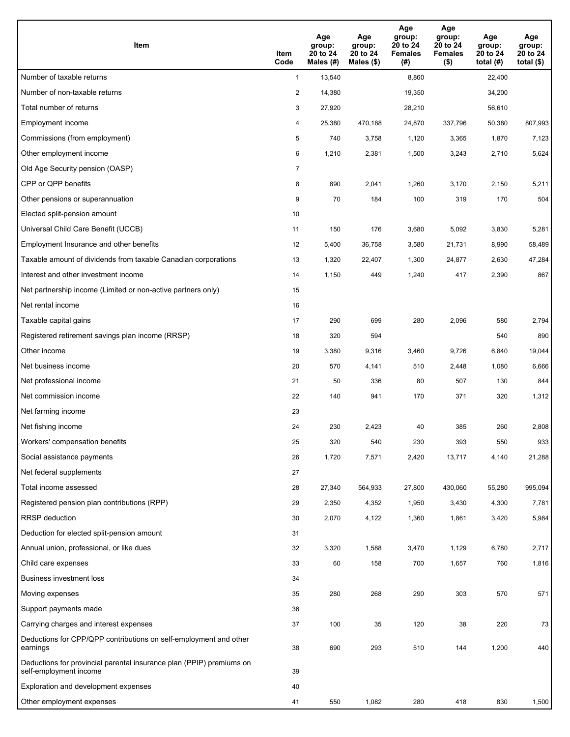| Item | Item Code | Age group: 20 to 24 Males (#) | Age group: 20 to 24 Males ($) | Age group: 20 to 24 Females (#) | Age group: 20 to 24 Females ($) | Age group: 20 to 24 total (#) | Age group: 20 to 24 total ($) |
|---|---|---|---|---|---|---|---|
| Number of taxable returns | 1 | 13,540 | | 8,860 | | 22,400 | |
| Number of non-taxable returns | 2 | 14,380 | | 19,350 | | 34,200 | |
| Total number of returns | 3 | 27,920 | | 28,210 | | 56,610 | |
| Employment income | 4 | 25,380 | 470,188 | 24,870 | 337,796 | 50,380 | 807,993 |
| Commissions (from employment) | 5 | 740 | 3,758 | 1,120 | 3,365 | 1,870 | 7,123 |
| Other employment income | 6 | 1,210 | 2,381 | 1,500 | 3,243 | 2,710 | 5,624 |
| Old Age Security pension (OASP) | 7 | | | | | | |
| CPP or QPP benefits | 8 | 890 | 2,041 | 1,260 | 3,170 | 2,150 | 5,211 |
| Other pensions or superannuation | 9 | 70 | 184 | 100 | 319 | 170 | 504 |
| Elected split-pension amount | 10 | | | | | | |
| Universal Child Care Benefit (UCCB) | 11 | 150 | 176 | 3,680 | 5,092 | 3,830 | 5,281 |
| Employment Insurance and other benefits | 12 | 5,400 | 36,758 | 3,580 | 21,731 | 8,990 | 58,489 |
| Taxable amount of dividends from taxable Canadian corporations | 13 | 1,320 | 22,407 | 1,300 | 24,877 | 2,630 | 47,284 |
| Interest and other investment income | 14 | 1,150 | 449 | 1,240 | 417 | 2,390 | 867 |
| Net partnership income (Limited or non-active partners only) | 15 | | | | | | |
| Net rental income | 16 | | | | | | |
| Taxable capital gains | 17 | 290 | 699 | 280 | 2,096 | 580 | 2,794 |
| Registered retirement savings plan income (RRSP) | 18 | 320 | 594 | | | 540 | 890 |
| Other income | 19 | 3,380 | 9,316 | 3,460 | 9,726 | 6,840 | 19,044 |
| Net business income | 20 | 570 | 4,141 | 510 | 2,448 | 1,080 | 6,666 |
| Net professional income | 21 | 50 | 336 | 80 | 507 | 130 | 844 |
| Net commission income | 22 | 140 | 941 | 170 | 371 | 320 | 1,312 |
| Net farming income | 23 | | | | | | |
| Net fishing income | 24 | 230 | 2,423 | 40 | 385 | 260 | 2,808 |
| Workers' compensation benefits | 25 | 320 | 540 | 230 | 393 | 550 | 933 |
| Social assistance payments | 26 | 1,720 | 7,571 | 2,420 | 13,717 | 4,140 | 21,288 |
| Net federal supplements | 27 | | | | | | |
| Total income assessed | 28 | 27,340 | 564,933 | 27,800 | 430,060 | 55,280 | 995,094 |
| Registered pension plan contributions (RPP) | 29 | 2,350 | 4,352 | 1,950 | 3,430 | 4,300 | 7,781 |
| RRSP deduction | 30 | 2,070 | 4,122 | 1,360 | 1,861 | 3,420 | 5,984 |
| Deduction for elected split-pension amount | 31 | | | | | | |
| Annual union, professional, or like dues | 32 | 3,320 | 1,588 | 3,470 | 1,129 | 6,780 | 2,717 |
| Child care expenses | 33 | 60 | 158 | 700 | 1,657 | 760 | 1,816 |
| Business investment loss | 34 | | | | | | |
| Moving expenses | 35 | 280 | 268 | 290 | 303 | 570 | 571 |
| Support payments made | 36 | | | | | | |
| Carrying charges and interest expenses | 37 | 100 | 35 | 120 | 38 | 220 | 73 |
| Deductions for CPP/QPP contributions on self-employment and other earnings | 38 | 690 | 293 | 510 | 144 | 1,200 | 440 |
| Deductions for provincial parental insurance plan (PPIP) premiums on self-employment income | 39 | | | | | | |
| Exploration and development expenses | 40 | | | | | | |
| Other employment expenses | 41 | 550 | 1,082 | 280 | 418 | 830 | 1,500 |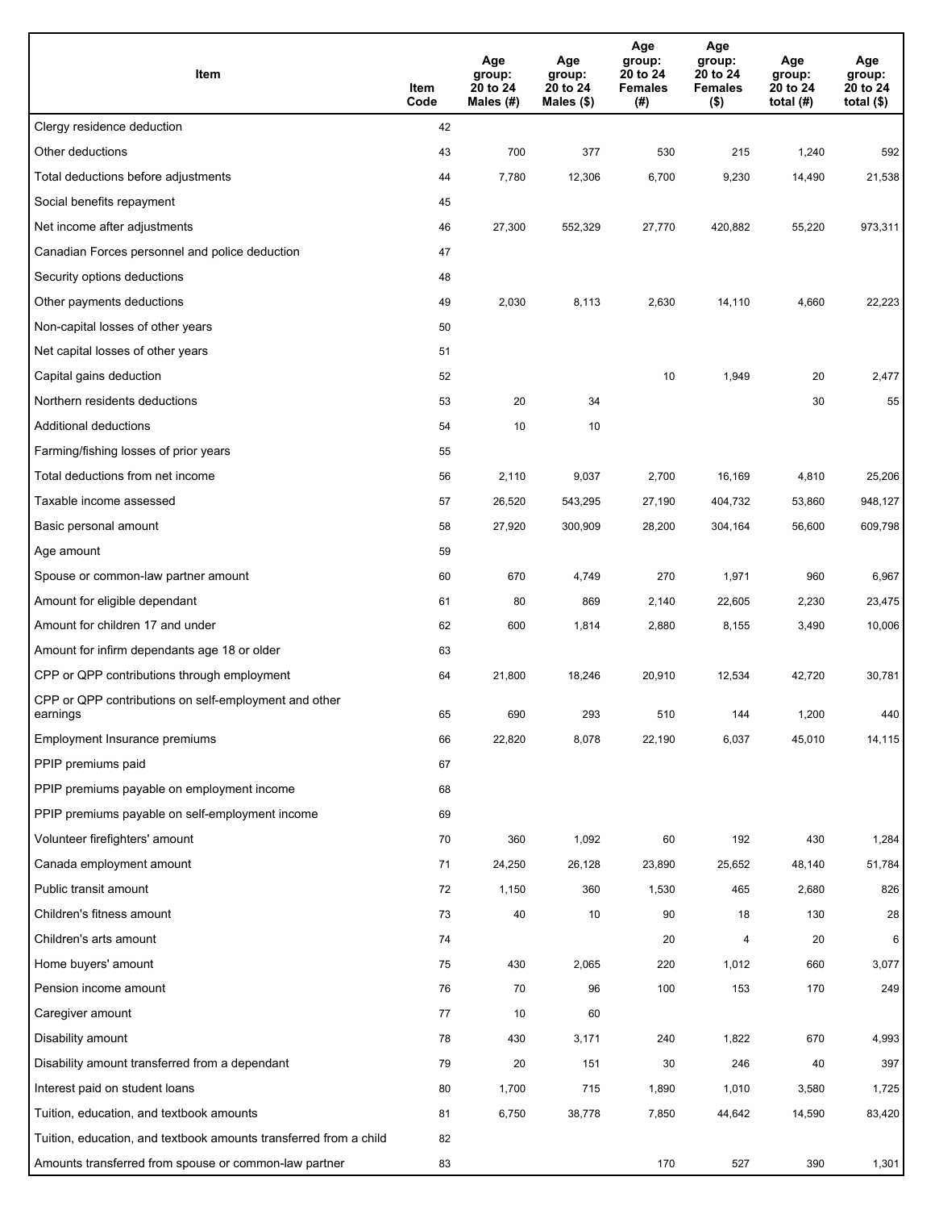| Item | Item Code | Age group: 20 to 24 Males (#) | Age group: 20 to 24 Males ($) | Age group: 20 to 24 Females (#) | Age group: 20 to 24 Females ($) | Age group: 20 to 24 total (#) | Age group: 20 to 24 total ($) |
|---|---|---|---|---|---|---|---|
| Clergy residence deduction | 42 | | | | | | |
| Other deductions | 43 | 700 | 377 | 530 | 215 | 1,240 | 592 |
| Total deductions before adjustments | 44 | 7,780 | 12,306 | 6,700 | 9,230 | 14,490 | 21,538 |
| Social benefits repayment | 45 | | | | | | |
| Net income after adjustments | 46 | 27,300 | 552,329 | 27,770 | 420,882 | 55,220 | 973,311 |
| Canadian Forces personnel and police deduction | 47 | | | | | | |
| Security options deductions | 48 | | | | | | |
| Other payments deductions | 49 | 2,030 | 8,113 | 2,630 | 14,110 | 4,660 | 22,223 |
| Non-capital losses of other years | 50 | | | | | | |
| Net capital losses of other years | 51 | | | | | | |
| Capital gains deduction | 52 | | | 10 | 1,949 | 20 | 2,477 |
| Northern residents deductions | 53 | 20 | 34 | | | 30 | 55 |
| Additional deductions | 54 | 10 | 10 | | | | |
| Farming/fishing losses of prior years | 55 | | | | | | |
| Total deductions from net income | 56 | 2,110 | 9,037 | 2,700 | 16,169 | 4,810 | 25,206 |
| Taxable income assessed | 57 | 26,520 | 543,295 | 27,190 | 404,732 | 53,860 | 948,127 |
| Basic personal amount | 58 | 27,920 | 300,909 | 28,200 | 304,164 | 56,600 | 609,798 |
| Age amount | 59 | | | | | | |
| Spouse or common-law partner amount | 60 | 670 | 4,749 | 270 | 1,971 | 960 | 6,967 |
| Amount for eligible dependant | 61 | 80 | 869 | 2,140 | 22,605 | 2,230 | 23,475 |
| Amount for children 17 and under | 62 | 600 | 1,814 | 2,880 | 8,155 | 3,490 | 10,006 |
| Amount for infirm dependants age 18 or older | 63 | | | | | | |
| CPP or QPP contributions through employment | 64 | 21,800 | 18,246 | 20,910 | 12,534 | 42,720 | 30,781 |
| CPP or QPP contributions on self-employment and other earnings | 65 | 690 | 293 | 510 | 144 | 1,200 | 440 |
| Employment Insurance premiums | 66 | 22,820 | 8,078 | 22,190 | 6,037 | 45,010 | 14,115 |
| PPIP premiums paid | 67 | | | | | | |
| PPIP premiums payable on employment income | 68 | | | | | | |
| PPIP premiums payable on self-employment income | 69 | | | | | | |
| Volunteer firefighters' amount | 70 | 360 | 1,092 | 60 | 192 | 430 | 1,284 |
| Canada employment amount | 71 | 24,250 | 26,128 | 23,890 | 25,652 | 48,140 | 51,784 |
| Public transit amount | 72 | 1,150 | 360 | 1,530 | 465 | 2,680 | 826 |
| Children's fitness amount | 73 | 40 | 10 | 90 | 18 | 130 | 28 |
| Children's arts amount | 74 | | | 20 | 4 | 20 | 6 |
| Home buyers' amount | 75 | 430 | 2,065 | 220 | 1,012 | 660 | 3,077 |
| Pension income amount | 76 | 70 | 96 | 100 | 153 | 170 | 249 |
| Caregiver amount | 77 | 10 | 60 | | | | |
| Disability amount | 78 | 430 | 3,171 | 240 | 1,822 | 670 | 4,993 |
| Disability amount transferred from a dependant | 79 | 20 | 151 | 30 | 246 | 40 | 397 |
| Interest paid on student loans | 80 | 1,700 | 715 | 1,890 | 1,010 | 3,580 | 1,725 |
| Tuition, education, and textbook amounts | 81 | 6,750 | 38,778 | 7,850 | 44,642 | 14,590 | 83,420 |
| Tuition, education, and textbook amounts transferred from a child | 82 | | | | | | |
| Amounts transferred from spouse or common-law partner | 83 | | | 170 | 527 | 390 | 1,301 |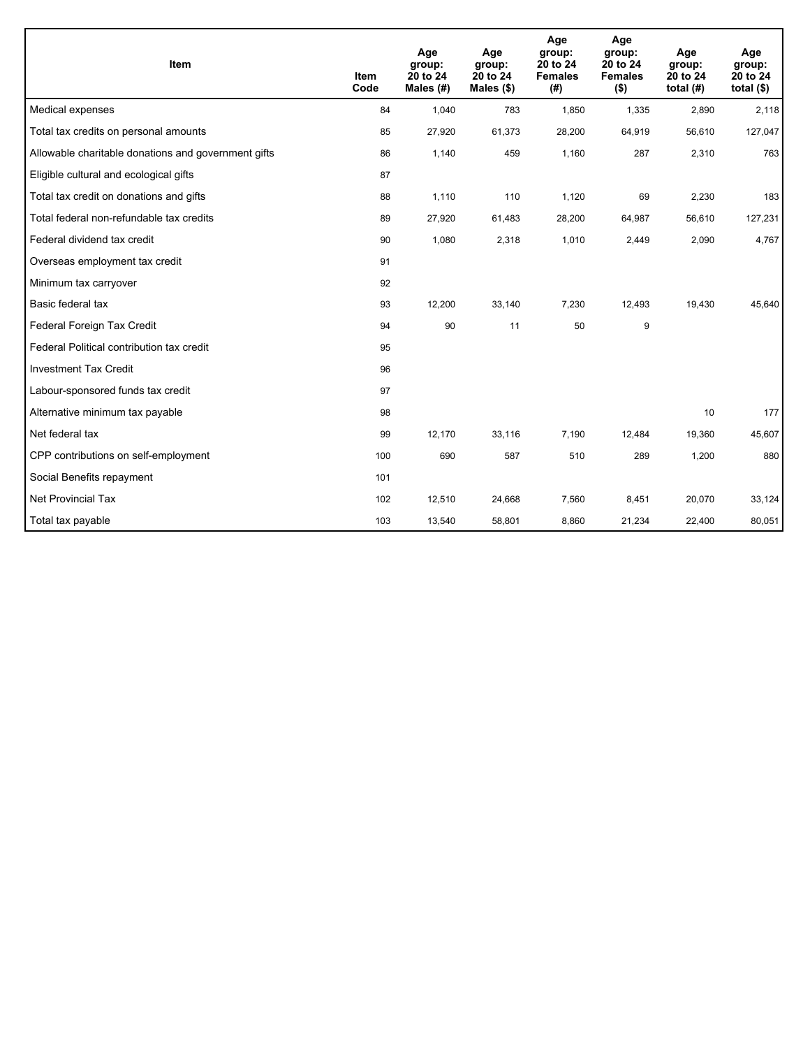| Item | Item Code | Age group: 20 to 24 Males (#) | Age group: 20 to 24 Males ($) | Age group: 20 to 24 Females (#) | Age group: 20 to 24 Females ($) | Age group: 20 to 24 total (#) | Age group: 20 to 24 total ($) |
|---|---|---|---|---|---|---|---|
| Medical expenses | 84 | 1,040 | 783 | 1,850 | 1,335 | 2,890 | 2,118 |
| Total tax credits on personal amounts | 85 | 27,920 | 61,373 | 28,200 | 64,919 | 56,610 | 127,047 |
| Allowable charitable donations and government gifts | 86 | 1,140 | 459 | 1,160 | 287 | 2,310 | 763 |
| Eligible cultural and ecological gifts | 87 | | | | | | |
| Total tax credit on donations and gifts | 88 | 1,110 | 110 | 1,120 | 69 | 2,230 | 183 |
| Total federal non-refundable tax credits | 89 | 27,920 | 61,483 | 28,200 | 64,987 | 56,610 | 127,231 |
| Federal dividend tax credit | 90 | 1,080 | 2,318 | 1,010 | 2,449 | 2,090 | 4,767 |
| Overseas employment tax credit | 91 | | | | | | |
| Minimum tax carryover | 92 | | | | | | |
| Basic federal tax | 93 | 12,200 | 33,140 | 7,230 | 12,493 | 19,430 | 45,640 |
| Federal Foreign Tax Credit | 94 | 90 | 11 | 50 | 9 | | |
| Federal Political contribution tax credit | 95 | | | | | | |
| Investment Tax Credit | 96 | | | | | | |
| Labour-sponsored funds tax credit | 97 | | | | | | |
| Alternative minimum tax payable | 98 | | | | | 10 | 177 |
| Net federal tax | 99 | 12,170 | 33,116 | 7,190 | 12,484 | 19,360 | 45,607 |
| CPP contributions on self-employment | 100 | 690 | 587 | 510 | 289 | 1,200 | 880 |
| Social Benefits repayment | 101 | | | | | | |
| Net Provincial Tax | 102 | 12,510 | 24,668 | 7,560 | 8,451 | 20,070 | 33,124 |
| Total tax payable | 103 | 13,540 | 58,801 | 8,860 | 21,234 | 22,400 | 80,051 |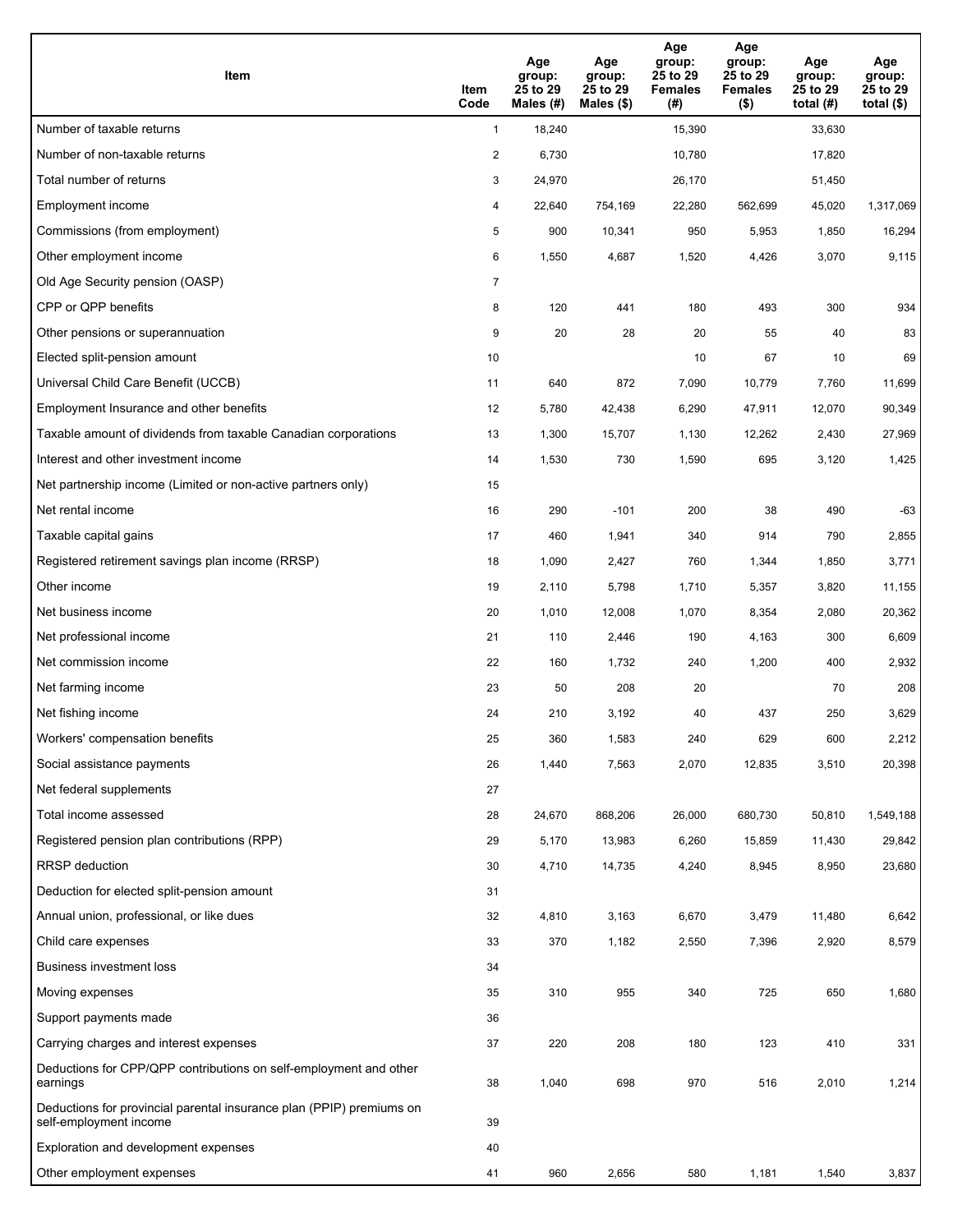| Item | Item Code | Age group: 25 to 29 Males (#) | Age group: 25 to 29 Males ($) | Age group: 25 to 29 Females (#) | Age group: 25 to 29 Females ($) | Age group: 25 to 29 total (#) | Age group: 25 to 29 total ($) |
|---|---|---|---|---|---|---|---|
| Number of taxable returns | 1 | 18,240 | | 15,390 | | 33,630 | |
| Number of non-taxable returns | 2 | 6,730 | | 10,780 | | 17,820 | |
| Total number of returns | 3 | 24,970 | | 26,170 | | 51,450 | |
| Employment income | 4 | 22,640 | 754,169 | 22,280 | 562,699 | 45,020 | 1,317,069 |
| Commissions (from employment) | 5 | 900 | 10,341 | 950 | 5,953 | 1,850 | 16,294 |
| Other employment income | 6 | 1,550 | 4,687 | 1,520 | 4,426 | 3,070 | 9,115 |
| Old Age Security pension (OASP) | 7 | | | | | | |
| CPP or QPP benefits | 8 | 120 | 441 | 180 | 493 | 300 | 934 |
| Other pensions or superannuation | 9 | 20 | 28 | 20 | 55 | 40 | 83 |
| Elected split-pension amount | 10 | | | 10 | 67 | 10 | 69 |
| Universal Child Care Benefit (UCCB) | 11 | 640 | 872 | 7,090 | 10,779 | 7,760 | 11,699 |
| Employment Insurance and other benefits | 12 | 5,780 | 42,438 | 6,290 | 47,911 | 12,070 | 90,349 |
| Taxable amount of dividends from taxable Canadian corporations | 13 | 1,300 | 15,707 | 1,130 | 12,262 | 2,430 | 27,969 |
| Interest and other investment income | 14 | 1,530 | 730 | 1,590 | 695 | 3,120 | 1,425 |
| Net partnership income (Limited or non-active partners only) | 15 | | | | | | |
| Net rental income | 16 | 290 | -101 | 200 | 38 | 490 | -63 |
| Taxable capital gains | 17 | 460 | 1,941 | 340 | 914 | 790 | 2,855 |
| Registered retirement savings plan income (RRSP) | 18 | 1,090 | 2,427 | 760 | 1,344 | 1,850 | 3,771 |
| Other income | 19 | 2,110 | 5,798 | 1,710 | 5,357 | 3,820 | 11,155 |
| Net business income | 20 | 1,010 | 12,008 | 1,070 | 8,354 | 2,080 | 20,362 |
| Net professional income | 21 | 110 | 2,446 | 190 | 4,163 | 300 | 6,609 |
| Net commission income | 22 | 160 | 1,732 | 240 | 1,200 | 400 | 2,932 |
| Net farming income | 23 | 50 | 208 | 20 | | 70 | 208 |
| Net fishing income | 24 | 210 | 3,192 | 40 | 437 | 250 | 3,629 |
| Workers' compensation benefits | 25 | 360 | 1,583 | 240 | 629 | 600 | 2,212 |
| Social assistance payments | 26 | 1,440 | 7,563 | 2,070 | 12,835 | 3,510 | 20,398 |
| Net federal supplements | 27 | | | | | | |
| Total income assessed | 28 | 24,670 | 868,206 | 26,000 | 680,730 | 50,810 | 1,549,188 |
| Registered pension plan contributions (RPP) | 29 | 5,170 | 13,983 | 6,260 | 15,859 | 11,430 | 29,842 |
| RRSP deduction | 30 | 4,710 | 14,735 | 4,240 | 8,945 | 8,950 | 23,680 |
| Deduction for elected split-pension amount | 31 | | | | | | |
| Annual union, professional, or like dues | 32 | 4,810 | 3,163 | 6,670 | 3,479 | 11,480 | 6,642 |
| Child care expenses | 33 | 370 | 1,182 | 2,550 | 7,396 | 2,920 | 8,579 |
| Business investment loss | 34 | | | | | | |
| Moving expenses | 35 | 310 | 955 | 340 | 725 | 650 | 1,680 |
| Support payments made | 36 | | | | | | |
| Carrying charges and interest expenses | 37 | 220 | 208 | 180 | 123 | 410 | 331 |
| Deductions for CPP/QPP contributions on self-employment and other earnings | 38 | 1,040 | 698 | 970 | 516 | 2,010 | 1,214 |
| Deductions for provincial parental insurance plan (PPIP) premiums on self-employment income | 39 | | | | | | |
| Exploration and development expenses | 40 | | | | | | |
| Other employment expenses | 41 | 960 | 2,656 | 580 | 1,181 | 1,540 | 3,837 |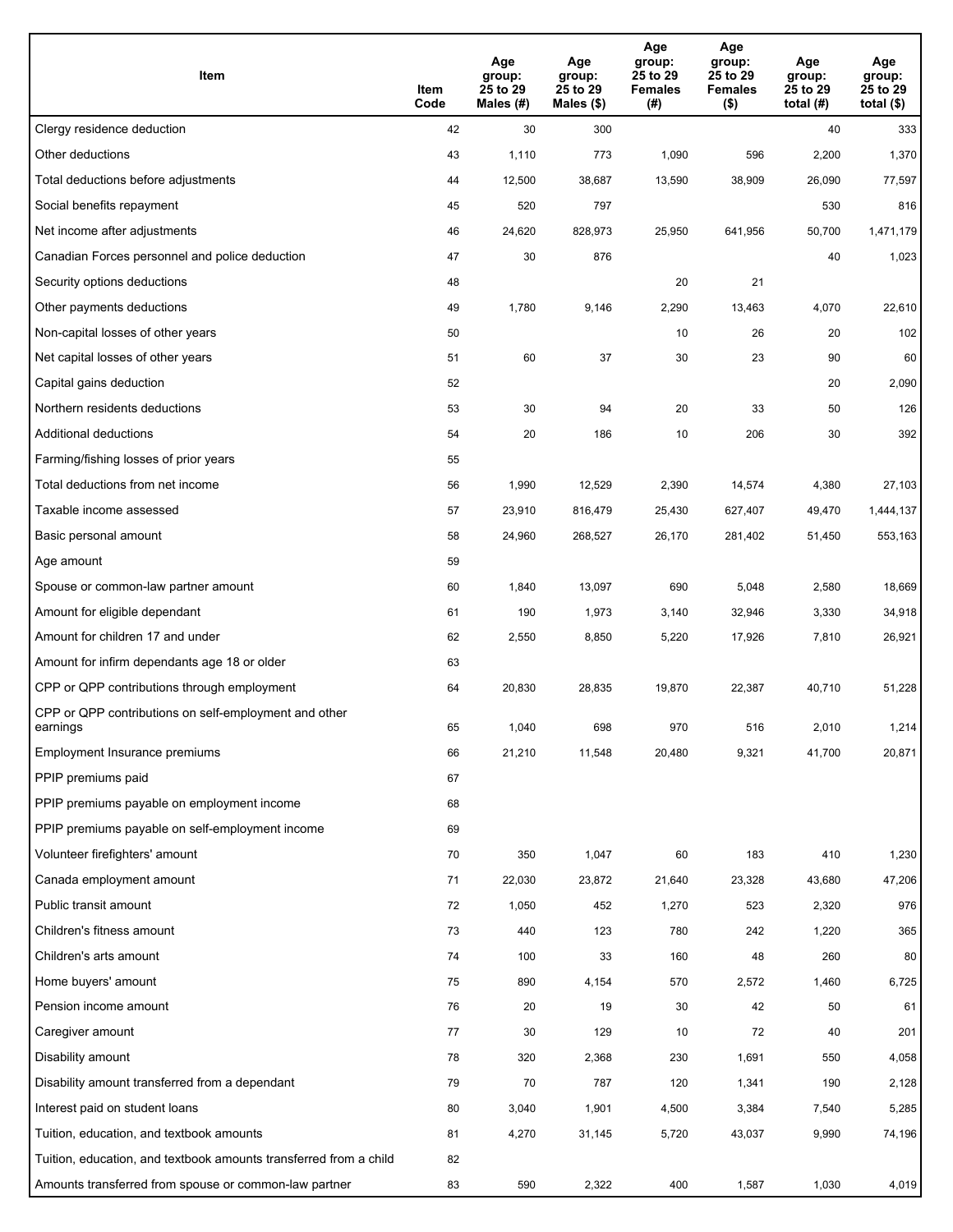| Item | Item Code | Age group: 25 to 29 Males (#) | Age group: 25 to 29 Males ($) | Age group: 25 to 29 Females (#) | Age group: 25 to 29 Females ($) | Age group: 25 to 29 total (#) | Age group: 25 to 29 total ($) |
|---|---|---|---|---|---|---|---|
| Clergy residence deduction | 42 | 30 | 300 | | | 40 | 333 |
| Other deductions | 43 | 1,110 | 773 | 1,090 | 596 | 2,200 | 1,370 |
| Total deductions before adjustments | 44 | 12,500 | 38,687 | 13,590 | 38,909 | 26,090 | 77,597 |
| Social benefits repayment | 45 | 520 | 797 | | | 530 | 816 |
| Net income after adjustments | 46 | 24,620 | 828,973 | 25,950 | 641,956 | 50,700 | 1,471,179 |
| Canadian Forces personnel and police deduction | 47 | 30 | 876 | | | 40 | 1,023 |
| Security options deductions | 48 | | | 20 | 21 | | |
| Other payments deductions | 49 | 1,780 | 9,146 | 2,290 | 13,463 | 4,070 | 22,610 |
| Non-capital losses of other years | 50 | | | 10 | 26 | 20 | 102 |
| Net capital losses of other years | 51 | 60 | 37 | 30 | 23 | 90 | 60 |
| Capital gains deduction | 52 | | | | | 20 | 2,090 |
| Northern residents deductions | 53 | 30 | 94 | 20 | 33 | 50 | 126 |
| Additional deductions | 54 | 20 | 186 | 10 | 206 | 30 | 392 |
| Farming/fishing losses of prior years | 55 | | | | | | |
| Total deductions from net income | 56 | 1,990 | 12,529 | 2,390 | 14,574 | 4,380 | 27,103 |
| Taxable income assessed | 57 | 23,910 | 816,479 | 25,430 | 627,407 | 49,470 | 1,444,137 |
| Basic personal amount | 58 | 24,960 | 268,527 | 26,170 | 281,402 | 51,450 | 553,163 |
| Age amount | 59 | | | | | | |
| Spouse or common-law partner amount | 60 | 1,840 | 13,097 | 690 | 5,048 | 2,580 | 18,669 |
| Amount for eligible dependant | 61 | 190 | 1,973 | 3,140 | 32,946 | 3,330 | 34,918 |
| Amount for children 17 and under | 62 | 2,550 | 8,850 | 5,220 | 17,926 | 7,810 | 26,921 |
| Amount for infirm dependants age 18 or older | 63 | | | | | | |
| CPP or QPP contributions through employment | 64 | 20,830 | 28,835 | 19,870 | 22,387 | 40,710 | 51,228 |
| CPP or QPP contributions on self-employment and other earnings | 65 | 1,040 | 698 | 970 | 516 | 2,010 | 1,214 |
| Employment Insurance premiums | 66 | 21,210 | 11,548 | 20,480 | 9,321 | 41,700 | 20,871 |
| PPIP premiums paid | 67 | | | | | | |
| PPIP premiums payable on employment income | 68 | | | | | | |
| PPIP premiums payable on self-employment income | 69 | | | | | | |
| Volunteer firefighters' amount | 70 | 350 | 1,047 | 60 | 183 | 410 | 1,230 |
| Canada employment amount | 71 | 22,030 | 23,872 | 21,640 | 23,328 | 43,680 | 47,206 |
| Public transit amount | 72 | 1,050 | 452 | 1,270 | 523 | 2,320 | 976 |
| Children's fitness amount | 73 | 440 | 123 | 780 | 242 | 1,220 | 365 |
| Children's arts amount | 74 | 100 | 33 | 160 | 48 | 260 | 80 |
| Home buyers' amount | 75 | 890 | 4,154 | 570 | 2,572 | 1,460 | 6,725 |
| Pension income amount | 76 | 20 | 19 | 30 | 42 | 50 | 61 |
| Caregiver amount | 77 | 30 | 129 | 10 | 72 | 40 | 201 |
| Disability amount | 78 | 320 | 2,368 | 230 | 1,691 | 550 | 4,058 |
| Disability amount transferred from a dependant | 79 | 70 | 787 | 120 | 1,341 | 190 | 2,128 |
| Interest paid on student loans | 80 | 3,040 | 1,901 | 4,500 | 3,384 | 7,540 | 5,285 |
| Tuition, education, and textbook amounts | 81 | 4,270 | 31,145 | 5,720 | 43,037 | 9,990 | 74,196 |
| Tuition, education, and textbook amounts transferred from a child | 82 | | | | | | |
| Amounts transferred from spouse or common-law partner | 83 | 590 | 2,322 | 400 | 1,587 | 1,030 | 4,019 |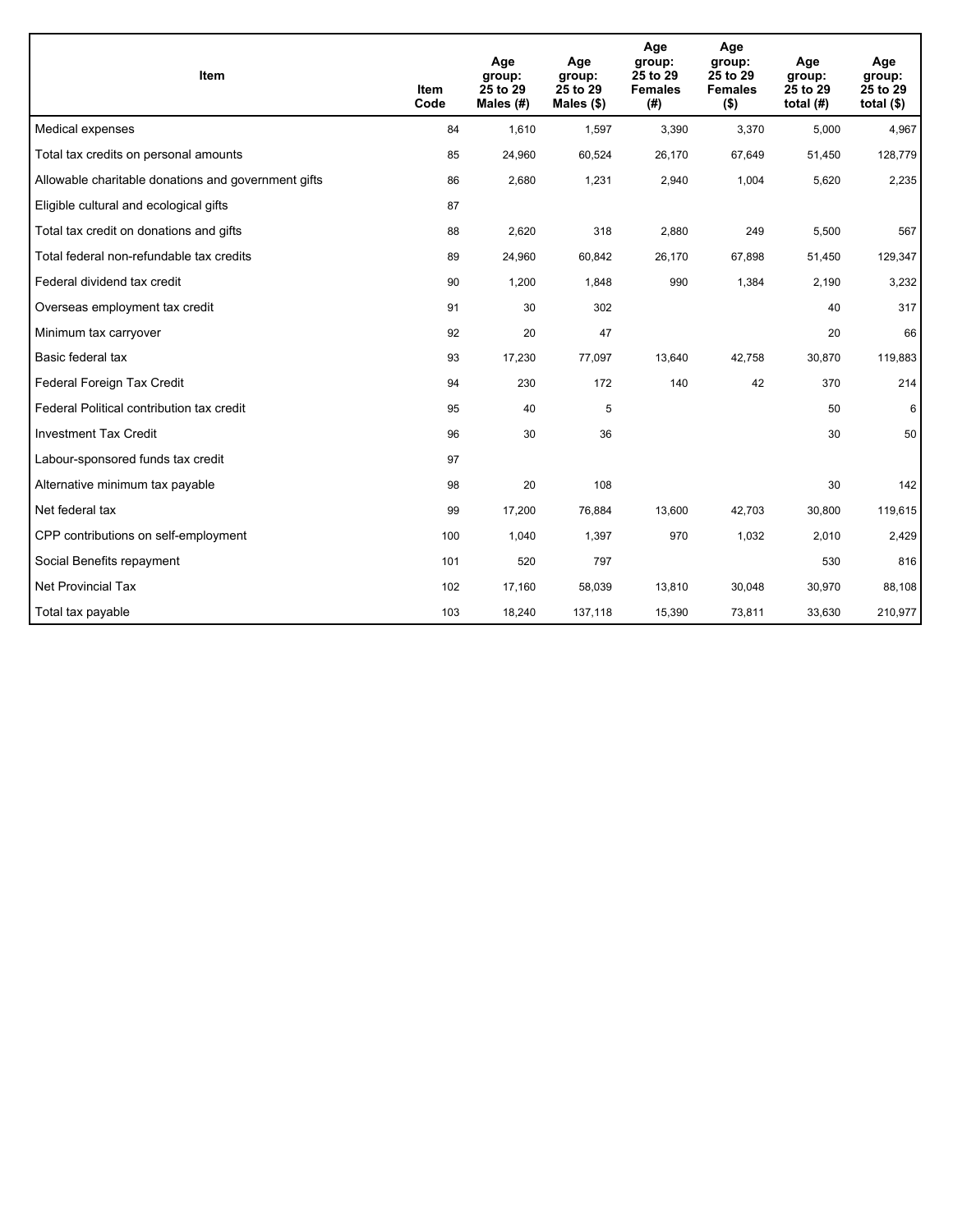| Item | Item Code | Age group: 25 to 29 Males (#) | Age group: 25 to 29 Males ($) | Age group: 25 to 29 Females (#) | Age group: 25 to 29 Females ($) | Age group: 25 to 29 total (#) | Age group: 25 to 29 total ($) |
|---|---|---|---|---|---|---|---|
| Medical expenses | 84 | 1,610 | 1,597 | 3,390 | 3,370 | 5,000 | 4,967 |
| Total tax credits on personal amounts | 85 | 24,960 | 60,524 | 26,170 | 67,649 | 51,450 | 128,779 |
| Allowable charitable donations and government gifts | 86 | 2,680 | 1,231 | 2,940 | 1,004 | 5,620 | 2,235 |
| Eligible cultural and ecological gifts | 87 | | | | | | |
| Total tax credit on donations and gifts | 88 | 2,620 | 318 | 2,880 | 249 | 5,500 | 567 |
| Total federal non-refundable tax credits | 89 | 24,960 | 60,842 | 26,170 | 67,898 | 51,450 | 129,347 |
| Federal dividend tax credit | 90 | 1,200 | 1,848 | 990 | 1,384 | 2,190 | 3,232 |
| Overseas employment tax credit | 91 | 30 | 302 | | | 40 | 317 |
| Minimum tax carryover | 92 | 20 | 47 | | | 20 | 66 |
| Basic federal tax | 93 | 17,230 | 77,097 | 13,640 | 42,758 | 30,870 | 119,883 |
| Federal Foreign Tax Credit | 94 | 230 | 172 | 140 | 42 | 370 | 214 |
| Federal Political contribution tax credit | 95 | 40 | 5 | | | 50 | 6 |
| Investment Tax Credit | 96 | 30 | 36 | | | 30 | 50 |
| Labour-sponsored funds tax credit | 97 | | | | | | |
| Alternative minimum tax payable | 98 | 20 | 108 | | | 30 | 142 |
| Net federal tax | 99 | 17,200 | 76,884 | 13,600 | 42,703 | 30,800 | 119,615 |
| CPP contributions on self-employment | 100 | 1,040 | 1,397 | 970 | 1,032 | 2,010 | 2,429 |
| Social Benefits repayment | 101 | 520 | 797 | | | 530 | 816 |
| Net Provincial Tax | 102 | 17,160 | 58,039 | 13,810 | 30,048 | 30,970 | 88,108 |
| Total tax payable | 103 | 18,240 | 137,118 | 15,390 | 73,811 | 33,630 | 210,977 |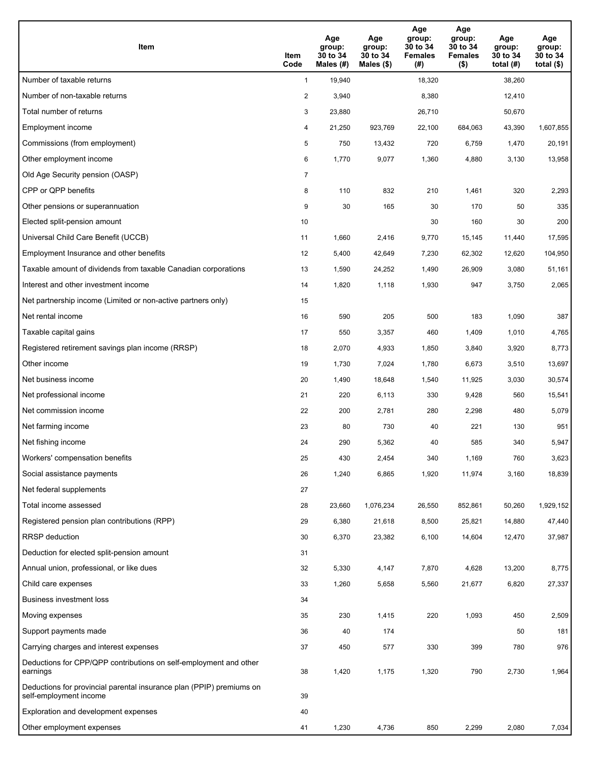| Item | Item Code | Age group: 30 to 34 Males (#) | Age group: 30 to 34 Males ($) | Age group: 30 to 34 Females (#) | Age group: 30 to 34 Females ($) | Age group: 30 to 34 total (#) | Age group: 30 to 34 total ($) |
|---|---|---|---|---|---|---|---|
| Number of taxable returns | 1 | 19,940 | | 18,320 | | 38,260 | |
| Number of non-taxable returns | 2 | 3,940 | | 8,380 | | 12,410 | |
| Total number of returns | 3 | 23,880 | | 26,710 | | 50,670 | |
| Employment income | 4 | 21,250 | 923,769 | 22,100 | 684,063 | 43,390 | 1,607,855 |
| Commissions (from employment) | 5 | 750 | 13,432 | 720 | 6,759 | 1,470 | 20,191 |
| Other employment income | 6 | 1,770 | 9,077 | 1,360 | 4,880 | 3,130 | 13,958 |
| Old Age Security pension (OASP) | 7 | | | | | | |
| CPP or QPP benefits | 8 | 110 | 832 | 210 | 1,461 | 320 | 2,293 |
| Other pensions or superannuation | 9 | 30 | 165 | 30 | 170 | 50 | 335 |
| Elected split-pension amount | 10 | | | 30 | 160 | 30 | 200 |
| Universal Child Care Benefit (UCCB) | 11 | 1,660 | 2,416 | 9,770 | 15,145 | 11,440 | 17,595 |
| Employment Insurance and other benefits | 12 | 5,400 | 42,649 | 7,230 | 62,302 | 12,620 | 104,950 |
| Taxable amount of dividends from taxable Canadian corporations | 13 | 1,590 | 24,252 | 1,490 | 26,909 | 3,080 | 51,161 |
| Interest and other investment income | 14 | 1,820 | 1,118 | 1,930 | 947 | 3,750 | 2,065 |
| Net partnership income (Limited or non-active partners only) | 15 | | | | | | |
| Net rental income | 16 | 590 | 205 | 500 | 183 | 1,090 | 387 |
| Taxable capital gains | 17 | 550 | 3,357 | 460 | 1,409 | 1,010 | 4,765 |
| Registered retirement savings plan income (RRSP) | 18 | 2,070 | 4,933 | 1,850 | 3,840 | 3,920 | 8,773 |
| Other income | 19 | 1,730 | 7,024 | 1,780 | 6,673 | 3,510 | 13,697 |
| Net business income | 20 | 1,490 | 18,648 | 1,540 | 11,925 | 3,030 | 30,574 |
| Net professional income | 21 | 220 | 6,113 | 330 | 9,428 | 560 | 15,541 |
| Net commission income | 22 | 200 | 2,781 | 280 | 2,298 | 480 | 5,079 |
| Net farming income | 23 | 80 | 730 | 40 | 221 | 130 | 951 |
| Net fishing income | 24 | 290 | 5,362 | 40 | 585 | 340 | 5,947 |
| Workers' compensation benefits | 25 | 430 | 2,454 | 340 | 1,169 | 760 | 3,623 |
| Social assistance payments | 26 | 1,240 | 6,865 | 1,920 | 11,974 | 3,160 | 18,839 |
| Net federal supplements | 27 | | | | | | |
| Total income assessed | 28 | 23,660 | 1,076,234 | 26,550 | 852,861 | 50,260 | 1,929,152 |
| Registered pension plan contributions (RPP) | 29 | 6,380 | 21,618 | 8,500 | 25,821 | 14,880 | 47,440 |
| RRSP deduction | 30 | 6,370 | 23,382 | 6,100 | 14,604 | 12,470 | 37,987 |
| Deduction for elected split-pension amount | 31 | | | | | | |
| Annual union, professional, or like dues | 32 | 5,330 | 4,147 | 7,870 | 4,628 | 13,200 | 8,775 |
| Child care expenses | 33 | 1,260 | 5,658 | 5,560 | 21,677 | 6,820 | 27,337 |
| Business investment loss | 34 | | | | | | |
| Moving expenses | 35 | 230 | 1,415 | 220 | 1,093 | 450 | 2,509 |
| Support payments made | 36 | 40 | 174 | | | 50 | 181 |
| Carrying charges and interest expenses | 37 | 450 | 577 | 330 | 399 | 780 | 976 |
| Deductions for CPP/QPP contributions on self-employment and other earnings | 38 | 1,420 | 1,175 | 1,320 | 790 | 2,730 | 1,964 |
| Deductions for provincial parental insurance plan (PPIP) premiums on self-employment income | 39 | | | | | | |
| Exploration and development expenses | 40 | | | | | | |
| Other employment expenses | 41 | 1,230 | 4,736 | 850 | 2,299 | 2,080 | 7,034 |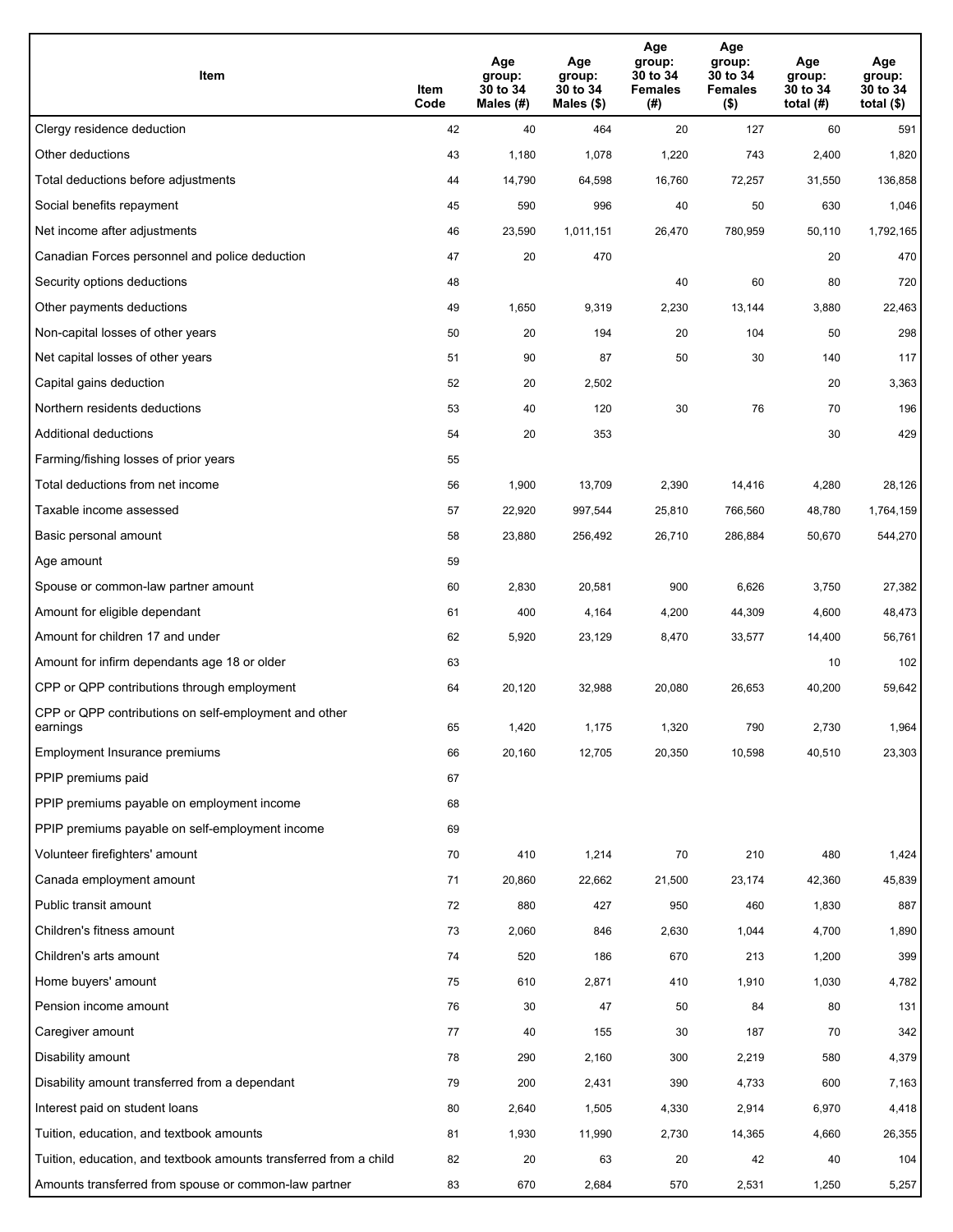| Item | Item Code | Age group: 30 to 34 Males (#) | Age group: 30 to 34 Males ($) | Age group: 30 to 34 Females (#) | Age group: 30 to 34 Females ($) | Age group: 30 to 34 total (#) | Age group: 30 to 34 total ($) |
|---|---|---|---|---|---|---|---|
| Clergy residence deduction | 42 | 40 | 464 | 20 | 127 | 60 | 591 |
| Other deductions | 43 | 1,180 | 1,078 | 1,220 | 743 | 2,400 | 1,820 |
| Total deductions before adjustments | 44 | 14,790 | 64,598 | 16,760 | 72,257 | 31,550 | 136,858 |
| Social benefits repayment | 45 | 590 | 996 | 40 | 50 | 630 | 1,046 |
| Net income after adjustments | 46 | 23,590 | 1,011,151 | 26,470 | 780,959 | 50,110 | 1,792,165 |
| Canadian Forces personnel and police deduction | 47 | 20 | 470 | | | 20 | 470 |
| Security options deductions | 48 | | | 40 | 60 | 80 | 720 |
| Other payments deductions | 49 | 1,650 | 9,319 | 2,230 | 13,144 | 3,880 | 22,463 |
| Non-capital losses of other years | 50 | 20 | 194 | 20 | 104 | 50 | 298 |
| Net capital losses of other years | 51 | 90 | 87 | 50 | 30 | 140 | 117 |
| Capital gains deduction | 52 | 20 | 2,502 | | | 20 | 3,363 |
| Northern residents deductions | 53 | 40 | 120 | 30 | 76 | 70 | 196 |
| Additional deductions | 54 | 20 | 353 | | | 30 | 429 |
| Farming/fishing losses of prior years | 55 | | | | | | |
| Total deductions from net income | 56 | 1,900 | 13,709 | 2,390 | 14,416 | 4,280 | 28,126 |
| Taxable income assessed | 57 | 22,920 | 997,544 | 25,810 | 766,560 | 48,780 | 1,764,159 |
| Basic personal amount | 58 | 23,880 | 256,492 | 26,710 | 286,884 | 50,670 | 544,270 |
| Age amount | 59 | | | | | | |
| Spouse or common-law partner amount | 60 | 2,830 | 20,581 | 900 | 6,626 | 3,750 | 27,382 |
| Amount for eligible dependant | 61 | 400 | 4,164 | 4,200 | 44,309 | 4,600 | 48,473 |
| Amount for children 17 and under | 62 | 5,920 | 23,129 | 8,470 | 33,577 | 14,400 | 56,761 |
| Amount for infirm dependants age 18 or older | 63 | | | | | 10 | 102 |
| CPP or QPP contributions through employment | 64 | 20,120 | 32,988 | 20,080 | 26,653 | 40,200 | 59,642 |
| CPP or QPP contributions on self-employment and other earnings | 65 | 1,420 | 1,175 | 1,320 | 790 | 2,730 | 1,964 |
| Employment Insurance premiums | 66 | 20,160 | 12,705 | 20,350 | 10,598 | 40,510 | 23,303 |
| PPIP premiums paid | 67 | | | | | | |
| PPIP premiums payable on employment income | 68 | | | | | | |
| PPIP premiums payable on self-employment income | 69 | | | | | | |
| Volunteer firefighters' amount | 70 | 410 | 1,214 | 70 | 210 | 480 | 1,424 |
| Canada employment amount | 71 | 20,860 | 22,662 | 21,500 | 23,174 | 42,360 | 45,839 |
| Public transit amount | 72 | 880 | 427 | 950 | 460 | 1,830 | 887 |
| Children's fitness amount | 73 | 2,060 | 846 | 2,630 | 1,044 | 4,700 | 1,890 |
| Children's arts amount | 74 | 520 | 186 | 670 | 213 | 1,200 | 399 |
| Home buyers' amount | 75 | 610 | 2,871 | 410 | 1,910 | 1,030 | 4,782 |
| Pension income amount | 76 | 30 | 47 | 50 | 84 | 80 | 131 |
| Caregiver amount | 77 | 40 | 155 | 30 | 187 | 70 | 342 |
| Disability amount | 78 | 290 | 2,160 | 300 | 2,219 | 580 | 4,379 |
| Disability amount transferred from a dependant | 79 | 200 | 2,431 | 390 | 4,733 | 600 | 7,163 |
| Interest paid on student loans | 80 | 2,640 | 1,505 | 4,330 | 2,914 | 6,970 | 4,418 |
| Tuition, education, and textbook amounts | 81 | 1,930 | 11,990 | 2,730 | 14,365 | 4,660 | 26,355 |
| Tuition, education, and textbook amounts transferred from a child | 82 | 20 | 63 | 20 | 42 | 40 | 104 |
| Amounts transferred from spouse or common-law partner | 83 | 670 | 2,684 | 570 | 2,531 | 1,250 | 5,257 |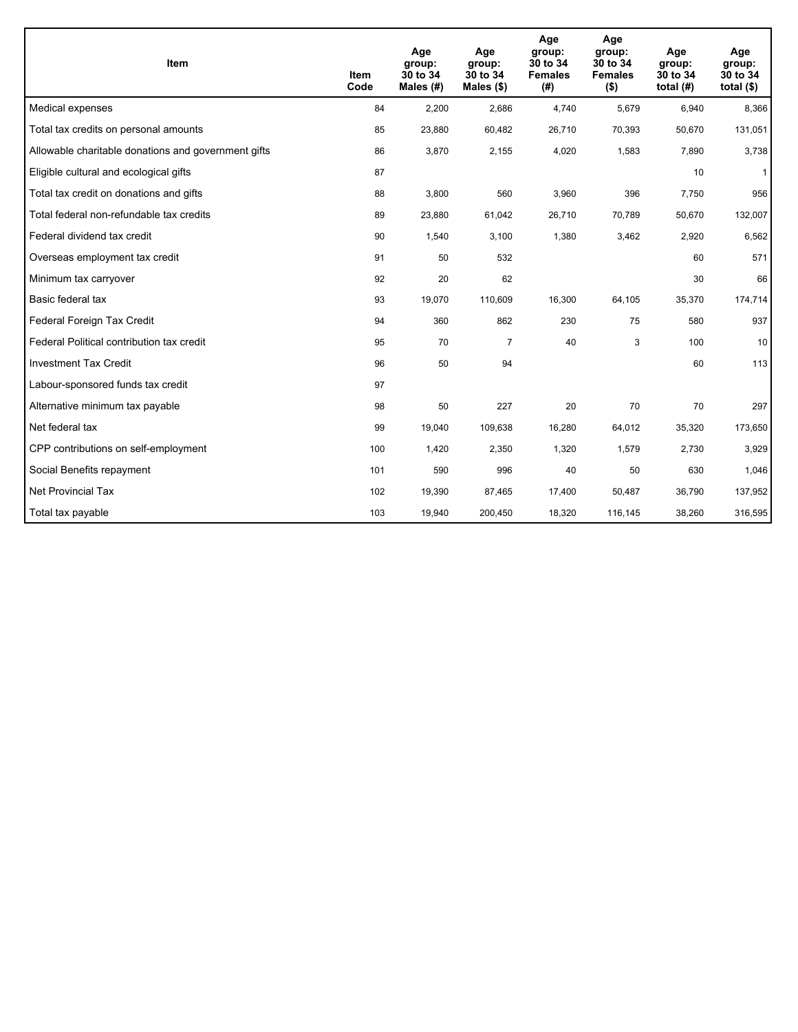| Item | Item Code | Age group: 30 to 34 Males (#) | Age group: 30 to 34 Males ($) | Age group: 30 to 34 Females (#) | Age group: 30 to 34 Females ($) | Age group: 30 to 34 total (#) | Age group: 30 to 34 total ($) |
|---|---|---|---|---|---|---|---|
| Medical expenses | 84 | 2,200 | 2,686 | 4,740 | 5,679 | 6,940 | 8,366 |
| Total tax credits on personal amounts | 85 | 23,880 | 60,482 | 26,710 | 70,393 | 50,670 | 131,051 |
| Allowable charitable donations and government gifts | 86 | 3,870 | 2,155 | 4,020 | 1,583 | 7,890 | 3,738 |
| Eligible cultural and ecological gifts | 87 | | | | | 10 | 1 |
| Total tax credit on donations and gifts | 88 | 3,800 | 560 | 3,960 | 396 | 7,750 | 956 |
| Total federal non-refundable tax credits | 89 | 23,880 | 61,042 | 26,710 | 70,789 | 50,670 | 132,007 |
| Federal dividend tax credit | 90 | 1,540 | 3,100 | 1,380 | 3,462 | 2,920 | 6,562 |
| Overseas employment tax credit | 91 | 50 | 532 | | | 60 | 571 |
| Minimum tax carryover | 92 | 20 | 62 | | | 30 | 66 |
| Basic federal tax | 93 | 19,070 | 110,609 | 16,300 | 64,105 | 35,370 | 174,714 |
| Federal Foreign Tax Credit | 94 | 360 | 862 | 230 | 75 | 580 | 937 |
| Federal Political contribution tax credit | 95 | 70 | 7 | 40 | 3 | 100 | 10 |
| Investment Tax Credit | 96 | 50 | 94 | | | 60 | 113 |
| Labour-sponsored funds tax credit | 97 | | | | | | |
| Alternative minimum tax payable | 98 | 50 | 227 | 20 | 70 | 70 | 297 |
| Net federal tax | 99 | 19,040 | 109,638 | 16,280 | 64,012 | 35,320 | 173,650 |
| CPP contributions on self-employment | 100 | 1,420 | 2,350 | 1,320 | 1,579 | 2,730 | 3,929 |
| Social Benefits repayment | 101 | 590 | 996 | 40 | 50 | 630 | 1,046 |
| Net Provincial Tax | 102 | 19,390 | 87,465 | 17,400 | 50,487 | 36,790 | 137,952 |
| Total tax payable | 103 | 19,940 | 200,450 | 18,320 | 116,145 | 38,260 | 316,595 |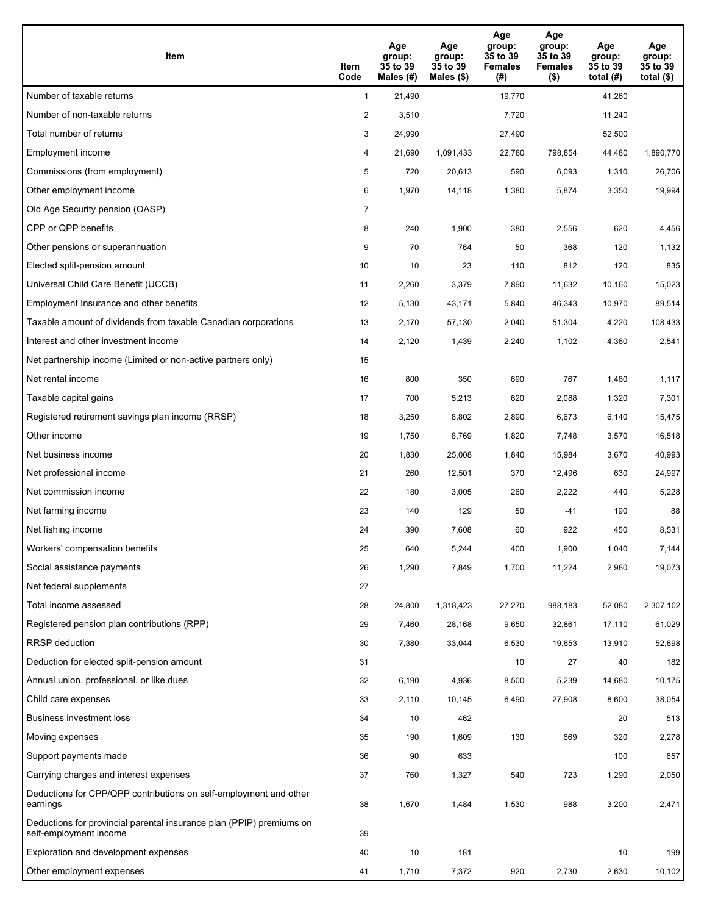| Item | Item Code | Age group: 35 to 39 Males (#) | Age group: 35 to 39 Males ($) | Age group: 35 to 39 Females (#) | Age group: 35 to 39 Females ($) | Age group: 35 to 39 total (#) | Age group: 35 to 39 total ($) |
|---|---|---|---|---|---|---|---|
| Number of taxable returns | 1 | 21,490 | | 19,770 | | 41,260 | |
| Number of non-taxable returns | 2 | 3,510 | | 7,720 | | 11,240 | |
| Total number of returns | 3 | 24,990 | | 27,490 | | 52,500 | |
| Employment income | 4 | 21,690 | 1,091,433 | 22,780 | 798,854 | 44,480 | 1,890,770 |
| Commissions (from employment) | 5 | 720 | 20,613 | 590 | 6,093 | 1,310 | 26,706 |
| Other employment income | 6 | 1,970 | 14,118 | 1,380 | 5,874 | 3,350 | 19,994 |
| Old Age Security pension (OASP) | 7 | | | | | | |
| CPP or QPP benefits | 8 | 240 | 1,900 | 380 | 2,556 | 620 | 4,456 |
| Other pensions or superannuation | 9 | 70 | 764 | 50 | 368 | 120 | 1,132 |
| Elected split-pension amount | 10 | 10 | 23 | 110 | 812 | 120 | 835 |
| Universal Child Care Benefit (UCCB) | 11 | 2,260 | 3,379 | 7,890 | 11,632 | 10,160 | 15,023 |
| Employment Insurance and other benefits | 12 | 5,130 | 43,171 | 5,840 | 46,343 | 10,970 | 89,514 |
| Taxable amount of dividends from taxable Canadian corporations | 13 | 2,170 | 57,130 | 2,040 | 51,304 | 4,220 | 108,433 |
| Interest and other investment income | 14 | 2,120 | 1,439 | 2,240 | 1,102 | 4,360 | 2,541 |
| Net partnership income (Limited or non-active partners only) | 15 | | | | | | |
| Net rental income | 16 | 800 | 350 | 690 | 767 | 1,480 | 1,117 |
| Taxable capital gains | 17 | 700 | 5,213 | 620 | 2,088 | 1,320 | 7,301 |
| Registered retirement savings plan income (RRSP) | 18 | 3,250 | 8,802 | 2,890 | 6,673 | 6,140 | 15,475 |
| Other income | 19 | 1,750 | 8,769 | 1,820 | 7,748 | 3,570 | 16,518 |
| Net business income | 20 | 1,830 | 25,008 | 1,840 | 15,984 | 3,670 | 40,993 |
| Net professional income | 21 | 260 | 12,501 | 370 | 12,496 | 630 | 24,997 |
| Net commission income | 22 | 180 | 3,005 | 260 | 2,222 | 440 | 5,228 |
| Net farming income | 23 | 140 | 129 | 50 | -41 | 190 | 88 |
| Net fishing income | 24 | 390 | 7,608 | 60 | 922 | 450 | 8,531 |
| Workers' compensation benefits | 25 | 640 | 5,244 | 400 | 1,900 | 1,040 | 7,144 |
| Social assistance payments | 26 | 1,290 | 7,849 | 1,700 | 11,224 | 2,980 | 19,073 |
| Net federal supplements | 27 | | | | | | |
| Total income assessed | 28 | 24,800 | 1,318,423 | 27,270 | 988,183 | 52,080 | 2,307,102 |
| Registered pension plan contributions (RPP) | 29 | 7,460 | 28,168 | 9,650 | 32,861 | 17,110 | 61,029 |
| RRSP deduction | 30 | 7,380 | 33,044 | 6,530 | 19,653 | 13,910 | 52,698 |
| Deduction for elected split-pension amount | 31 | | | 10 | 27 | 40 | 182 |
| Annual union, professional, or like dues | 32 | 6,190 | 4,936 | 8,500 | 5,239 | 14,680 | 10,175 |
| Child care expenses | 33 | 2,110 | 10,145 | 6,490 | 27,908 | 8,600 | 38,054 |
| Business investment loss | 34 | 10 | 462 | | | 20 | 513 |
| Moving expenses | 35 | 190 | 1,609 | 130 | 669 | 320 | 2,278 |
| Support payments made | 36 | 90 | 633 | | | 100 | 657 |
| Carrying charges and interest expenses | 37 | 760 | 1,327 | 540 | 723 | 1,290 | 2,050 |
| Deductions for CPP/QPP contributions on self-employment and other earnings | 38 | 1,670 | 1,484 | 1,530 | 988 | 3,200 | 2,471 |
| Deductions for provincial parental insurance plan (PPIP) premiums on self-employment income | 39 | | | | | | |
| Exploration and development expenses | 40 | 10 | 181 | | | 10 | 199 |
| Other employment expenses | 41 | 1,710 | 7,372 | 920 | 2,730 | 2,630 | 10,102 |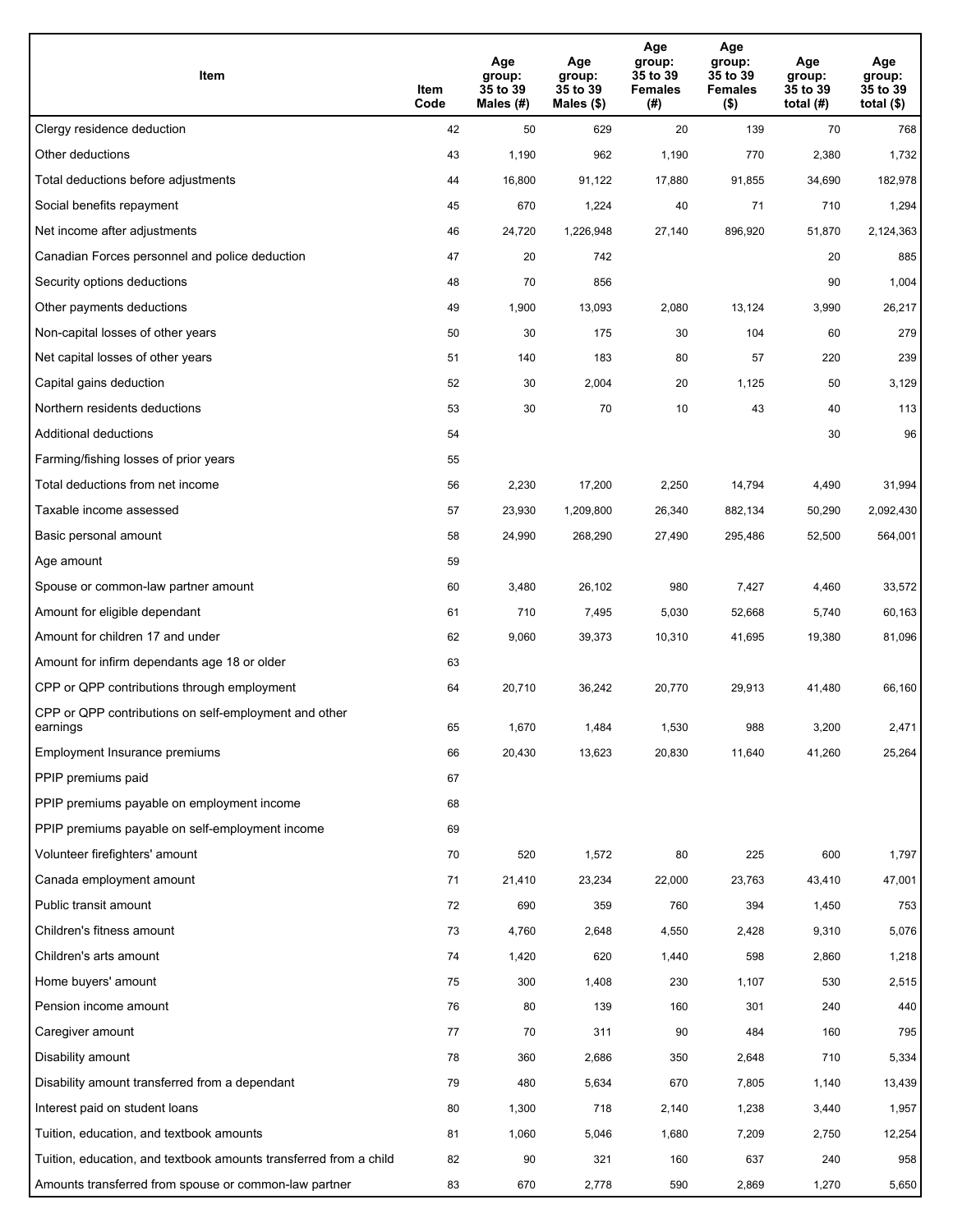| Item | Item Code | Age group: 35 to 39 Males (#) | Age group: 35 to 39 Males ($) | Age group: 35 to 39 Females (#) | Age group: 35 to 39 Females ($) | Age group: 35 to 39 total (#) | Age group: 35 to 39 total ($) |
|---|---|---|---|---|---|---|---|
| Clergy residence deduction | 42 | 50 | 629 | 20 | 139 | 70 | 768 |
| Other deductions | 43 | 1,190 | 962 | 1,190 | 770 | 2,380 | 1,732 |
| Total deductions before adjustments | 44 | 16,800 | 91,122 | 17,880 | 91,855 | 34,690 | 182,978 |
| Social benefits repayment | 45 | 670 | 1,224 | 40 | 71 | 710 | 1,294 |
| Net income after adjustments | 46 | 24,720 | 1,226,948 | 27,140 | 896,920 | 51,870 | 2,124,363 |
| Canadian Forces personnel and police deduction | 47 | 20 | 742 | | | 20 | 885 |
| Security options deductions | 48 | 70 | 856 | | | 90 | 1,004 |
| Other payments deductions | 49 | 1,900 | 13,093 | 2,080 | 13,124 | 3,990 | 26,217 |
| Non-capital losses of other years | 50 | 30 | 175 | 30 | 104 | 60 | 279 |
| Net capital losses of other years | 51 | 140 | 183 | 80 | 57 | 220 | 239 |
| Capital gains deduction | 52 | 30 | 2,004 | 20 | 1,125 | 50 | 3,129 |
| Northern residents deductions | 53 | 30 | 70 | 10 | 43 | 40 | 113 |
| Additional deductions | 54 | | | | | 30 | 96 |
| Farming/fishing losses of prior years | 55 | | | | | | |
| Total deductions from net income | 56 | 2,230 | 17,200 | 2,250 | 14,794 | 4,490 | 31,994 |
| Taxable income assessed | 57 | 23,930 | 1,209,800 | 26,340 | 882,134 | 50,290 | 2,092,430 |
| Basic personal amount | 58 | 24,990 | 268,290 | 27,490 | 295,486 | 52,500 | 564,001 |
| Age amount | 59 | | | | | | |
| Spouse or common-law partner amount | 60 | 3,480 | 26,102 | 980 | 7,427 | 4,460 | 33,572 |
| Amount for eligible dependant | 61 | 710 | 7,495 | 5,030 | 52,668 | 5,740 | 60,163 |
| Amount for children 17 and under | 62 | 9,060 | 39,373 | 10,310 | 41,695 | 19,380 | 81,096 |
| Amount for infirm dependants age 18 or older | 63 | | | | | | |
| CPP or QPP contributions through employment | 64 | 20,710 | 36,242 | 20,770 | 29,913 | 41,480 | 66,160 |
| CPP or QPP contributions on self-employment and other earnings | 65 | 1,670 | 1,484 | 1,530 | 988 | 3,200 | 2,471 |
| Employment Insurance premiums | 66 | 20,430 | 13,623 | 20,830 | 11,640 | 41,260 | 25,264 |
| PPIP premiums paid | 67 | | | | | | |
| PPIP premiums payable on employment income | 68 | | | | | | |
| PPIP premiums payable on self-employment income | 69 | | | | | | |
| Volunteer firefighters' amount | 70 | 520 | 1,572 | 80 | 225 | 600 | 1,797 |
| Canada employment amount | 71 | 21,410 | 23,234 | 22,000 | 23,763 | 43,410 | 47,001 |
| Public transit amount | 72 | 690 | 359 | 760 | 394 | 1,450 | 753 |
| Children's fitness amount | 73 | 4,760 | 2,648 | 4,550 | 2,428 | 9,310 | 5,076 |
| Children's arts amount | 74 | 1,420 | 620 | 1,440 | 598 | 2,860 | 1,218 |
| Home buyers' amount | 75 | 300 | 1,408 | 230 | 1,107 | 530 | 2,515 |
| Pension income amount | 76 | 80 | 139 | 160 | 301 | 240 | 440 |
| Caregiver amount | 77 | 70 | 311 | 90 | 484 | 160 | 795 |
| Disability amount | 78 | 360 | 2,686 | 350 | 2,648 | 710 | 5,334 |
| Disability amount transferred from a dependant | 79 | 480 | 5,634 | 670 | 7,805 | 1,140 | 13,439 |
| Interest paid on student loans | 80 | 1,300 | 718 | 2,140 | 1,238 | 3,440 | 1,957 |
| Tuition, education, and textbook amounts | 81 | 1,060 | 5,046 | 1,680 | 7,209 | 2,750 | 12,254 |
| Tuition, education, and textbook amounts transferred from a child | 82 | 90 | 321 | 160 | 637 | 240 | 958 |
| Amounts transferred from spouse or common-law partner | 83 | 670 | 2,778 | 590 | 2,869 | 1,270 | 5,650 |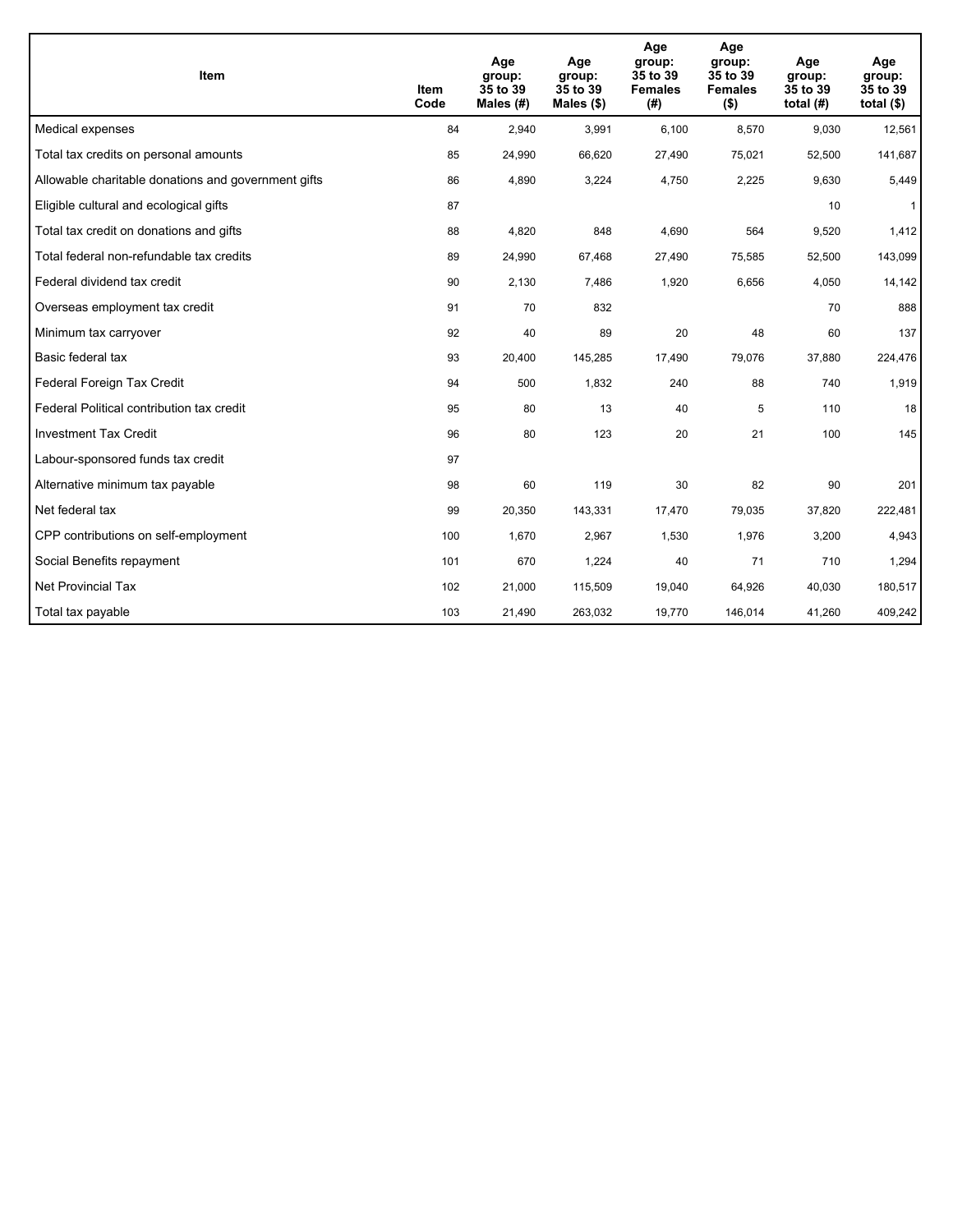| Item | Item Code | Age group: 35 to 39 Males (#) | Age group: 35 to 39 Males ($) | Age group: 35 to 39 Females (#) | Age group: 35 to 39 Females ($) | Age group: 35 to 39 total (#) | Age group: 35 to 39 total ($) |
|---|---|---|---|---|---|---|---|
| Medical expenses | 84 | 2,940 | 3,991 | 6,100 | 8,570 | 9,030 | 12,561 |
| Total tax credits on personal amounts | 85 | 24,990 | 66,620 | 27,490 | 75,021 | 52,500 | 141,687 |
| Allowable charitable donations and government gifts | 86 | 4,890 | 3,224 | 4,750 | 2,225 | 9,630 | 5,449 |
| Eligible cultural and ecological gifts | 87 | | | | | 10 | 1 |
| Total tax credit on donations and gifts | 88 | 4,820 | 848 | 4,690 | 564 | 9,520 | 1,412 |
| Total federal non-refundable tax credits | 89 | 24,990 | 67,468 | 27,490 | 75,585 | 52,500 | 143,099 |
| Federal dividend tax credit | 90 | 2,130 | 7,486 | 1,920 | 6,656 | 4,050 | 14,142 |
| Overseas employment tax credit | 91 | 70 | 832 | | | 70 | 888 |
| Minimum tax carryover | 92 | 40 | 89 | 20 | 48 | 60 | 137 |
| Basic federal tax | 93 | 20,400 | 145,285 | 17,490 | 79,076 | 37,880 | 224,476 |
| Federal Foreign Tax Credit | 94 | 500 | 1,832 | 240 | 88 | 740 | 1,919 |
| Federal Political contribution tax credit | 95 | 80 | 13 | 40 | 5 | 110 | 18 |
| Investment Tax Credit | 96 | 80 | 123 | 20 | 21 | 100 | 145 |
| Labour-sponsored funds tax credit | 97 | | | | | | |
| Alternative minimum tax payable | 98 | 60 | 119 | 30 | 82 | 90 | 201 |
| Net federal tax | 99 | 20,350 | 143,331 | 17,470 | 79,035 | 37,820 | 222,481 |
| CPP contributions on self-employment | 100 | 1,670 | 2,967 | 1,530 | 1,976 | 3,200 | 4,943 |
| Social Benefits repayment | 101 | 670 | 1,224 | 40 | 71 | 710 | 1,294 |
| Net Provincial Tax | 102 | 21,000 | 115,509 | 19,040 | 64,926 | 40,030 | 180,517 |
| Total tax payable | 103 | 21,490 | 263,032 | 19,770 | 146,014 | 41,260 | 409,242 |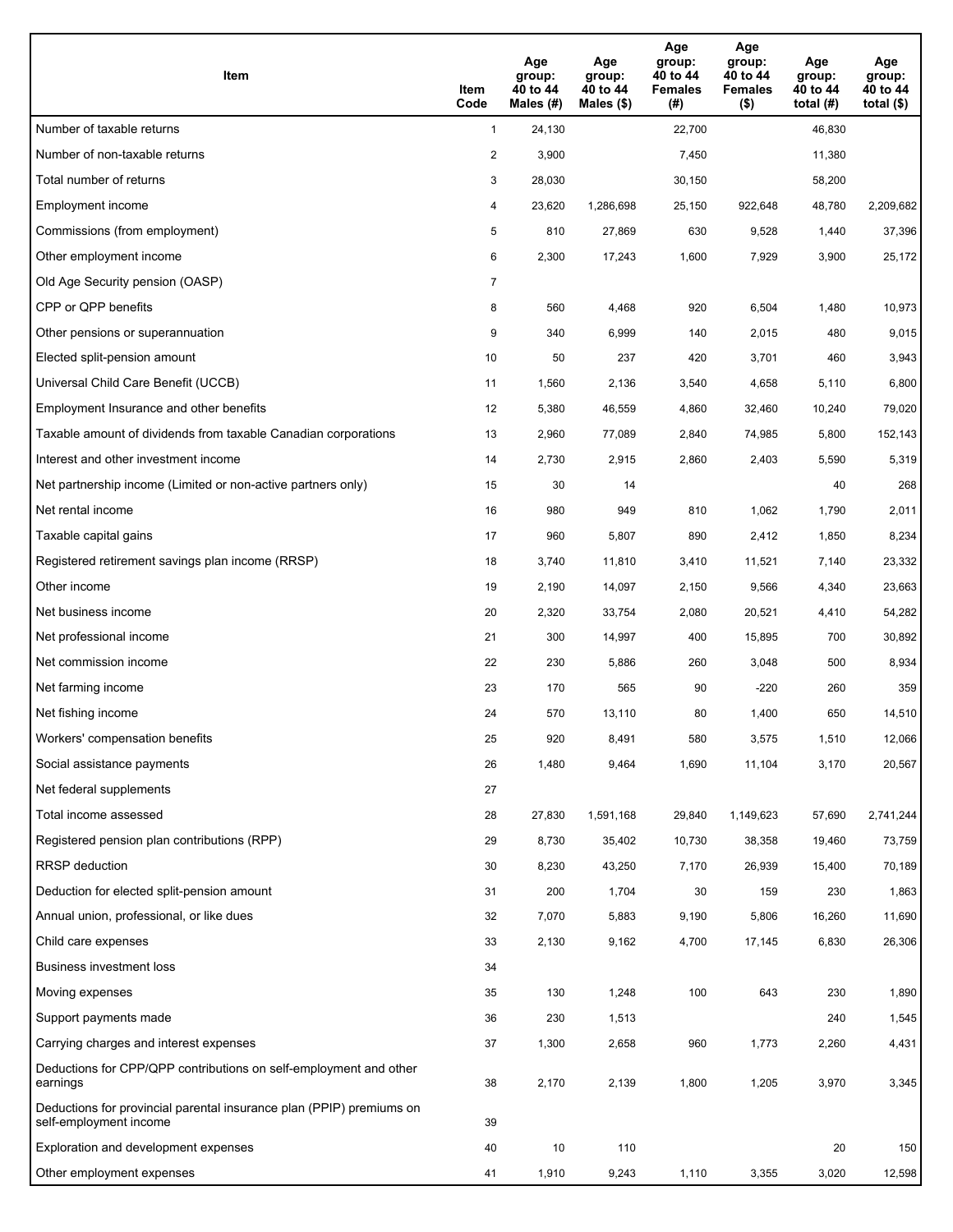| Item | Item Code | Age group: 40 to 44 Males (#) | Age group: 40 to 44 Males ($) | Age group: 40 to 44 Females (#) | Age group: 40 to 44 Females ($) | Age group: 40 to 44 total (#) | Age group: 40 to 44 total ($) |
|---|---|---|---|---|---|---|---|
| Number of taxable returns | 1 | 24,130 | | 22,700 | | 46,830 | |
| Number of non-taxable returns | 2 | 3,900 | | 7,450 | | 11,380 | |
| Total number of returns | 3 | 28,030 | | 30,150 | | 58,200 | |
| Employment income | 4 | 23,620 | 1,286,698 | 25,150 | 922,648 | 48,780 | 2,209,682 |
| Commissions (from employment) | 5 | 810 | 27,869 | 630 | 9,528 | 1,440 | 37,396 |
| Other employment income | 6 | 2,300 | 17,243 | 1,600 | 7,929 | 3,900 | 25,172 |
| Old Age Security pension (OASP) | 7 | | | | | | |
| CPP or QPP benefits | 8 | 560 | 4,468 | 920 | 6,504 | 1,480 | 10,973 |
| Other pensions or superannuation | 9 | 340 | 6,999 | 140 | 2,015 | 480 | 9,015 |
| Elected split-pension amount | 10 | 50 | 237 | 420 | 3,701 | 460 | 3,943 |
| Universal Child Care Benefit (UCCB) | 11 | 1,560 | 2,136 | 3,540 | 4,658 | 5,110 | 6,800 |
| Employment Insurance and other benefits | 12 | 5,380 | 46,559 | 4,860 | 32,460 | 10,240 | 79,020 |
| Taxable amount of dividends from taxable Canadian corporations | 13 | 2,960 | 77,089 | 2,840 | 74,985 | 5,800 | 152,143 |
| Interest and other investment income | 14 | 2,730 | 2,915 | 2,860 | 2,403 | 5,590 | 5,319 |
| Net partnership income (Limited or non-active partners only) | 15 | 30 | 14 | | | 40 | 268 |
| Net rental income | 16 | 980 | 949 | 810 | 1,062 | 1,790 | 2,011 |
| Taxable capital gains | 17 | 960 | 5,807 | 890 | 2,412 | 1,850 | 8,234 |
| Registered retirement savings plan income (RRSP) | 18 | 3,740 | 11,810 | 3,410 | 11,521 | 7,140 | 23,332 |
| Other income | 19 | 2,190 | 14,097 | 2,150 | 9,566 | 4,340 | 23,663 |
| Net business income | 20 | 2,320 | 33,754 | 2,080 | 20,521 | 4,410 | 54,282 |
| Net professional income | 21 | 300 | 14,997 | 400 | 15,895 | 700 | 30,892 |
| Net commission income | 22 | 230 | 5,886 | 260 | 3,048 | 500 | 8,934 |
| Net farming income | 23 | 170 | 565 | 90 | -220 | 260 | 359 |
| Net fishing income | 24 | 570 | 13,110 | 80 | 1,400 | 650 | 14,510 |
| Workers' compensation benefits | 25 | 920 | 8,491 | 580 | 3,575 | 1,510 | 12,066 |
| Social assistance payments | 26 | 1,480 | 9,464 | 1,690 | 11,104 | 3,170 | 20,567 |
| Net federal supplements | 27 | | | | | | |
| Total income assessed | 28 | 27,830 | 1,591,168 | 29,840 | 1,149,623 | 57,690 | 2,741,244 |
| Registered pension plan contributions (RPP) | 29 | 8,730 | 35,402 | 10,730 | 38,358 | 19,460 | 73,759 |
| RRSP deduction | 30 | 8,230 | 43,250 | 7,170 | 26,939 | 15,400 | 70,189 |
| Deduction for elected split-pension amount | 31 | 200 | 1,704 | 30 | 159 | 230 | 1,863 |
| Annual union, professional, or like dues | 32 | 7,070 | 5,883 | 9,190 | 5,806 | 16,260 | 11,690 |
| Child care expenses | 33 | 2,130 | 9,162 | 4,700 | 17,145 | 6,830 | 26,306 |
| Business investment loss | 34 | | | | | | |
| Moving expenses | 35 | 130 | 1,248 | 100 | 643 | 230 | 1,890 |
| Support payments made | 36 | 230 | 1,513 | | | 240 | 1,545 |
| Carrying charges and interest expenses | 37 | 1,300 | 2,658 | 960 | 1,773 | 2,260 | 4,431 |
| Deductions for CPP/QPP contributions on self-employment and other earnings | 38 | 2,170 | 2,139 | 1,800 | 1,205 | 3,970 | 3,345 |
| Deductions for provincial parental insurance plan (PPIP) premiums on self-employment income | 39 | | | | | | |
| Exploration and development expenses | 40 | 10 | 110 | | | 20 | 150 |
| Other employment expenses | 41 | 1,910 | 9,243 | 1,110 | 3,355 | 3,020 | 12,598 |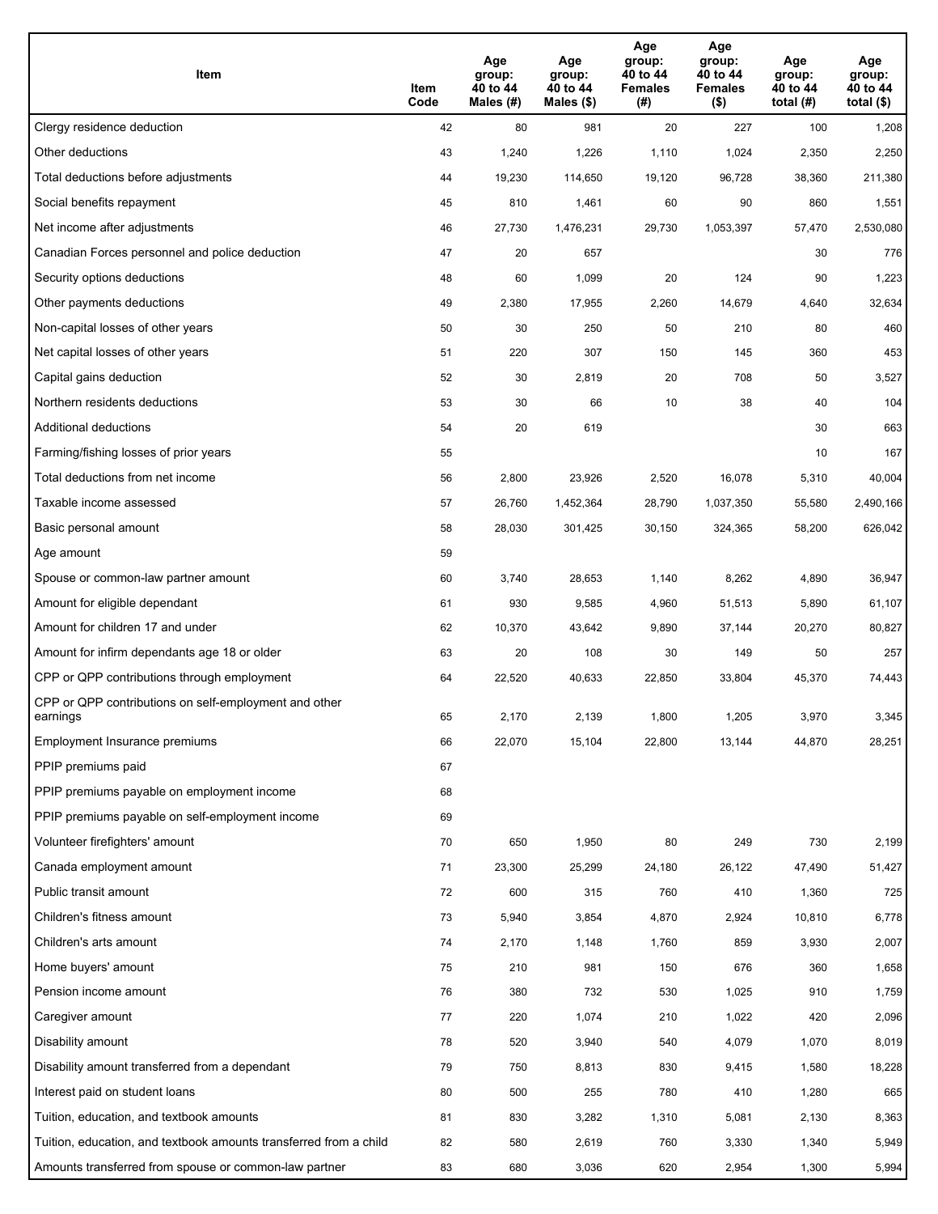| Item | Item Code | Age group: 40 to 44 Males (#) | Age group: 40 to 44 Males ($) | Age group: 40 to 44 Females (#) | Age group: 40 to 44 Females ($) | Age group: 40 to 44 total (#) | Age group: 40 to 44 total ($) |
|---|---|---|---|---|---|---|---|
| Clergy residence deduction | 42 | 80 | 981 | 20 | 227 | 100 | 1,208 |
| Other deductions | 43 | 1,240 | 1,226 | 1,110 | 1,024 | 2,350 | 2,250 |
| Total deductions before adjustments | 44 | 19,230 | 114,650 | 19,120 | 96,728 | 38,360 | 211,380 |
| Social benefits repayment | 45 | 810 | 1,461 | 60 | 90 | 860 | 1,551 |
| Net income after adjustments | 46 | 27,730 | 1,476,231 | 29,730 | 1,053,397 | 57,470 | 2,530,080 |
| Canadian Forces personnel and police deduction | 47 | 20 | 657 | | | 30 | 776 |
| Security options deductions | 48 | 60 | 1,099 | 20 | 124 | 90 | 1,223 |
| Other payments deductions | 49 | 2,380 | 17,955 | 2,260 | 14,679 | 4,640 | 32,634 |
| Non-capital losses of other years | 50 | 30 | 250 | 50 | 210 | 80 | 460 |
| Net capital losses of other years | 51 | 220 | 307 | 150 | 145 | 360 | 453 |
| Capital gains deduction | 52 | 30 | 2,819 | 20 | 708 | 50 | 3,527 |
| Northern residents deductions | 53 | 30 | 66 | 10 | 38 | 40 | 104 |
| Additional deductions | 54 | 20 | 619 | | | 30 | 663 |
| Farming/fishing losses of prior years | 55 | | | | | 10 | 167 |
| Total deductions from net income | 56 | 2,800 | 23,926 | 2,520 | 16,078 | 5,310 | 40,004 |
| Taxable income assessed | 57 | 26,760 | 1,452,364 | 28,790 | 1,037,350 | 55,580 | 2,490,166 |
| Basic personal amount | 58 | 28,030 | 301,425 | 30,150 | 324,365 | 58,200 | 626,042 |
| Age amount | 59 | | | | | | |
| Spouse or common-law partner amount | 60 | 3,740 | 28,653 | 1,140 | 8,262 | 4,890 | 36,947 |
| Amount for eligible dependant | 61 | 930 | 9,585 | 4,960 | 51,513 | 5,890 | 61,107 |
| Amount for children 17 and under | 62 | 10,370 | 43,642 | 9,890 | 37,144 | 20,270 | 80,827 |
| Amount for infirm dependants age 18 or older | 63 | 20 | 108 | 30 | 149 | 50 | 257 |
| CPP or QPP contributions through employment | 64 | 22,520 | 40,633 | 22,850 | 33,804 | 45,370 | 74,443 |
| CPP or QPP contributions on self-employment and other earnings | 65 | 2,170 | 2,139 | 1,800 | 1,205 | 3,970 | 3,345 |
| Employment Insurance premiums | 66 | 22,070 | 15,104 | 22,800 | 13,144 | 44,870 | 28,251 |
| PPIP premiums paid | 67 | | | | | | |
| PPIP premiums payable on employment income | 68 | | | | | | |
| PPIP premiums payable on self-employment income | 69 | | | | | | |
| Volunteer firefighters' amount | 70 | 650 | 1,950 | 80 | 249 | 730 | 2,199 |
| Canada employment amount | 71 | 23,300 | 25,299 | 24,180 | 26,122 | 47,490 | 51,427 |
| Public transit amount | 72 | 600 | 315 | 760 | 410 | 1,360 | 725 |
| Children's fitness amount | 73 | 5,940 | 3,854 | 4,870 | 2,924 | 10,810 | 6,778 |
| Children's arts amount | 74 | 2,170 | 1,148 | 1,760 | 859 | 3,930 | 2,007 |
| Home buyers' amount | 75 | 210 | 981 | 150 | 676 | 360 | 1,658 |
| Pension income amount | 76 | 380 | 732 | 530 | 1,025 | 910 | 1,759 |
| Caregiver amount | 77 | 220 | 1,074 | 210 | 1,022 | 420 | 2,096 |
| Disability amount | 78 | 520 | 3,940 | 540 | 4,079 | 1,070 | 8,019 |
| Disability amount transferred from a dependant | 79 | 750 | 8,813 | 830 | 9,415 | 1,580 | 18,228 |
| Interest paid on student loans | 80 | 500 | 255 | 780 | 410 | 1,280 | 665 |
| Tuition, education, and textbook amounts | 81 | 830 | 3,282 | 1,310 | 5,081 | 2,130 | 8,363 |
| Tuition, education, and textbook amounts transferred from a child | 82 | 580 | 2,619 | 760 | 3,330 | 1,340 | 5,949 |
| Amounts transferred from spouse or common-law partner | 83 | 680 | 3,036 | 620 | 2,954 | 1,300 | 5,994 |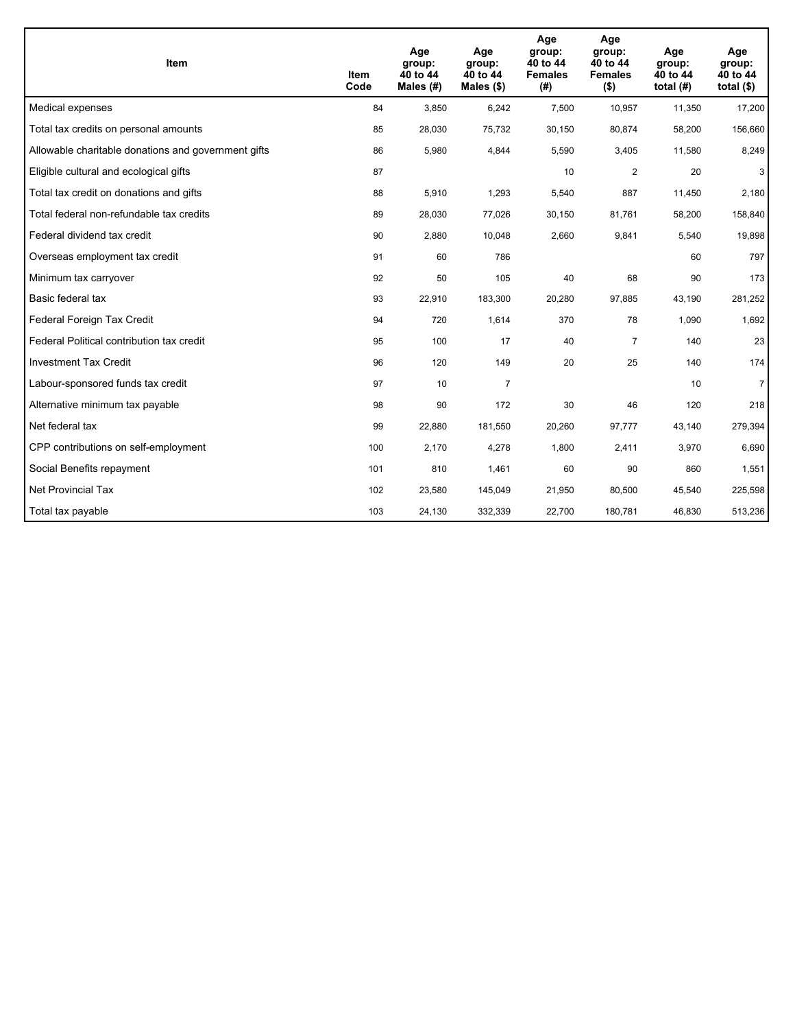| Item | Item Code | Age group: 40 to 44 Males (#) | Age group: 40 to 44 Males ($) | Age group: 40 to 44 Females (#) | Age group: 40 to 44 Females ($) | Age group: 40 to 44 total (#) | Age group: 40 to 44 total ($) |
|---|---|---|---|---|---|---|---|
| Medical expenses | 84 | 3,850 | 6,242 | 7,500 | 10,957 | 11,350 | 17,200 |
| Total tax credits on personal amounts | 85 | 28,030 | 75,732 | 30,150 | 80,874 | 58,200 | 156,660 |
| Allowable charitable donations and government gifts | 86 | 5,980 | 4,844 | 5,590 | 3,405 | 11,580 | 8,249 |
| Eligible cultural and ecological gifts | 87 | | | 10 | 2 | 20 | 3 |
| Total tax credit on donations and gifts | 88 | 5,910 | 1,293 | 5,540 | 887 | 11,450 | 2,180 |
| Total federal non-refundable tax credits | 89 | 28,030 | 77,026 | 30,150 | 81,761 | 58,200 | 158,840 |
| Federal dividend tax credit | 90 | 2,880 | 10,048 | 2,660 | 9,841 | 5,540 | 19,898 |
| Overseas employment tax credit | 91 | 60 | 786 | | | 60 | 797 |
| Minimum tax carryover | 92 | 50 | 105 | 40 | 68 | 90 | 173 |
| Basic federal tax | 93 | 22,910 | 183,300 | 20,280 | 97,885 | 43,190 | 281,252 |
| Federal Foreign Tax Credit | 94 | 720 | 1,614 | 370 | 78 | 1,090 | 1,692 |
| Federal Political contribution tax credit | 95 | 100 | 17 | 40 | 7 | 140 | 23 |
| Investment Tax Credit | 96 | 120 | 149 | 20 | 25 | 140 | 174 |
| Labour-sponsored funds tax credit | 97 | 10 | 7 | | | 10 | 7 |
| Alternative minimum tax payable | 98 | 90 | 172 | 30 | 46 | 120 | 218 |
| Net federal tax | 99 | 22,880 | 181,550 | 20,260 | 97,777 | 43,140 | 279,394 |
| CPP contributions on self-employment | 100 | 2,170 | 4,278 | 1,800 | 2,411 | 3,970 | 6,690 |
| Social Benefits repayment | 101 | 810 | 1,461 | 60 | 90 | 860 | 1,551 |
| Net Provincial Tax | 102 | 23,580 | 145,049 | 21,950 | 80,500 | 45,540 | 225,598 |
| Total tax payable | 103 | 24,130 | 332,339 | 22,700 | 180,781 | 46,830 | 513,236 |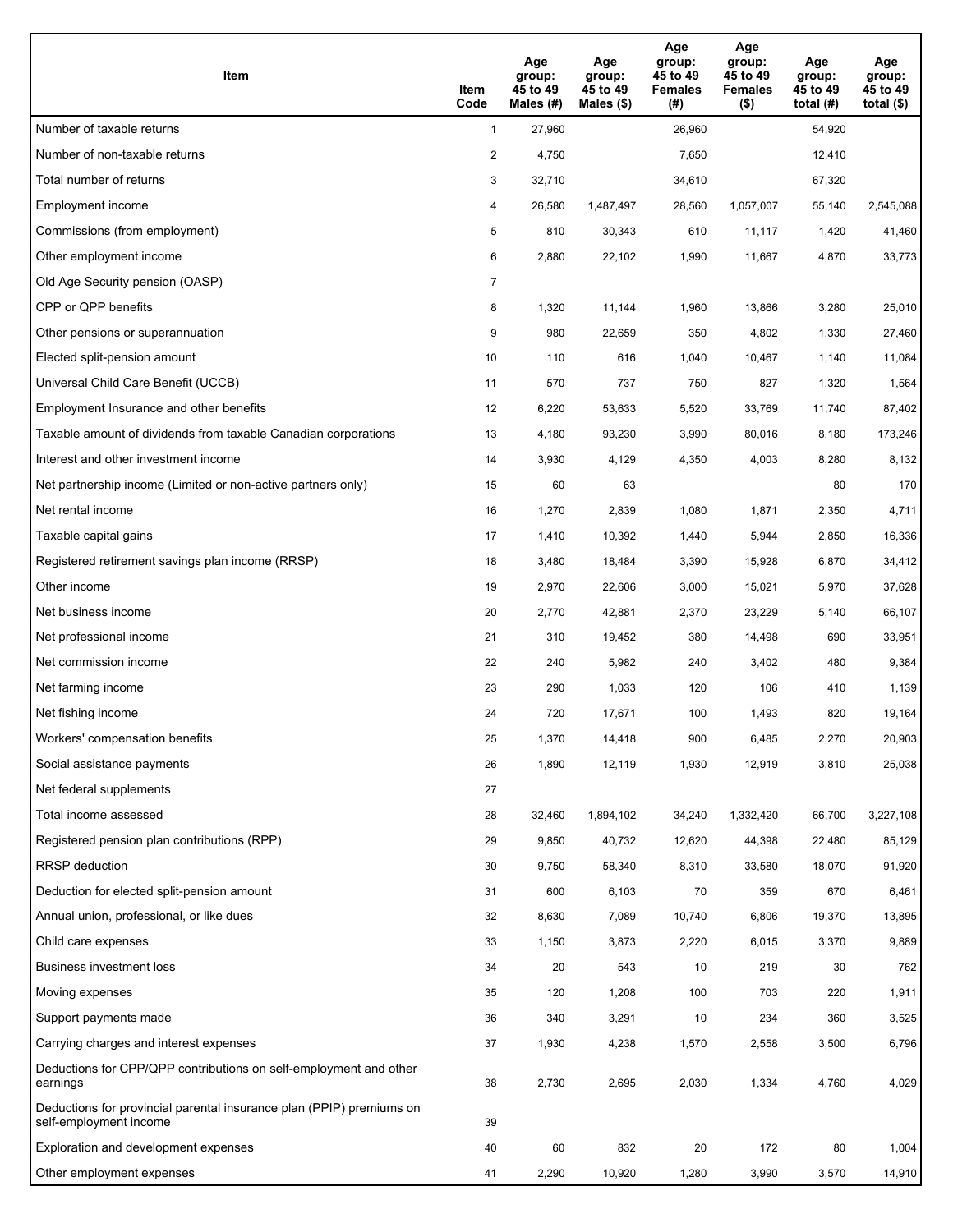| Item | Item Code | Age group: 45 to 49 Males (#) | Age group: 45 to 49 Males ($) | Age group: 45 to 49 Females (#) | Age group: 45 to 49 Females ($) | Age group: 45 to 49 total (#) | Age group: 45 to 49 total ($) |
|---|---|---|---|---|---|---|---|
| Number of taxable returns | 1 | 27,960 | | 26,960 | | 54,920 | |
| Number of non-taxable returns | 2 | 4,750 | | 7,650 | | 12,410 | |
| Total number of returns | 3 | 32,710 | | 34,610 | | 67,320 | |
| Employment income | 4 | 26,580 | 1,487,497 | 28,560 | 1,057,007 | 55,140 | 2,545,088 |
| Commissions (from employment) | 5 | 810 | 30,343 | 610 | 11,117 | 1,420 | 41,460 |
| Other employment income | 6 | 2,880 | 22,102 | 1,990 | 11,667 | 4,870 | 33,773 |
| Old Age Security pension (OASP) | 7 | | | | | | |
| CPP or QPP benefits | 8 | 1,320 | 11,144 | 1,960 | 13,866 | 3,280 | 25,010 |
| Other pensions or superannuation | 9 | 980 | 22,659 | 350 | 4,802 | 1,330 | 27,460 |
| Elected split-pension amount | 10 | 110 | 616 | 1,040 | 10,467 | 1,140 | 11,084 |
| Universal Child Care Benefit (UCCB) | 11 | 570 | 737 | 750 | 827 | 1,320 | 1,564 |
| Employment Insurance and other benefits | 12 | 6,220 | 53,633 | 5,520 | 33,769 | 11,740 | 87,402 |
| Taxable amount of dividends from taxable Canadian corporations | 13 | 4,180 | 93,230 | 3,990 | 80,016 | 8,180 | 173,246 |
| Interest and other investment income | 14 | 3,930 | 4,129 | 4,350 | 4,003 | 8,280 | 8,132 |
| Net partnership income (Limited or non-active partners only) | 15 | 60 | 63 | | | 80 | 170 |
| Net rental income | 16 | 1,270 | 2,839 | 1,080 | 1,871 | 2,350 | 4,711 |
| Taxable capital gains | 17 | 1,410 | 10,392 | 1,440 | 5,944 | 2,850 | 16,336 |
| Registered retirement savings plan income (RRSP) | 18 | 3,480 | 18,484 | 3,390 | 15,928 | 6,870 | 34,412 |
| Other income | 19 | 2,970 | 22,606 | 3,000 | 15,021 | 5,970 | 37,628 |
| Net business income | 20 | 2,770 | 42,881 | 2,370 | 23,229 | 5,140 | 66,107 |
| Net professional income | 21 | 310 | 19,452 | 380 | 14,498 | 690 | 33,951 |
| Net commission income | 22 | 240 | 5,982 | 240 | 3,402 | 480 | 9,384 |
| Net farming income | 23 | 290 | 1,033 | 120 | 106 | 410 | 1,139 |
| Net fishing income | 24 | 720 | 17,671 | 100 | 1,493 | 820 | 19,164 |
| Workers' compensation benefits | 25 | 1,370 | 14,418 | 900 | 6,485 | 2,270 | 20,903 |
| Social assistance payments | 26 | 1,890 | 12,119 | 1,930 | 12,919 | 3,810 | 25,038 |
| Net federal supplements | 27 | | | | | | |
| Total income assessed | 28 | 32,460 | 1,894,102 | 34,240 | 1,332,420 | 66,700 | 3,227,108 |
| Registered pension plan contributions (RPP) | 29 | 9,850 | 40,732 | 12,620 | 44,398 | 22,480 | 85,129 |
| RRSP deduction | 30 | 9,750 | 58,340 | 8,310 | 33,580 | 18,070 | 91,920 |
| Deduction for elected split-pension amount | 31 | 600 | 6,103 | 70 | 359 | 670 | 6,461 |
| Annual union, professional, or like dues | 32 | 8,630 | 7,089 | 10,740 | 6,806 | 19,370 | 13,895 |
| Child care expenses | 33 | 1,150 | 3,873 | 2,220 | 6,015 | 3,370 | 9,889 |
| Business investment loss | 34 | 20 | 543 | 10 | 219 | 30 | 762 |
| Moving expenses | 35 | 120 | 1,208 | 100 | 703 | 220 | 1,911 |
| Support payments made | 36 | 340 | 3,291 | 10 | 234 | 360 | 3,525 |
| Carrying charges and interest expenses | 37 | 1,930 | 4,238 | 1,570 | 2,558 | 3,500 | 6,796 |
| Deductions for CPP/QPP contributions on self-employment and other earnings | 38 | 2,730 | 2,695 | 2,030 | 1,334 | 4,760 | 4,029 |
| Deductions for provincial parental insurance plan (PPIP) premiums on self-employment income | 39 | | | | | | |
| Exploration and development expenses | 40 | 60 | 832 | 20 | 172 | 80 | 1,004 |
| Other employment expenses | 41 | 2,290 | 10,920 | 1,280 | 3,990 | 3,570 | 14,910 |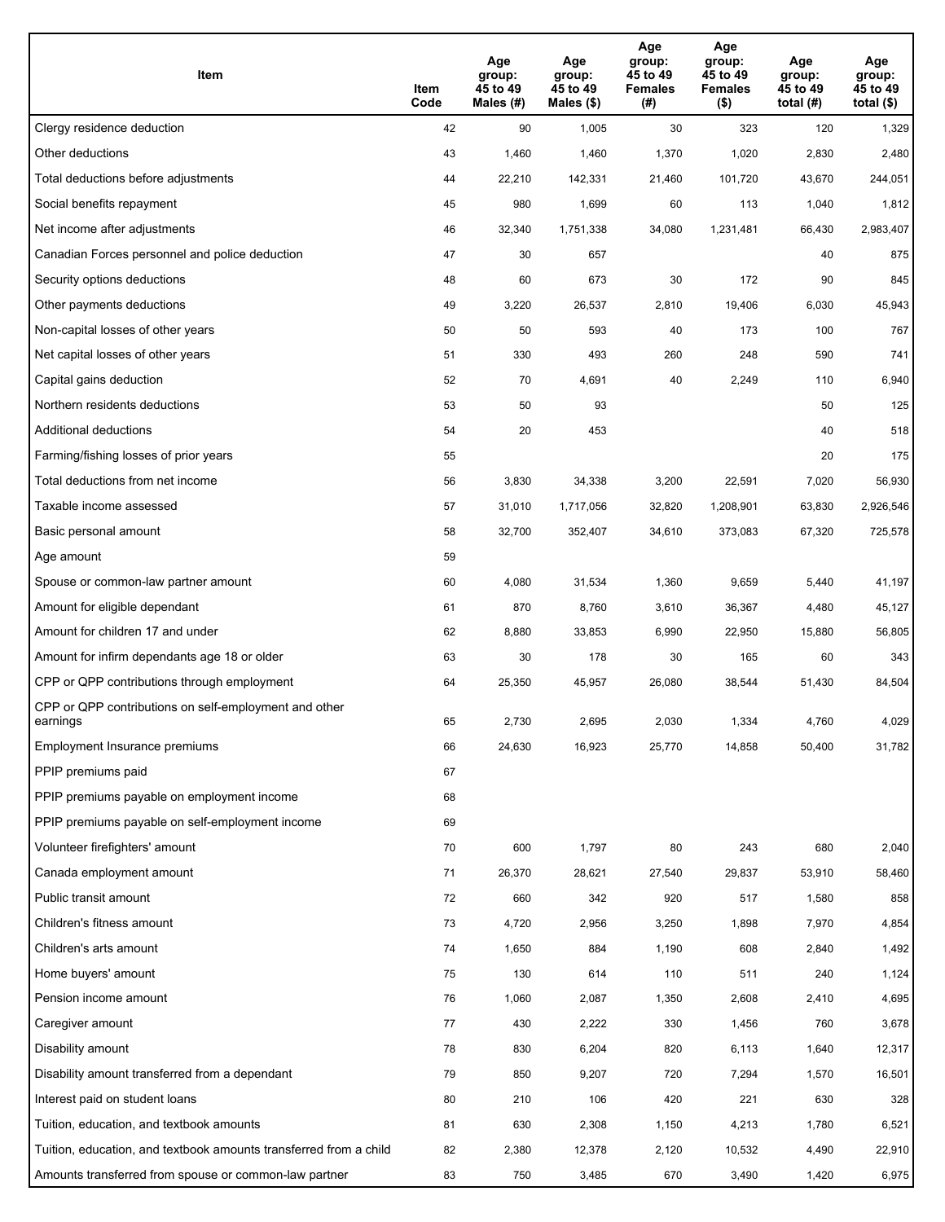| Item | Item Code | Age group: 45 to 49 Males (#) | Age group: 45 to 49 Males ($) | Age group: 45 to 49 Females (#) | Age group: 45 to 49 Females ($) | Age group: 45 to 49 total (#) | Age group: 45 to 49 total ($) |
|---|---|---|---|---|---|---|---|
| Clergy residence deduction | 42 | 90 | 1,005 | 30 | 323 | 120 | 1,329 |
| Other deductions | 43 | 1,460 | 1,460 | 1,370 | 1,020 | 2,830 | 2,480 |
| Total deductions before adjustments | 44 | 22,210 | 142,331 | 21,460 | 101,720 | 43,670 | 244,051 |
| Social benefits repayment | 45 | 980 | 1,699 | 60 | 113 | 1,040 | 1,812 |
| Net income after adjustments | 46 | 32,340 | 1,751,338 | 34,080 | 1,231,481 | 66,430 | 2,983,407 |
| Canadian Forces personnel and police deduction | 47 | 30 | 657 | | | 40 | 875 |
| Security options deductions | 48 | 60 | 673 | 30 | 172 | 90 | 845 |
| Other payments deductions | 49 | 3,220 | 26,537 | 2,810 | 19,406 | 6,030 | 45,943 |
| Non-capital losses of other years | 50 | 50 | 593 | 40 | 173 | 100 | 767 |
| Net capital losses of other years | 51 | 330 | 493 | 260 | 248 | 590 | 741 |
| Capital gains deduction | 52 | 70 | 4,691 | 40 | 2,249 | 110 | 6,940 |
| Northern residents deductions | 53 | 50 | 93 | | | 50 | 125 |
| Additional deductions | 54 | 20 | 453 | | | 40 | 518 |
| Farming/fishing losses of prior years | 55 | | | | | 20 | 175 |
| Total deductions from net income | 56 | 3,830 | 34,338 | 3,200 | 22,591 | 7,020 | 56,930 |
| Taxable income assessed | 57 | 31,010 | 1,717,056 | 32,820 | 1,208,901 | 63,830 | 2,926,546 |
| Basic personal amount | 58 | 32,700 | 352,407 | 34,610 | 373,083 | 67,320 | 725,578 |
| Age amount | 59 | | | | | | |
| Spouse or common-law partner amount | 60 | 4,080 | 31,534 | 1,360 | 9,659 | 5,440 | 41,197 |
| Amount for eligible dependant | 61 | 870 | 8,760 | 3,610 | 36,367 | 4,480 | 45,127 |
| Amount for children 17 and under | 62 | 8,880 | 33,853 | 6,990 | 22,950 | 15,880 | 56,805 |
| Amount for infirm dependants age 18 or older | 63 | 30 | 178 | 30 | 165 | 60 | 343 |
| CPP or QPP contributions through employment | 64 | 25,350 | 45,957 | 26,080 | 38,544 | 51,430 | 84,504 |
| CPP or QPP contributions on self-employment and other earnings | 65 | 2,730 | 2,695 | 2,030 | 1,334 | 4,760 | 4,029 |
| Employment Insurance premiums | 66 | 24,630 | 16,923 | 25,770 | 14,858 | 50,400 | 31,782 |
| PPIP premiums paid | 67 | | | | | | |
| PPIP premiums payable on employment income | 68 | | | | | | |
| PPIP premiums payable on self-employment income | 69 | | | | | | |
| Volunteer firefighters' amount | 70 | 600 | 1,797 | 80 | 243 | 680 | 2,040 |
| Canada employment amount | 71 | 26,370 | 28,621 | 27,540 | 29,837 | 53,910 | 58,460 |
| Public transit amount | 72 | 660 | 342 | 920 | 517 | 1,580 | 858 |
| Children's fitness amount | 73 | 4,720 | 2,956 | 3,250 | 1,898 | 7,970 | 4,854 |
| Children's arts amount | 74 | 1,650 | 884 | 1,190 | 608 | 2,840 | 1,492 |
| Home buyers' amount | 75 | 130 | 614 | 110 | 511 | 240 | 1,124 |
| Pension income amount | 76 | 1,060 | 2,087 | 1,350 | 2,608 | 2,410 | 4,695 |
| Caregiver amount | 77 | 430 | 2,222 | 330 | 1,456 | 760 | 3,678 |
| Disability amount | 78 | 830 | 6,204 | 820 | 6,113 | 1,640 | 12,317 |
| Disability amount transferred from a dependant | 79 | 850 | 9,207 | 720 | 7,294 | 1,570 | 16,501 |
| Interest paid on student loans | 80 | 210 | 106 | 420 | 221 | 630 | 328 |
| Tuition, education, and textbook amounts | 81 | 630 | 2,308 | 1,150 | 4,213 | 1,780 | 6,521 |
| Tuition, education, and textbook amounts transferred from a child | 82 | 2,380 | 12,378 | 2,120 | 10,532 | 4,490 | 22,910 |
| Amounts transferred from spouse or common-law partner | 83 | 750 | 3,485 | 670 | 3,490 | 1,420 | 6,975 |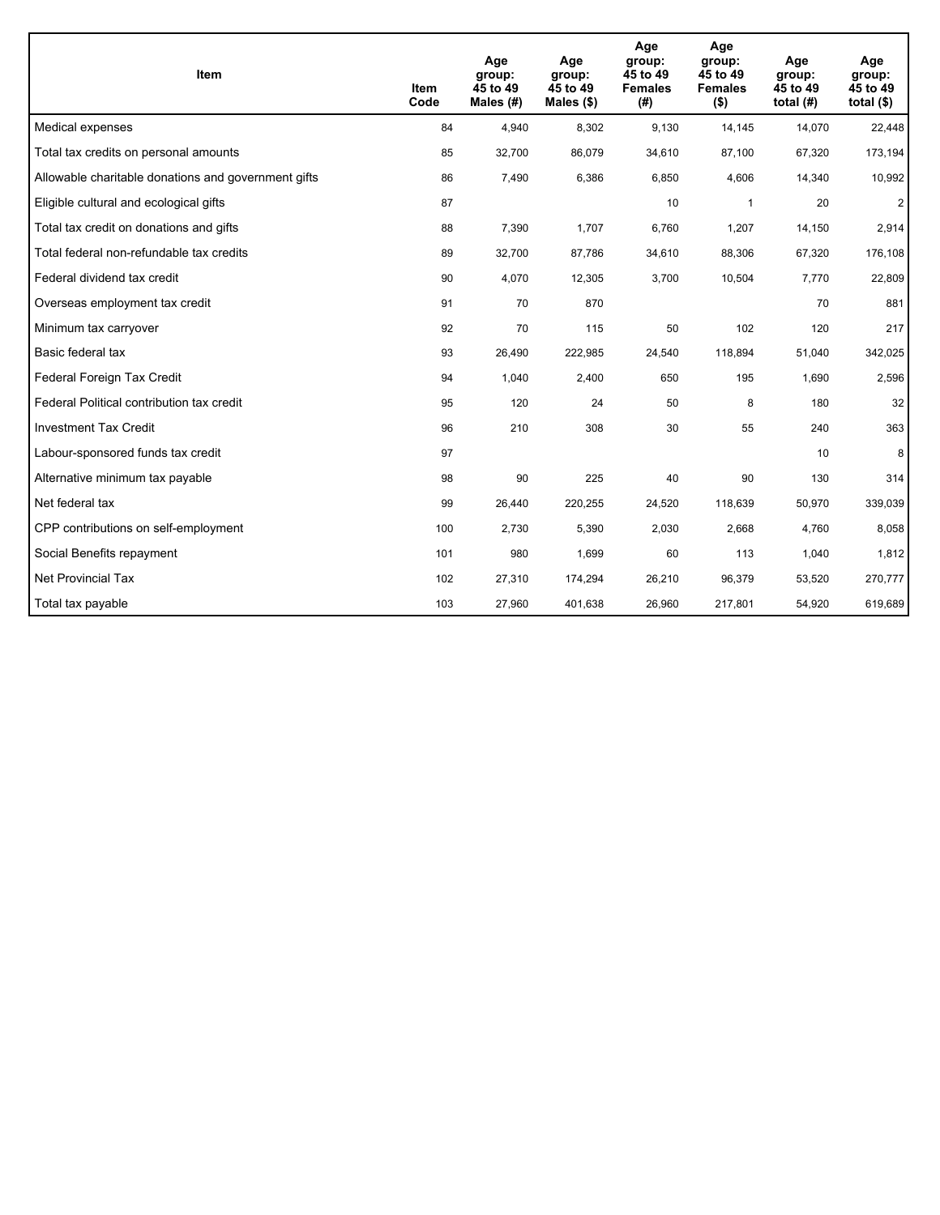| Item | Item Code | Age group: 45 to 49 Males (#) | Age group: 45 to 49 Males ($) | Age group: 45 to 49 Females (#) | Age group: 45 to 49 Females ($) | Age group: 45 to 49 total (#) | Age group: 45 to 49 total ($) |
|---|---|---|---|---|---|---|---|
| Medical expenses | 84 | 4,940 | 8,302 | 9,130 | 14,145 | 14,070 | 22,448 |
| Total tax credits on personal amounts | 85 | 32,700 | 86,079 | 34,610 | 87,100 | 67,320 | 173,194 |
| Allowable charitable donations and government gifts | 86 | 7,490 | 6,386 | 6,850 | 4,606 | 14,340 | 10,992 |
| Eligible cultural and ecological gifts | 87 | | | 10 | 1 | 20 | 2 |
| Total tax credit on donations and gifts | 88 | 7,390 | 1,707 | 6,760 | 1,207 | 14,150 | 2,914 |
| Total federal non-refundable tax credits | 89 | 32,700 | 87,786 | 34,610 | 88,306 | 67,320 | 176,108 |
| Federal dividend tax credit | 90 | 4,070 | 12,305 | 3,700 | 10,504 | 7,770 | 22,809 |
| Overseas employment tax credit | 91 | 70 | 870 | | | 70 | 881 |
| Minimum tax carryover | 92 | 70 | 115 | 50 | 102 | 120 | 217 |
| Basic federal tax | 93 | 26,490 | 222,985 | 24,540 | 118,894 | 51,040 | 342,025 |
| Federal Foreign Tax Credit | 94 | 1,040 | 2,400 | 650 | 195 | 1,690 | 2,596 |
| Federal Political contribution tax credit | 95 | 120 | 24 | 50 | 8 | 180 | 32 |
| Investment Tax Credit | 96 | 210 | 308 | 30 | 55 | 240 | 363 |
| Labour-sponsored funds tax credit | 97 | | | | | 10 | 8 |
| Alternative minimum tax payable | 98 | 90 | 225 | 40 | 90 | 130 | 314 |
| Net federal tax | 99 | 26,440 | 220,255 | 24,520 | 118,639 | 50,970 | 339,039 |
| CPP contributions on self-employment | 100 | 2,730 | 5,390 | 2,030 | 2,668 | 4,760 | 8,058 |
| Social Benefits repayment | 101 | 980 | 1,699 | 60 | 113 | 1,040 | 1,812 |
| Net Provincial Tax | 102 | 27,310 | 174,294 | 26,210 | 96,379 | 53,520 | 270,777 |
| Total tax payable | 103 | 27,960 | 401,638 | 26,960 | 217,801 | 54,920 | 619,689 |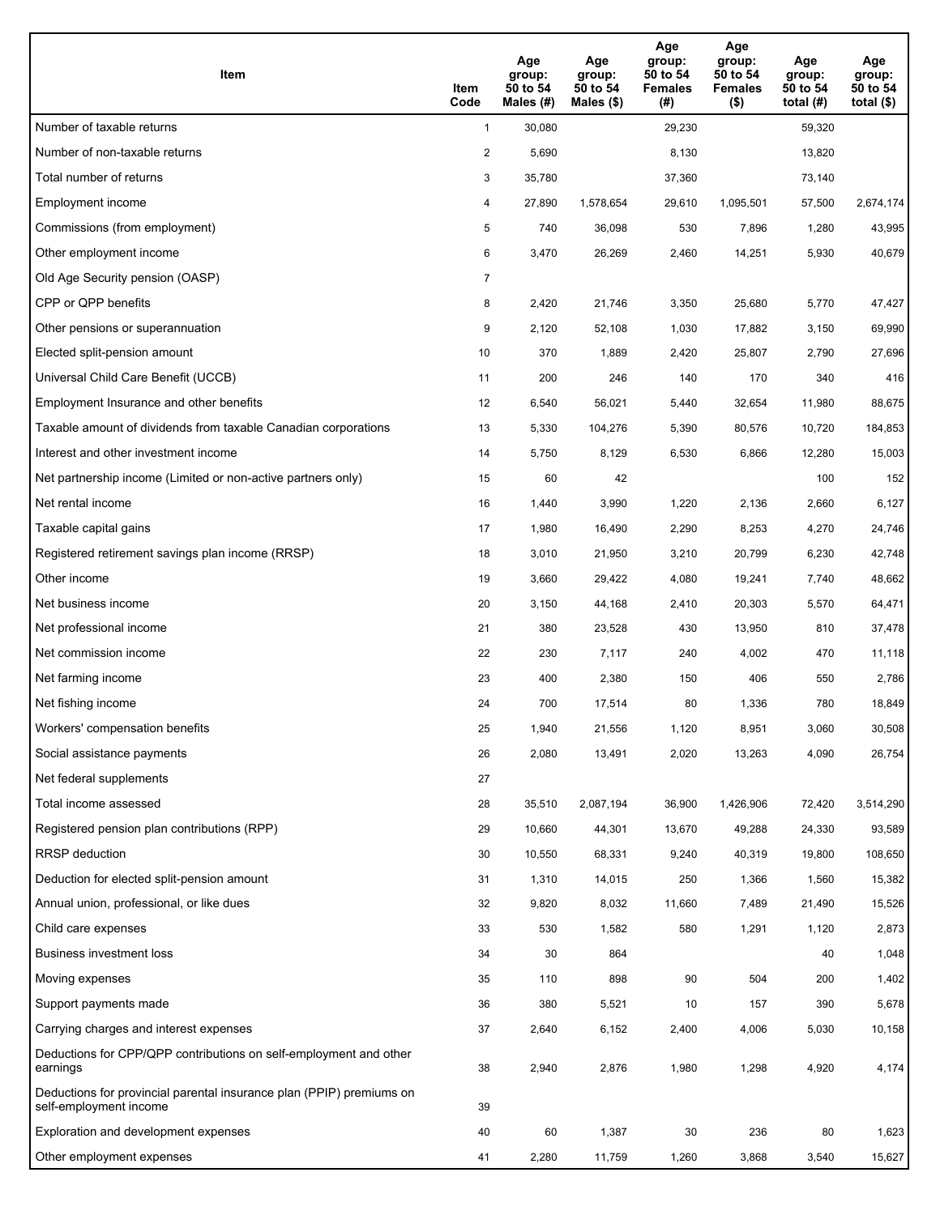| Item | Item Code | Age group: 50 to 54 Males (#) | Age group: 50 to 54 Males ($) | Age group: 50 to 54 Females (#) | Age group: 50 to 54 Females ($) | Age group: 50 to 54 total (#) | Age group: 50 to 54 total ($) |
|---|---|---|---|---|---|---|---|
| Number of taxable returns | 1 | 30,080 | | 29,230 | | 59,320 | |
| Number of non-taxable returns | 2 | 5,690 | | 8,130 | | 13,820 | |
| Total number of returns | 3 | 35,780 | | 37,360 | | 73,140 | |
| Employment income | 4 | 27,890 | 1,578,654 | 29,610 | 1,095,501 | 57,500 | 2,674,174 |
| Commissions (from employment) | 5 | 740 | 36,098 | 530 | 7,896 | 1,280 | 43,995 |
| Other employment income | 6 | 3,470 | 26,269 | 2,460 | 14,251 | 5,930 | 40,679 |
| Old Age Security pension (OASP) | 7 | | | | | | |
| CPP or QPP benefits | 8 | 2,420 | 21,746 | 3,350 | 25,680 | 5,770 | 47,427 |
| Other pensions or superannuation | 9 | 2,120 | 52,108 | 1,030 | 17,882 | 3,150 | 69,990 |
| Elected split-pension amount | 10 | 370 | 1,889 | 2,420 | 25,807 | 2,790 | 27,696 |
| Universal Child Care Benefit (UCCB) | 11 | 200 | 246 | 140 | 170 | 340 | 416 |
| Employment Insurance and other benefits | 12 | 6,540 | 56,021 | 5,440 | 32,654 | 11,980 | 88,675 |
| Taxable amount of dividends from taxable Canadian corporations | 13 | 5,330 | 104,276 | 5,390 | 80,576 | 10,720 | 184,853 |
| Interest and other investment income | 14 | 5,750 | 8,129 | 6,530 | 6,866 | 12,280 | 15,003 |
| Net partnership income (Limited or non-active partners only) | 15 | 60 | 42 | | | 100 | 152 |
| Net rental income | 16 | 1,440 | 3,990 | 1,220 | 2,136 | 2,660 | 6,127 |
| Taxable capital gains | 17 | 1,980 | 16,490 | 2,290 | 8,253 | 4,270 | 24,746 |
| Registered retirement savings plan income (RRSP) | 18 | 3,010 | 21,950 | 3,210 | 20,799 | 6,230 | 42,748 |
| Other income | 19 | 3,660 | 29,422 | 4,080 | 19,241 | 7,740 | 48,662 |
| Net business income | 20 | 3,150 | 44,168 | 2,410 | 20,303 | 5,570 | 64,471 |
| Net professional income | 21 | 380 | 23,528 | 430 | 13,950 | 810 | 37,478 |
| Net commission income | 22 | 230 | 7,117 | 240 | 4,002 | 470 | 11,118 |
| Net farming income | 23 | 400 | 2,380 | 150 | 406 | 550 | 2,786 |
| Net fishing income | 24 | 700 | 17,514 | 80 | 1,336 | 780 | 18,849 |
| Workers' compensation benefits | 25 | 1,940 | 21,556 | 1,120 | 8,951 | 3,060 | 30,508 |
| Social assistance payments | 26 | 2,080 | 13,491 | 2,020 | 13,263 | 4,090 | 26,754 |
| Net federal supplements | 27 | | | | | | |
| Total income assessed | 28 | 35,510 | 2,087,194 | 36,900 | 1,426,906 | 72,420 | 3,514,290 |
| Registered pension plan contributions (RPP) | 29 | 10,660 | 44,301 | 13,670 | 49,288 | 24,330 | 93,589 |
| RRSP deduction | 30 | 10,550 | 68,331 | 9,240 | 40,319 | 19,800 | 108,650 |
| Deduction for elected split-pension amount | 31 | 1,310 | 14,015 | 250 | 1,366 | 1,560 | 15,382 |
| Annual union, professional, or like dues | 32 | 9,820 | 8,032 | 11,660 | 7,489 | 21,490 | 15,526 |
| Child care expenses | 33 | 530 | 1,582 | 580 | 1,291 | 1,120 | 2,873 |
| Business investment loss | 34 | 30 | 864 | | | 40 | 1,048 |
| Moving expenses | 35 | 110 | 898 | 90 | 504 | 200 | 1,402 |
| Support payments made | 36 | 380 | 5,521 | 10 | 157 | 390 | 5,678 |
| Carrying charges and interest expenses | 37 | 2,640 | 6,152 | 2,400 | 4,006 | 5,030 | 10,158 |
| Deductions for CPP/QPP contributions on self-employment and other earnings | 38 | 2,940 | 2,876 | 1,980 | 1,298 | 4,920 | 4,174 |
| Deductions for provincial parental insurance plan (PPIP) premiums on self-employment income | 39 | | | | | | |
| Exploration and development expenses | 40 | 60 | 1,387 | 30 | 236 | 80 | 1,623 |
| Other employment expenses | 41 | 2,280 | 11,759 | 1,260 | 3,868 | 3,540 | 15,627 |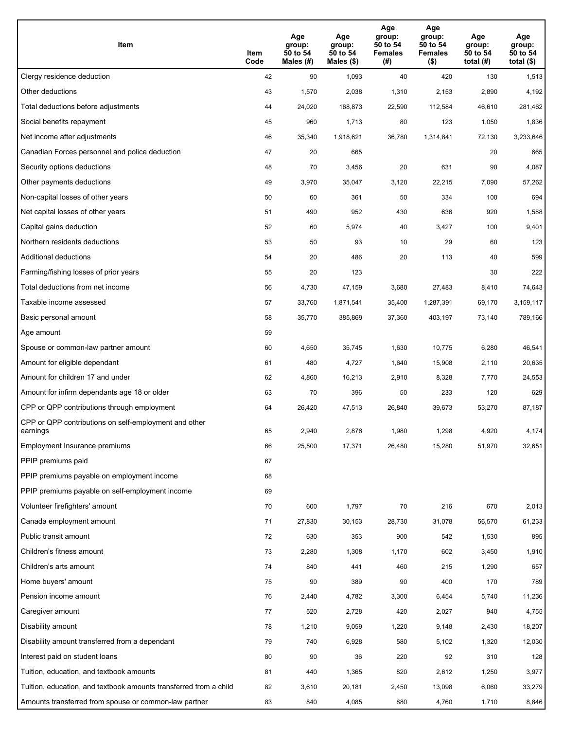| Item | Item Code | Age group: 50 to 54 Males (#) | Age group: 50 to 54 Males ($) | Age group: 50 to 54 Females (#) | Age group: 50 to 54 Females ($) | Age group: 50 to 54 total (#) | Age group: 50 to 54 total ($) |
|---|---|---|---|---|---|---|---|
| Clergy residence deduction | 42 | 90 | 1,093 | 40 | 420 | 130 | 1,513 |
| Other deductions | 43 | 1,570 | 2,038 | 1,310 | 2,153 | 2,890 | 4,192 |
| Total deductions before adjustments | 44 | 24,020 | 168,873 | 22,590 | 112,584 | 46,610 | 281,462 |
| Social benefits repayment | 45 | 960 | 1,713 | 80 | 123 | 1,050 | 1,836 |
| Net income after adjustments | 46 | 35,340 | 1,918,621 | 36,780 | 1,314,841 | 72,130 | 3,233,646 |
| Canadian Forces personnel and police deduction | 47 | 20 | 665 | | | 20 | 665 |
| Security options deductions | 48 | 70 | 3,456 | 20 | 631 | 90 | 4,087 |
| Other payments deductions | 49 | 3,970 | 35,047 | 3,120 | 22,215 | 7,090 | 57,262 |
| Non-capital losses of other years | 50 | 60 | 361 | 50 | 334 | 100 | 694 |
| Net capital losses of other years | 51 | 490 | 952 | 430 | 636 | 920 | 1,588 |
| Capital gains deduction | 52 | 60 | 5,974 | 40 | 3,427 | 100 | 9,401 |
| Northern residents deductions | 53 | 50 | 93 | 10 | 29 | 60 | 123 |
| Additional deductions | 54 | 20 | 486 | 20 | 113 | 40 | 599 |
| Farming/fishing losses of prior years | 55 | 20 | 123 | | | 30 | 222 |
| Total deductions from net income | 56 | 4,730 | 47,159 | 3,680 | 27,483 | 8,410 | 74,643 |
| Taxable income assessed | 57 | 33,760 | 1,871,541 | 35,400 | 1,287,391 | 69,170 | 3,159,117 |
| Basic personal amount | 58 | 35,770 | 385,869 | 37,360 | 403,197 | 73,140 | 789,166 |
| Age amount | 59 | | | | | | |
| Spouse or common-law partner amount | 60 | 4,650 | 35,745 | 1,630 | 10,775 | 6,280 | 46,541 |
| Amount for eligible dependant | 61 | 480 | 4,727 | 1,640 | 15,908 | 2,110 | 20,635 |
| Amount for children 17 and under | 62 | 4,860 | 16,213 | 2,910 | 8,328 | 7,770 | 24,553 |
| Amount for infirm dependants age 18 or older | 63 | 70 | 396 | 50 | 233 | 120 | 629 |
| CPP or QPP contributions through employment | 64 | 26,420 | 47,513 | 26,840 | 39,673 | 53,270 | 87,187 |
| CPP or QPP contributions on self-employment and other earnings | 65 | 2,940 | 2,876 | 1,980 | 1,298 | 4,920 | 4,174 |
| Employment Insurance premiums | 66 | 25,500 | 17,371 | 26,480 | 15,280 | 51,970 | 32,651 |
| PPIP premiums paid | 67 | | | | | | |
| PPIP premiums payable on employment income | 68 | | | | | | |
| PPIP premiums payable on self-employment income | 69 | | | | | | |
| Volunteer firefighters' amount | 70 | 600 | 1,797 | 70 | 216 | 670 | 2,013 |
| Canada employment amount | 71 | 27,830 | 30,153 | 28,730 | 31,078 | 56,570 | 61,233 |
| Public transit amount | 72 | 630 | 353 | 900 | 542 | 1,530 | 895 |
| Children's fitness amount | 73 | 2,280 | 1,308 | 1,170 | 602 | 3,450 | 1,910 |
| Children's arts amount | 74 | 840 | 441 | 460 | 215 | 1,290 | 657 |
| Home buyers' amount | 75 | 90 | 389 | 90 | 400 | 170 | 789 |
| Pension income amount | 76 | 2,440 | 4,782 | 3,300 | 6,454 | 5,740 | 11,236 |
| Caregiver amount | 77 | 520 | 2,728 | 420 | 2,027 | 940 | 4,755 |
| Disability amount | 78 | 1,210 | 9,059 | 1,220 | 9,148 | 2,430 | 18,207 |
| Disability amount transferred from a dependant | 79 | 740 | 6,928 | 580 | 5,102 | 1,320 | 12,030 |
| Interest paid on student loans | 80 | 90 | 36 | 220 | 92 | 310 | 128 |
| Tuition, education, and textbook amounts | 81 | 440 | 1,365 | 820 | 2,612 | 1,250 | 3,977 |
| Tuition, education, and textbook amounts transferred from a child | 82 | 3,610 | 20,181 | 2,450 | 13,098 | 6,060 | 33,279 |
| Amounts transferred from spouse or common-law partner | 83 | 840 | 4,085 | 880 | 4,760 | 1,710 | 8,846 |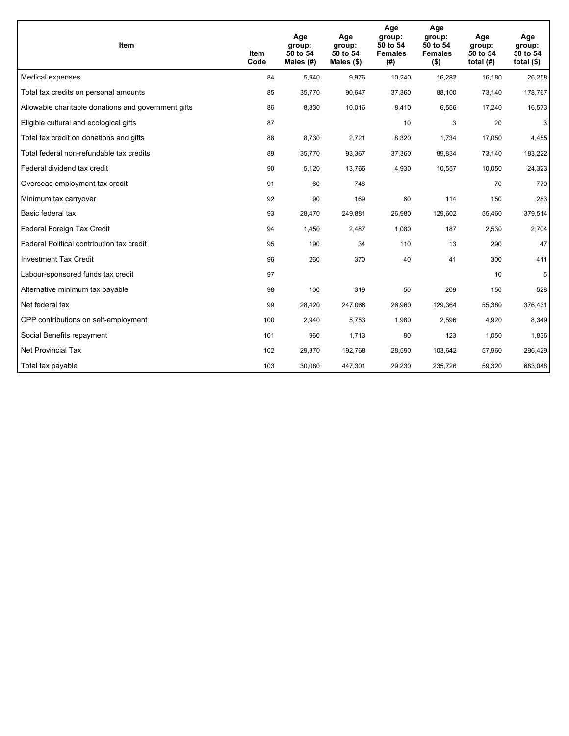| Item | Item Code | Age group: 50 to 54 Males (#) | Age group: 50 to 54 Males ($) | Age group: 50 to 54 Females (#) | Age group: 50 to 54 Females ($) | Age group: 50 to 54 total (#) | Age group: 50 to 54 total ($) |
|---|---|---|---|---|---|---|---|
| Medical expenses | 84 | 5,940 | 9,976 | 10,240 | 16,282 | 16,180 | 26,258 |
| Total tax credits on personal amounts | 85 | 35,770 | 90,647 | 37,360 | 88,100 | 73,140 | 178,767 |
| Allowable charitable donations and government gifts | 86 | 8,830 | 10,016 | 8,410 | 6,556 | 17,240 | 16,573 |
| Eligible cultural and ecological gifts | 87 | | | 10 | 3 | 20 | 3 |
| Total tax credit on donations and gifts | 88 | 8,730 | 2,721 | 8,320 | 1,734 | 17,050 | 4,455 |
| Total federal non-refundable tax credits | 89 | 35,770 | 93,367 | 37,360 | 89,834 | 73,140 | 183,222 |
| Federal dividend tax credit | 90 | 5,120 | 13,766 | 4,930 | 10,557 | 10,050 | 24,323 |
| Overseas employment tax credit | 91 | 60 | 748 | | | 70 | 770 |
| Minimum tax carryover | 92 | 90 | 169 | 60 | 114 | 150 | 283 |
| Basic federal tax | 93 | 28,470 | 249,881 | 26,980 | 129,602 | 55,460 | 379,514 |
| Federal Foreign Tax Credit | 94 | 1,450 | 2,487 | 1,080 | 187 | 2,530 | 2,704 |
| Federal Political contribution tax credit | 95 | 190 | 34 | 110 | 13 | 290 | 47 |
| Investment Tax Credit | 96 | 260 | 370 | 40 | 41 | 300 | 411 |
| Labour-sponsored funds tax credit | 97 | | | | | 10 | 5 |
| Alternative minimum tax payable | 98 | 100 | 319 | 50 | 209 | 150 | 528 |
| Net federal tax | 99 | 28,420 | 247,066 | 26,960 | 129,364 | 55,380 | 376,431 |
| CPP contributions on self-employment | 100 | 2,940 | 5,753 | 1,980 | 2,596 | 4,920 | 8,349 |
| Social Benefits repayment | 101 | 960 | 1,713 | 80 | 123 | 1,050 | 1,836 |
| Net Provincial Tax | 102 | 29,370 | 192,768 | 28,590 | 103,642 | 57,960 | 296,429 |
| Total tax payable | 103 | 30,080 | 447,301 | 29,230 | 235,726 | 59,320 | 683,048 |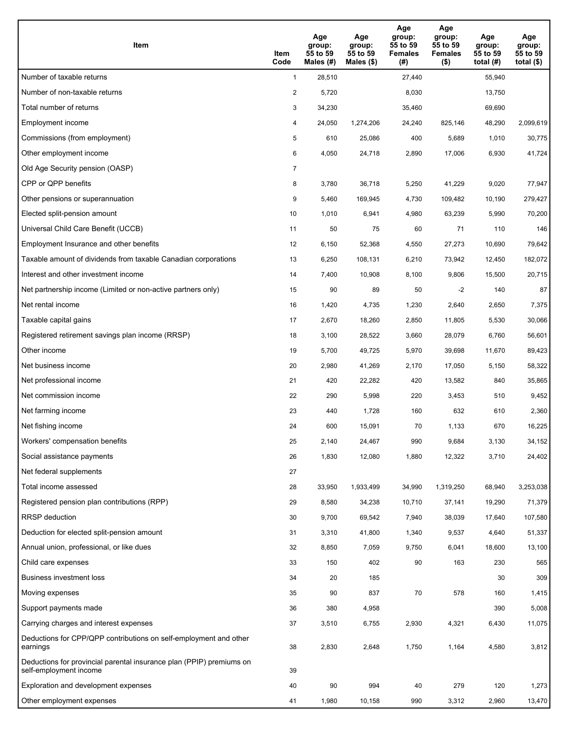| Item | Item Code | Age group: 55 to 59 Males (#) | Age group: 55 to 59 Males ($) | Age group: 55 to 59 Females (#) | Age group: 55 to 59 Females ($) | Age group: 55 to 59 total (#) | Age group: 55 to 59 total ($) |
|---|---|---|---|---|---|---|---|
| Number of taxable returns | 1 | 28,510 | | 27,440 | | 55,940 | |
| Number of non-taxable returns | 2 | 5,720 | | 8,030 | | 13,750 | |
| Total number of returns | 3 | 34,230 | | 35,460 | | 69,690 | |
| Employment income | 4 | 24,050 | 1,274,206 | 24,240 | 825,146 | 48,290 | 2,099,619 |
| Commissions (from employment) | 5 | 610 | 25,086 | 400 | 5,689 | 1,010 | 30,775 |
| Other employment income | 6 | 4,050 | 24,718 | 2,890 | 17,006 | 6,930 | 41,724 |
| Old Age Security pension (OASP) | 7 | | | | | | |
| CPP or QPP benefits | 8 | 3,780 | 36,718 | 5,250 | 41,229 | 9,020 | 77,947 |
| Other pensions or superannuation | 9 | 5,460 | 169,945 | 4,730 | 109,482 | 10,190 | 279,427 |
| Elected split-pension amount | 10 | 1,010 | 6,941 | 4,980 | 63,239 | 5,990 | 70,200 |
| Universal Child Care Benefit (UCCB) | 11 | 50 | 75 | 60 | 71 | 110 | 146 |
| Employment Insurance and other benefits | 12 | 6,150 | 52,368 | 4,550 | 27,273 | 10,690 | 79,642 |
| Taxable amount of dividends from taxable Canadian corporations | 13 | 6,250 | 108,131 | 6,210 | 73,942 | 12,450 | 182,072 |
| Interest and other investment income | 14 | 7,400 | 10,908 | 8,100 | 9,806 | 15,500 | 20,715 |
| Net partnership income (Limited or non-active partners only) | 15 | 90 | 89 | 50 | -2 | 140 | 87 |
| Net rental income | 16 | 1,420 | 4,735 | 1,230 | 2,640 | 2,650 | 7,375 |
| Taxable capital gains | 17 | 2,670 | 18,260 | 2,850 | 11,805 | 5,530 | 30,066 |
| Registered retirement savings plan income (RRSP) | 18 | 3,100 | 28,522 | 3,660 | 28,079 | 6,760 | 56,601 |
| Other income | 19 | 5,700 | 49,725 | 5,970 | 39,698 | 11,670 | 89,423 |
| Net business income | 20 | 2,980 | 41,269 | 2,170 | 17,050 | 5,150 | 58,322 |
| Net professional income | 21 | 420 | 22,282 | 420 | 13,582 | 840 | 35,865 |
| Net commission income | 22 | 290 | 5,998 | 220 | 3,453 | 510 | 9,452 |
| Net farming income | 23 | 440 | 1,728 | 160 | 632 | 610 | 2,360 |
| Net fishing income | 24 | 600 | 15,091 | 70 | 1,133 | 670 | 16,225 |
| Workers' compensation benefits | 25 | 2,140 | 24,467 | 990 | 9,684 | 3,130 | 34,152 |
| Social assistance payments | 26 | 1,830 | 12,080 | 1,880 | 12,322 | 3,710 | 24,402 |
| Net federal supplements | 27 | | | | | | |
| Total income assessed | 28 | 33,950 | 1,933,499 | 34,990 | 1,319,250 | 68,940 | 3,253,038 |
| Registered pension plan contributions (RPP) | 29 | 8,580 | 34,238 | 10,710 | 37,141 | 19,290 | 71,379 |
| RRSP deduction | 30 | 9,700 | 69,542 | 7,940 | 38,039 | 17,640 | 107,580 |
| Deduction for elected split-pension amount | 31 | 3,310 | 41,800 | 1,340 | 9,537 | 4,640 | 51,337 |
| Annual union, professional, or like dues | 32 | 8,850 | 7,059 | 9,750 | 6,041 | 18,600 | 13,100 |
| Child care expenses | 33 | 150 | 402 | 90 | 163 | 230 | 565 |
| Business investment loss | 34 | 20 | 185 | | | 30 | 309 |
| Moving expenses | 35 | 90 | 837 | 70 | 578 | 160 | 1,415 |
| Support payments made | 36 | 380 | 4,958 | | | 390 | 5,008 |
| Carrying charges and interest expenses | 37 | 3,510 | 6,755 | 2,930 | 4,321 | 6,430 | 11,075 |
| Deductions for CPP/QPP contributions on self-employment and other earnings | 38 | 2,830 | 2,648 | 1,750 | 1,164 | 4,580 | 3,812 |
| Deductions for provincial parental insurance plan (PPIP) premiums on self-employment income | 39 | | | | | | |
| Exploration and development expenses | 40 | 90 | 994 | 40 | 279 | 120 | 1,273 |
| Other employment expenses | 41 | 1,980 | 10,158 | 990 | 3,312 | 2,960 | 13,470 |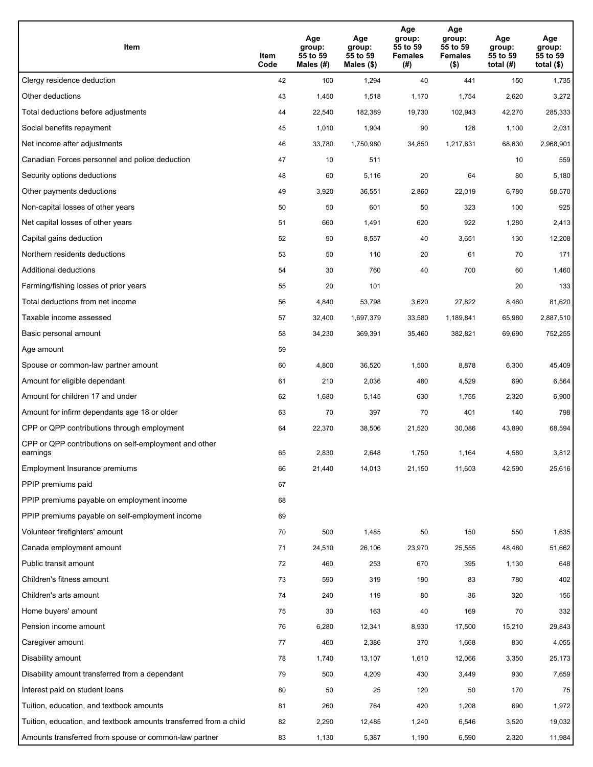| Item | Item Code | Age group: 55 to 59 Males (#) | Age group: 55 to 59 Males ($) | Age group: 55 to 59 Females (#) | Age group: 55 to 59 Females ($) | Age group: 55 to 59 total (#) | Age group: 55 to 59 total ($) |
|---|---|---|---|---|---|---|---|
| Clergy residence deduction | 42 | 100 | 1,294 | 40 | 441 | 150 | 1,735 |
| Other deductions | 43 | 1,450 | 1,518 | 1,170 | 1,754 | 2,620 | 3,272 |
| Total deductions before adjustments | 44 | 22,540 | 182,389 | 19,730 | 102,943 | 42,270 | 285,333 |
| Social benefits repayment | 45 | 1,010 | 1,904 | 90 | 126 | 1,100 | 2,031 |
| Net income after adjustments | 46 | 33,780 | 1,750,980 | 34,850 | 1,217,631 | 68,630 | 2,968,901 |
| Canadian Forces personnel and police deduction | 47 | 10 | 511 | | | 10 | 559 |
| Security options deductions | 48 | 60 | 5,116 | 20 | 64 | 80 | 5,180 |
| Other payments deductions | 49 | 3,920 | 36,551 | 2,860 | 22,019 | 6,780 | 58,570 |
| Non-capital losses of other years | 50 | 50 | 601 | 50 | 323 | 100 | 925 |
| Net capital losses of other years | 51 | 660 | 1,491 | 620 | 922 | 1,280 | 2,413 |
| Capital gains deduction | 52 | 90 | 8,557 | 40 | 3,651 | 130 | 12,208 |
| Northern residents deductions | 53 | 50 | 110 | 20 | 61 | 70 | 171 |
| Additional deductions | 54 | 30 | 760 | 40 | 700 | 60 | 1,460 |
| Farming/fishing losses of prior years | 55 | 20 | 101 | | | 20 | 133 |
| Total deductions from net income | 56 | 4,840 | 53,798 | 3,620 | 27,822 | 8,460 | 81,620 |
| Taxable income assessed | 57 | 32,400 | 1,697,379 | 33,580 | 1,189,841 | 65,980 | 2,887,510 |
| Basic personal amount | 58 | 34,230 | 369,391 | 35,460 | 382,821 | 69,690 | 752,255 |
| Age amount | 59 | | | | | | |
| Spouse or common-law partner amount | 60 | 4,800 | 36,520 | 1,500 | 8,878 | 6,300 | 45,409 |
| Amount for eligible dependant | 61 | 210 | 2,036 | 480 | 4,529 | 690 | 6,564 |
| Amount for children 17 and under | 62 | 1,680 | 5,145 | 630 | 1,755 | 2,320 | 6,900 |
| Amount for infirm dependants age 18 or older | 63 | 70 | 397 | 70 | 401 | 140 | 798 |
| CPP or QPP contributions through employment | 64 | 22,370 | 38,506 | 21,520 | 30,086 | 43,890 | 68,594 |
| CPP or QPP contributions on self-employment and other earnings | 65 | 2,830 | 2,648 | 1,750 | 1,164 | 4,580 | 3,812 |
| Employment Insurance premiums | 66 | 21,440 | 14,013 | 21,150 | 11,603 | 42,590 | 25,616 |
| PPIP premiums paid | 67 | | | | | | |
| PPIP premiums payable on employment income | 68 | | | | | | |
| PPIP premiums payable on self-employment income | 69 | | | | | | |
| Volunteer firefighters' amount | 70 | 500 | 1,485 | 50 | 150 | 550 | 1,635 |
| Canada employment amount | 71 | 24,510 | 26,106 | 23,970 | 25,555 | 48,480 | 51,662 |
| Public transit amount | 72 | 460 | 253 | 670 | 395 | 1,130 | 648 |
| Children's fitness amount | 73 | 590 | 319 | 190 | 83 | 780 | 402 |
| Children's arts amount | 74 | 240 | 119 | 80 | 36 | 320 | 156 |
| Home buyers' amount | 75 | 30 | 163 | 40 | 169 | 70 | 332 |
| Pension income amount | 76 | 6,280 | 12,341 | 8,930 | 17,500 | 15,210 | 29,843 |
| Caregiver amount | 77 | 460 | 2,386 | 370 | 1,668 | 830 | 4,055 |
| Disability amount | 78 | 1,740 | 13,107 | 1,610 | 12,066 | 3,350 | 25,173 |
| Disability amount transferred from a dependant | 79 | 500 | 4,209 | 430 | 3,449 | 930 | 7,659 |
| Interest paid on student loans | 80 | 50 | 25 | 120 | 50 | 170 | 75 |
| Tuition, education, and textbook amounts | 81 | 260 | 764 | 420 | 1,208 | 690 | 1,972 |
| Tuition, education, and textbook amounts transferred from a child | 82 | 2,290 | 12,485 | 1,240 | 6,546 | 3,520 | 19,032 |
| Amounts transferred from spouse or common-law partner | 83 | 1,130 | 5,387 | 1,190 | 6,590 | 2,320 | 11,984 |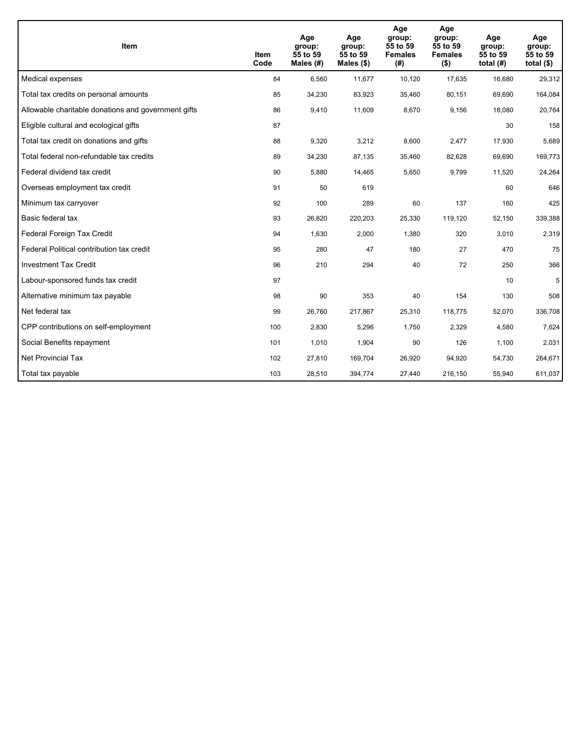| Item | Item Code | Age group: 55 to 59 Males (#) | Age group: 55 to 59 Males ($) | Age group: 55 to 59 Females (#) | Age group: 55 to 59 Females ($) | Age group: 55 to 59 total (#) | Age group: 55 to 59 total ($) |
|---|---|---|---|---|---|---|---|
| Medical expenses | 84 | 6,560 | 11,677 | 10,120 | 17,635 | 16,680 | 29,312 |
| Total tax credits on personal amounts | 85 | 34,230 | 83,923 | 35,460 | 80,151 | 69,690 | 164,084 |
| Allowable charitable donations and government gifts | 86 | 9,410 | 11,609 | 8,670 | 9,156 | 18,080 | 20,764 |
| Eligible cultural and ecological gifts | 87 | | | | | 30 | 158 |
| Total tax credit on donations and gifts | 88 | 9,320 | 3,212 | 8,600 | 2,477 | 17,930 | 5,689 |
| Total federal non-refundable tax credits | 89 | 34,230 | 87,135 | 35,460 | 82,628 | 69,690 | 169,773 |
| Federal dividend tax credit | 90 | 5,880 | 14,465 | 5,650 | 9,799 | 11,520 | 24,264 |
| Overseas employment tax credit | 91 | 50 | 619 | | | 60 | 646 |
| Minimum tax carryover | 92 | 100 | 289 | 60 | 137 | 160 | 425 |
| Basic federal tax | 93 | 26,820 | 220,203 | 25,330 | 119,120 | 52,150 | 339,388 |
| Federal Foreign Tax Credit | 94 | 1,630 | 2,000 | 1,380 | 320 | 3,010 | 2,319 |
| Federal Political contribution tax credit | 95 | 280 | 47 | 180 | 27 | 470 | 75 |
| Investment Tax Credit | 96 | 210 | 294 | 40 | 72 | 250 | 366 |
| Labour-sponsored funds tax credit | 97 | | | | | 10 | 5 |
| Alternative minimum tax payable | 98 | 90 | 353 | 40 | 154 | 130 | 508 |
| Net federal tax | 99 | 26,760 | 217,867 | 25,310 | 118,775 | 52,070 | 336,708 |
| CPP contributions on self-employment | 100 | 2,830 | 5,296 | 1,750 | 2,329 | 4,580 | 7,624 |
| Social Benefits repayment | 101 | 1,010 | 1,904 | 90 | 126 | 1,100 | 2,031 |
| Net Provincial Tax | 102 | 27,810 | 169,704 | 26,920 | 94,920 | 54,730 | 264,671 |
| Total tax payable | 103 | 28,510 | 394,774 | 27,440 | 216,150 | 55,940 | 611,037 |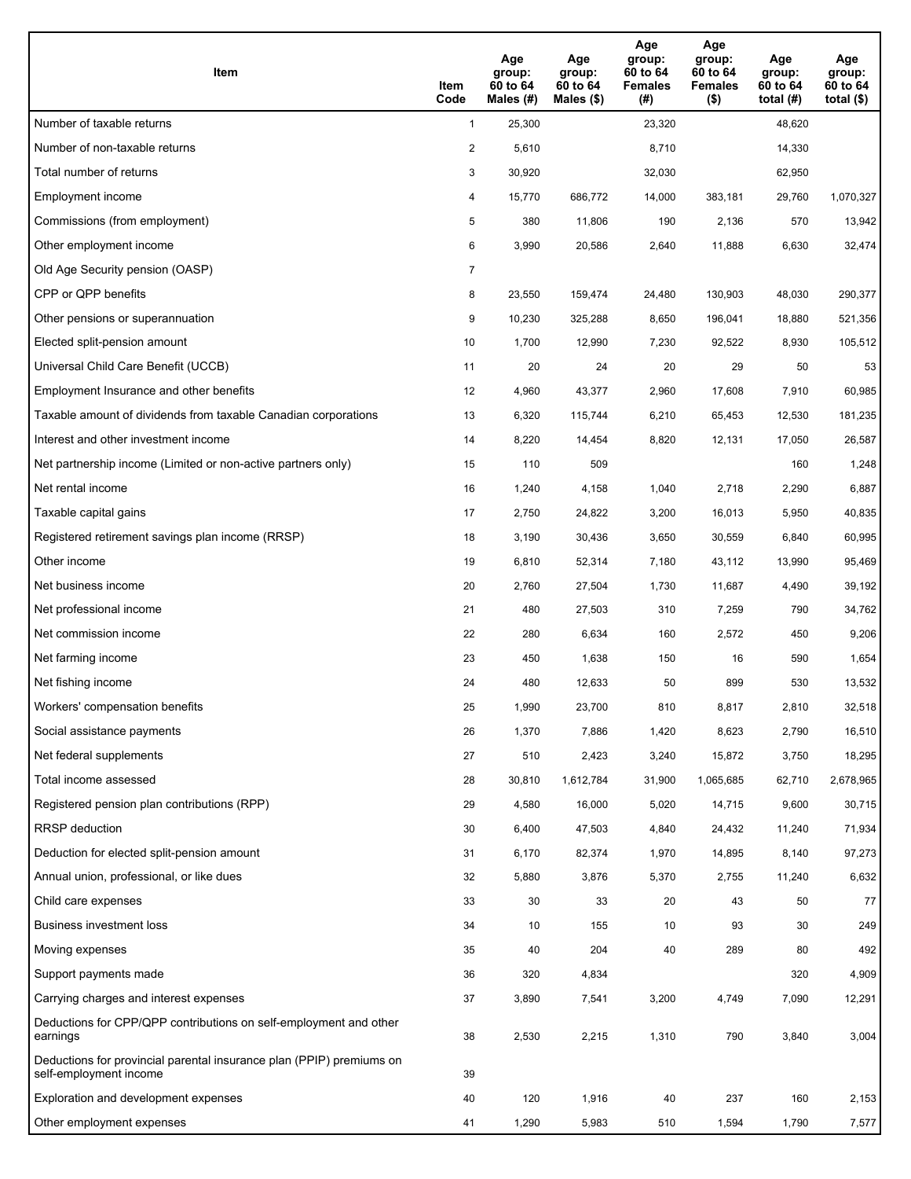| Item | Item Code | Age group: 60 to 64 Males (#) | Age group: 60 to 64 Males ($) | Age group: 60 to 64 Females (#) | Age group: 60 to 64 Females ($) | Age group: 60 to 64 total (#) | Age group: 60 to 64 total ($) |
|---|---|---|---|---|---|---|---|
| Number of taxable returns | 1 | 25,300 | | 23,320 | | 48,620 | |
| Number of non-taxable returns | 2 | 5,610 | | 8,710 | | 14,330 | |
| Total number of returns | 3 | 30,920 | | 32,030 | | 62,950 | |
| Employment income | 4 | 15,770 | 686,772 | 14,000 | 383,181 | 29,760 | 1,070,327 |
| Commissions (from employment) | 5 | 380 | 11,806 | 190 | 2,136 | 570 | 13,942 |
| Other employment income | 6 | 3,990 | 20,586 | 2,640 | 11,888 | 6,630 | 32,474 |
| Old Age Security pension (OASP) | 7 | | | | | | |
| CPP or QPP benefits | 8 | 23,550 | 159,474 | 24,480 | 130,903 | 48,030 | 290,377 |
| Other pensions or superannuation | 9 | 10,230 | 325,288 | 8,650 | 196,041 | 18,880 | 521,356 |
| Elected split-pension amount | 10 | 1,700 | 12,990 | 7,230 | 92,522 | 8,930 | 105,512 |
| Universal Child Care Benefit (UCCB) | 11 | 20 | 24 | 20 | 29 | 50 | 53 |
| Employment Insurance and other benefits | 12 | 4,960 | 43,377 | 2,960 | 17,608 | 7,910 | 60,985 |
| Taxable amount of dividends from taxable Canadian corporations | 13 | 6,320 | 115,744 | 6,210 | 65,453 | 12,530 | 181,235 |
| Interest and other investment income | 14 | 8,220 | 14,454 | 8,820 | 12,131 | 17,050 | 26,587 |
| Net partnership income (Limited or non-active partners only) | 15 | 110 | 509 | | | 160 | 1,248 |
| Net rental income | 16 | 1,240 | 4,158 | 1,040 | 2,718 | 2,290 | 6,887 |
| Taxable capital gains | 17 | 2,750 | 24,822 | 3,200 | 16,013 | 5,950 | 40,835 |
| Registered retirement savings plan income (RRSP) | 18 | 3,190 | 30,436 | 3,650 | 30,559 | 6,840 | 60,995 |
| Other income | 19 | 6,810 | 52,314 | 7,180 | 43,112 | 13,990 | 95,469 |
| Net business income | 20 | 2,760 | 27,504 | 1,730 | 11,687 | 4,490 | 39,192 |
| Net professional income | 21 | 480 | 27,503 | 310 | 7,259 | 790 | 34,762 |
| Net commission income | 22 | 280 | 6,634 | 160 | 2,572 | 450 | 9,206 |
| Net farming income | 23 | 450 | 1,638 | 150 | 16 | 590 | 1,654 |
| Net fishing income | 24 | 480 | 12,633 | 50 | 899 | 530 | 13,532 |
| Workers' compensation benefits | 25 | 1,990 | 23,700 | 810 | 8,817 | 2,810 | 32,518 |
| Social assistance payments | 26 | 1,370 | 7,886 | 1,420 | 8,623 | 2,790 | 16,510 |
| Net federal supplements | 27 | 510 | 2,423 | 3,240 | 15,872 | 3,750 | 18,295 |
| Total income assessed | 28 | 30,810 | 1,612,784 | 31,900 | 1,065,685 | 62,710 | 2,678,965 |
| Registered pension plan contributions (RPP) | 29 | 4,580 | 16,000 | 5,020 | 14,715 | 9,600 | 30,715 |
| RRSP deduction | 30 | 6,400 | 47,503 | 4,840 | 24,432 | 11,240 | 71,934 |
| Deduction for elected split-pension amount | 31 | 6,170 | 82,374 | 1,970 | 14,895 | 8,140 | 97,273 |
| Annual union, professional, or like dues | 32 | 5,880 | 3,876 | 5,370 | 2,755 | 11,240 | 6,632 |
| Child care expenses | 33 | 30 | 33 | 20 | 43 | 50 | 77 |
| Business investment loss | 34 | 10 | 155 | 10 | 93 | 30 | 249 |
| Moving expenses | 35 | 40 | 204 | 40 | 289 | 80 | 492 |
| Support payments made | 36 | 320 | 4,834 | | | 320 | 4,909 |
| Carrying charges and interest expenses | 37 | 3,890 | 7,541 | 3,200 | 4,749 | 7,090 | 12,291 |
| Deductions for CPP/QPP contributions on self-employment and other earnings | 38 | 2,530 | 2,215 | 1,310 | 790 | 3,840 | 3,004 |
| Deductions for provincial parental insurance plan (PPIP) premiums on self-employment income | 39 | | | | | | |
| Exploration and development expenses | 40 | 120 | 1,916 | 40 | 237 | 160 | 2,153 |
| Other employment expenses | 41 | 1,290 | 5,983 | 510 | 1,594 | 1,790 | 7,577 |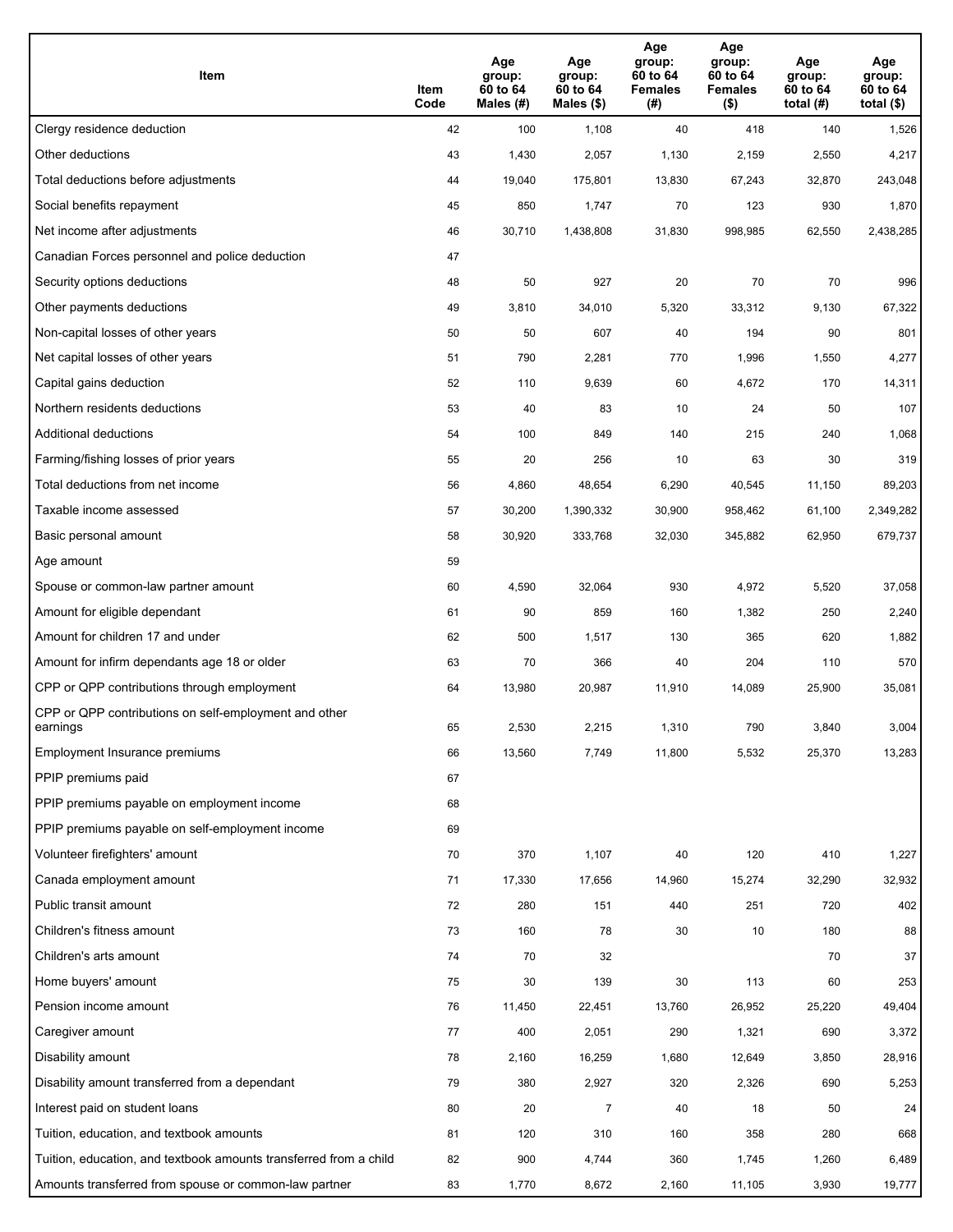| Item | Item Code | Age group: 60 to 64 Males (#) | Age group: 60 to 64 Males ($) | Age group: 60 to 64 Females (#) | Age group: 60 to 64 Females ($) | Age group: 60 to 64 total (#) | Age group: 60 to 64 total ($) |
|---|---|---|---|---|---|---|---|
| Clergy residence deduction | 42 | 100 | 1,108 | 40 | 418 | 140 | 1,526 |
| Other deductions | 43 | 1,430 | 2,057 | 1,130 | 2,159 | 2,550 | 4,217 |
| Total deductions before adjustments | 44 | 19,040 | 175,801 | 13,830 | 67,243 | 32,870 | 243,048 |
| Social benefits repayment | 45 | 850 | 1,747 | 70 | 123 | 930 | 1,870 |
| Net income after adjustments | 46 | 30,710 | 1,438,808 | 31,830 | 998,985 | 62,550 | 2,438,285 |
| Canadian Forces personnel and police deduction | 47 | | | | | | |
| Security options deductions | 48 | 50 | 927 | 20 | 70 | 70 | 996 |
| Other payments deductions | 49 | 3,810 | 34,010 | 5,320 | 33,312 | 9,130 | 67,322 |
| Non-capital losses of other years | 50 | 50 | 607 | 40 | 194 | 90 | 801 |
| Net capital losses of other years | 51 | 790 | 2,281 | 770 | 1,996 | 1,550 | 4,277 |
| Capital gains deduction | 52 | 110 | 9,639 | 60 | 4,672 | 170 | 14,311 |
| Northern residents deductions | 53 | 40 | 83 | 10 | 24 | 50 | 107 |
| Additional deductions | 54 | 100 | 849 | 140 | 215 | 240 | 1,068 |
| Farming/fishing losses of prior years | 55 | 20 | 256 | 10 | 63 | 30 | 319 |
| Total deductions from net income | 56 | 4,860 | 48,654 | 6,290 | 40,545 | 11,150 | 89,203 |
| Taxable income assessed | 57 | 30,200 | 1,390,332 | 30,900 | 958,462 | 61,100 | 2,349,282 |
| Basic personal amount | 58 | 30,920 | 333,768 | 32,030 | 345,882 | 62,950 | 679,737 |
| Age amount | 59 | | | | | | |
| Spouse or common-law partner amount | 60 | 4,590 | 32,064 | 930 | 4,972 | 5,520 | 37,058 |
| Amount for eligible dependant | 61 | 90 | 859 | 160 | 1,382 | 250 | 2,240 |
| Amount for children 17 and under | 62 | 500 | 1,517 | 130 | 365 | 620 | 1,882 |
| Amount for infirm dependants age 18 or older | 63 | 70 | 366 | 40 | 204 | 110 | 570 |
| CPP or QPP contributions through employment | 64 | 13,980 | 20,987 | 11,910 | 14,089 | 25,900 | 35,081 |
| CPP or QPP contributions on self-employment and other earnings | 65 | 2,530 | 2,215 | 1,310 | 790 | 3,840 | 3,004 |
| Employment Insurance premiums | 66 | 13,560 | 7,749 | 11,800 | 5,532 | 25,370 | 13,283 |
| PPIP premiums paid | 67 | | | | | | |
| PPIP premiums payable on employment income | 68 | | | | | | |
| PPIP premiums payable on self-employment income | 69 | | | | | | |
| Volunteer firefighters' amount | 70 | 370 | 1,107 | 40 | 120 | 410 | 1,227 |
| Canada employment amount | 71 | 17,330 | 17,656 | 14,960 | 15,274 | 32,290 | 32,932 |
| Public transit amount | 72 | 280 | 151 | 440 | 251 | 720 | 402 |
| Children's fitness amount | 73 | 160 | 78 | 30 | 10 | 180 | 88 |
| Children's arts amount | 74 | 70 | 32 | | | 70 | 37 |
| Home buyers' amount | 75 | 30 | 139 | 30 | 113 | 60 | 253 |
| Pension income amount | 76 | 11,450 | 22,451 | 13,760 | 26,952 | 25,220 | 49,404 |
| Caregiver amount | 77 | 400 | 2,051 | 290 | 1,321 | 690 | 3,372 |
| Disability amount | 78 | 2,160 | 16,259 | 1,680 | 12,649 | 3,850 | 28,916 |
| Disability amount transferred from a dependant | 79 | 380 | 2,927 | 320 | 2,326 | 690 | 5,253 |
| Interest paid on student loans | 80 | 20 | 7 | 40 | 18 | 50 | 24 |
| Tuition, education, and textbook amounts | 81 | 120 | 310 | 160 | 358 | 280 | 668 |
| Tuition, education, and textbook amounts transferred from a child | 82 | 900 | 4,744 | 360 | 1,745 | 1,260 | 6,489 |
| Amounts transferred from spouse or common-law partner | 83 | 1,770 | 8,672 | 2,160 | 11,105 | 3,930 | 19,777 |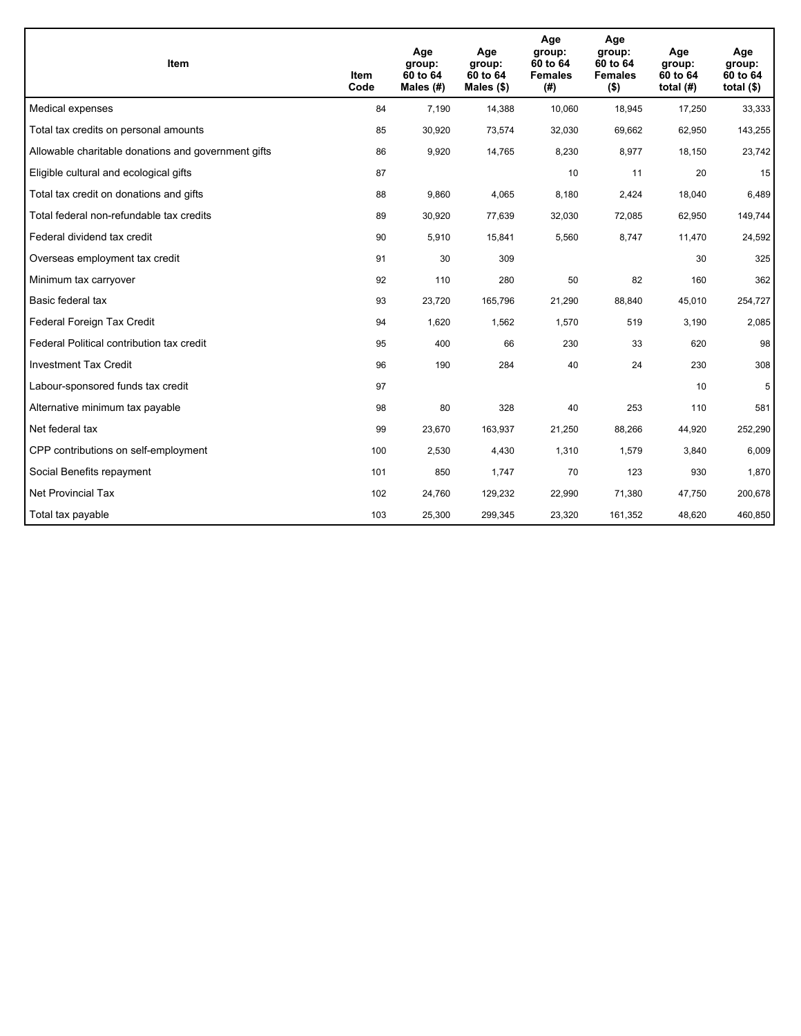| Item | Item Code | Age group: 60 to 64 Males (#) | Age group: 60 to 64 Males ($) | Age group: 60 to 64 Females (#) | Age group: 60 to 64 Females ($) | Age group: 60 to 64 total (#) | Age group: 60 to 64 total ($) |
|---|---|---|---|---|---|---|---|
| Medical expenses | 84 | 7,190 | 14,388 | 10,060 | 18,945 | 17,250 | 33,333 |
| Total tax credits on personal amounts | 85 | 30,920 | 73,574 | 32,030 | 69,662 | 62,950 | 143,255 |
| Allowable charitable donations and government gifts | 86 | 9,920 | 14,765 | 8,230 | 8,977 | 18,150 | 23,742 |
| Eligible cultural and ecological gifts | 87 | | | 10 | 11 | 20 | 15 |
| Total tax credit on donations and gifts | 88 | 9,860 | 4,065 | 8,180 | 2,424 | 18,040 | 6,489 |
| Total federal non-refundable tax credits | 89 | 30,920 | 77,639 | 32,030 | 72,085 | 62,950 | 149,744 |
| Federal dividend tax credit | 90 | 5,910 | 15,841 | 5,560 | 8,747 | 11,470 | 24,592 |
| Overseas employment tax credit | 91 | 30 | 309 | | | 30 | 325 |
| Minimum tax carryover | 92 | 110 | 280 | 50 | 82 | 160 | 362 |
| Basic federal tax | 93 | 23,720 | 165,796 | 21,290 | 88,840 | 45,010 | 254,727 |
| Federal Foreign Tax Credit | 94 | 1,620 | 1,562 | 1,570 | 519 | 3,190 | 2,085 |
| Federal Political contribution tax credit | 95 | 400 | 66 | 230 | 33 | 620 | 98 |
| Investment Tax Credit | 96 | 190 | 284 | 40 | 24 | 230 | 308 |
| Labour-sponsored funds tax credit | 97 | | | | | 10 | 5 |
| Alternative minimum tax payable | 98 | 80 | 328 | 40 | 253 | 110 | 581 |
| Net federal tax | 99 | 23,670 | 163,937 | 21,250 | 88,266 | 44,920 | 252,290 |
| CPP contributions on self-employment | 100 | 2,530 | 4,430 | 1,310 | 1,579 | 3,840 | 6,009 |
| Social Benefits repayment | 101 | 850 | 1,747 | 70 | 123 | 930 | 1,870 |
| Net Provincial Tax | 102 | 24,760 | 129,232 | 22,990 | 71,380 | 47,750 | 200,678 |
| Total tax payable | 103 | 25,300 | 299,345 | 23,320 | 161,352 | 48,620 | 460,850 |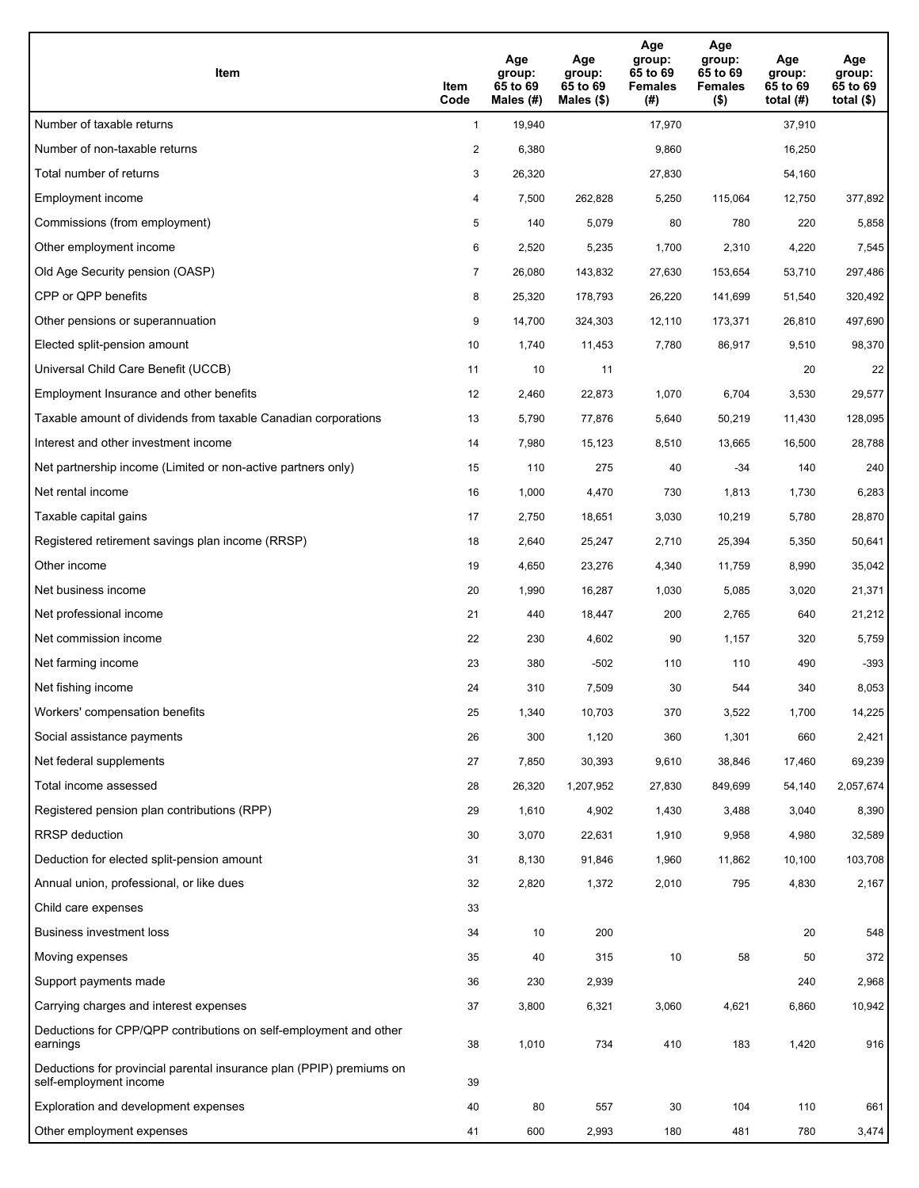| Item | Item Code | Age group: 65 to 69 Males (#) | Age group: 65 to 69 Males ($) | Age group: 65 to 69 Females (#) | Age group: 65 to 69 Females ($) | Age group: 65 to 69 total (#) | Age group: 65 to 69 total ($) |
|---|---|---|---|---|---|---|---|
| Number of taxable returns | 1 | 19,940 | | 17,970 | | 37,910 | |
| Number of non-taxable returns | 2 | 6,380 | | 9,860 | | 16,250 | |
| Total number of returns | 3 | 26,320 | | 27,830 | | 54,160 | |
| Employment income | 4 | 7,500 | 262,828 | 5,250 | 115,064 | 12,750 | 377,892 |
| Commissions (from employment) | 5 | 140 | 5,079 | 80 | 780 | 220 | 5,858 |
| Other employment income | 6 | 2,520 | 5,235 | 1,700 | 2,310 | 4,220 | 7,545 |
| Old Age Security pension (OASP) | 7 | 26,080 | 143,832 | 27,630 | 153,654 | 53,710 | 297,486 |
| CPP or QPP benefits | 8 | 25,320 | 178,793 | 26,220 | 141,699 | 51,540 | 320,492 |
| Other pensions or superannuation | 9 | 14,700 | 324,303 | 12,110 | 173,371 | 26,810 | 497,690 |
| Elected split-pension amount | 10 | 1,740 | 11,453 | 7,780 | 86,917 | 9,510 | 98,370 |
| Universal Child Care Benefit (UCCB) | 11 | 10 | 11 | | | 20 | 22 |
| Employment Insurance and other benefits | 12 | 2,460 | 22,873 | 1,070 | 6,704 | 3,530 | 29,577 |
| Taxable amount of dividends from taxable Canadian corporations | 13 | 5,790 | 77,876 | 5,640 | 50,219 | 11,430 | 128,095 |
| Interest and other investment income | 14 | 7,980 | 15,123 | 8,510 | 13,665 | 16,500 | 28,788 |
| Net partnership income (Limited or non-active partners only) | 15 | 110 | 275 | 40 | -34 | 140 | 240 |
| Net rental income | 16 | 1,000 | 4,470 | 730 | 1,813 | 1,730 | 6,283 |
| Taxable capital gains | 17 | 2,750 | 18,651 | 3,030 | 10,219 | 5,780 | 28,870 |
| Registered retirement savings plan income (RRSP) | 18 | 2,640 | 25,247 | 2,710 | 25,394 | 5,350 | 50,641 |
| Other income | 19 | 4,650 | 23,276 | 4,340 | 11,759 | 8,990 | 35,042 |
| Net business income | 20 | 1,990 | 16,287 | 1,030 | 5,085 | 3,020 | 21,371 |
| Net professional income | 21 | 440 | 18,447 | 200 | 2,765 | 640 | 21,212 |
| Net commission income | 22 | 230 | 4,602 | 90 | 1,157 | 320 | 5,759 |
| Net farming income | 23 | 380 | -502 | 110 | 110 | 490 | -393 |
| Net fishing income | 24 | 310 | 7,509 | 30 | 544 | 340 | 8,053 |
| Workers' compensation benefits | 25 | 1,340 | 10,703 | 370 | 3,522 | 1,700 | 14,225 |
| Social assistance payments | 26 | 300 | 1,120 | 360 | 1,301 | 660 | 2,421 |
| Net federal supplements | 27 | 7,850 | 30,393 | 9,610 | 38,846 | 17,460 | 69,239 |
| Total income assessed | 28 | 26,320 | 1,207,952 | 27,830 | 849,699 | 54,140 | 2,057,674 |
| Registered pension plan contributions (RPP) | 29 | 1,610 | 4,902 | 1,430 | 3,488 | 3,040 | 8,390 |
| RRSP deduction | 30 | 3,070 | 22,631 | 1,910 | 9,958 | 4,980 | 32,589 |
| Deduction for elected split-pension amount | 31 | 8,130 | 91,846 | 1,960 | 11,862 | 10,100 | 103,708 |
| Annual union, professional, or like dues | 32 | 2,820 | 1,372 | 2,010 | 795 | 4,830 | 2,167 |
| Child care expenses | 33 | | | | | | |
| Business investment loss | 34 | 10 | 200 | | | 20 | 548 |
| Moving expenses | 35 | 40 | 315 | 10 | 58 | 50 | 372 |
| Support payments made | 36 | 230 | 2,939 | | | 240 | 2,968 |
| Carrying charges and interest expenses | 37 | 3,800 | 6,321 | 3,060 | 4,621 | 6,860 | 10,942 |
| Deductions for CPP/QPP contributions on self-employment and other earnings | 38 | 1,010 | 734 | 410 | 183 | 1,420 | 916 |
| Deductions for provincial parental insurance plan (PPIP) premiums on self-employment income | 39 | | | | | | |
| Exploration and development expenses | 40 | 80 | 557 | 30 | 104 | 110 | 661 |
| Other employment expenses | 41 | 600 | 2,993 | 180 | 481 | 780 | 3,474 |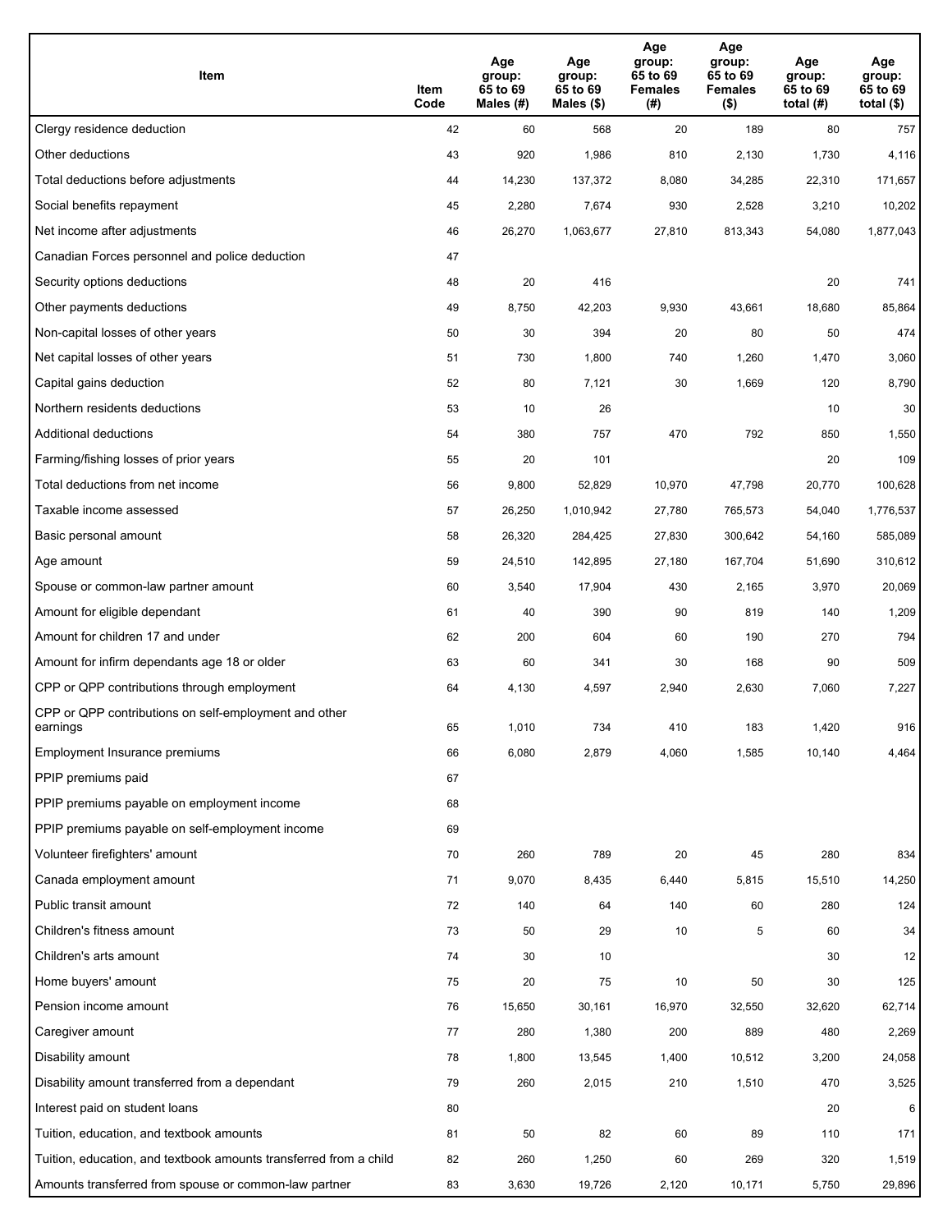| Item | Item Code | Age group: 65 to 69 Males (#) | Age group: 65 to 69 Males ($) | Age group: 65 to 69 Females (#) | Age group: 65 to 69 Females ($) | Age group: 65 to 69 total (#) | Age group: 65 to 69 total ($) |
|---|---|---|---|---|---|---|---|
| Clergy residence deduction | 42 | 60 | 568 | 20 | 189 | 80 | 757 |
| Other deductions | 43 | 920 | 1,986 | 810 | 2,130 | 1,730 | 4,116 |
| Total deductions before adjustments | 44 | 14,230 | 137,372 | 8,080 | 34,285 | 22,310 | 171,657 |
| Social benefits repayment | 45 | 2,280 | 7,674 | 930 | 2,528 | 3,210 | 10,202 |
| Net income after adjustments | 46 | 26,270 | 1,063,677 | 27,810 | 813,343 | 54,080 | 1,877,043 |
| Canadian Forces personnel and police deduction | 47 | | | | | | |
| Security options deductions | 48 | 20 | 416 | | | 20 | 741 |
| Other payments deductions | 49 | 8,750 | 42,203 | 9,930 | 43,661 | 18,680 | 85,864 |
| Non-capital losses of other years | 50 | 30 | 394 | 20 | 80 | 50 | 474 |
| Net capital losses of other years | 51 | 730 | 1,800 | 740 | 1,260 | 1,470 | 3,060 |
| Capital gains deduction | 52 | 80 | 7,121 | 30 | 1,669 | 120 | 8,790 |
| Northern residents deductions | 53 | 10 | 26 | | | 10 | 30 |
| Additional deductions | 54 | 380 | 757 | 470 | 792 | 850 | 1,550 |
| Farming/fishing losses of prior years | 55 | 20 | 101 | | | 20 | 109 |
| Total deductions from net income | 56 | 9,800 | 52,829 | 10,970 | 47,798 | 20,770 | 100,628 |
| Taxable income assessed | 57 | 26,250 | 1,010,942 | 27,780 | 765,573 | 54,040 | 1,776,537 |
| Basic personal amount | 58 | 26,320 | 284,425 | 27,830 | 300,642 | 54,160 | 585,089 |
| Age amount | 59 | 24,510 | 142,895 | 27,180 | 167,704 | 51,690 | 310,612 |
| Spouse or common-law partner amount | 60 | 3,540 | 17,904 | 430 | 2,165 | 3,970 | 20,069 |
| Amount for eligible dependant | 61 | 40 | 390 | 90 | 819 | 140 | 1,209 |
| Amount for children 17 and under | 62 | 200 | 604 | 60 | 190 | 270 | 794 |
| Amount for infirm dependants age 18 or older | 63 | 60 | 341 | 30 | 168 | 90 | 509 |
| CPP or QPP contributions through employment | 64 | 4,130 | 4,597 | 2,940 | 2,630 | 7,060 | 7,227 |
| CPP or QPP contributions on self-employment and other earnings | 65 | 1,010 | 734 | 410 | 183 | 1,420 | 916 |
| Employment Insurance premiums | 66 | 6,080 | 2,879 | 4,060 | 1,585 | 10,140 | 4,464 |
| PPIP premiums paid | 67 | | | | | | |
| PPIP premiums payable on employment income | 68 | | | | | | |
| PPIP premiums payable on self-employment income | 69 | | | | | | |
| Volunteer firefighters' amount | 70 | 260 | 789 | 20 | 45 | 280 | 834 |
| Canada employment amount | 71 | 9,070 | 8,435 | 6,440 | 5,815 | 15,510 | 14,250 |
| Public transit amount | 72 | 140 | 64 | 140 | 60 | 280 | 124 |
| Children's fitness amount | 73 | 50 | 29 | 10 | 5 | 60 | 34 |
| Children's arts amount | 74 | 30 | 10 | | | 30 | 12 |
| Home buyers' amount | 75 | 20 | 75 | 10 | 50 | 30 | 125 |
| Pension income amount | 76 | 15,650 | 30,161 | 16,970 | 32,550 | 32,620 | 62,714 |
| Caregiver amount | 77 | 280 | 1,380 | 200 | 889 | 480 | 2,269 |
| Disability amount | 78 | 1,800 | 13,545 | 1,400 | 10,512 | 3,200 | 24,058 |
| Disability amount transferred from a dependant | 79 | 260 | 2,015 | 210 | 1,510 | 470 | 3,525 |
| Interest paid on student loans | 80 | | | | | 20 | 6 |
| Tuition, education, and textbook amounts | 81 | 50 | 82 | 60 | 89 | 110 | 171 |
| Tuition, education, and textbook amounts transferred from a child | 82 | 260 | 1,250 | 60 | 269 | 320 | 1,519 |
| Amounts transferred from spouse or common-law partner | 83 | 3,630 | 19,726 | 2,120 | 10,171 | 5,750 | 29,896 |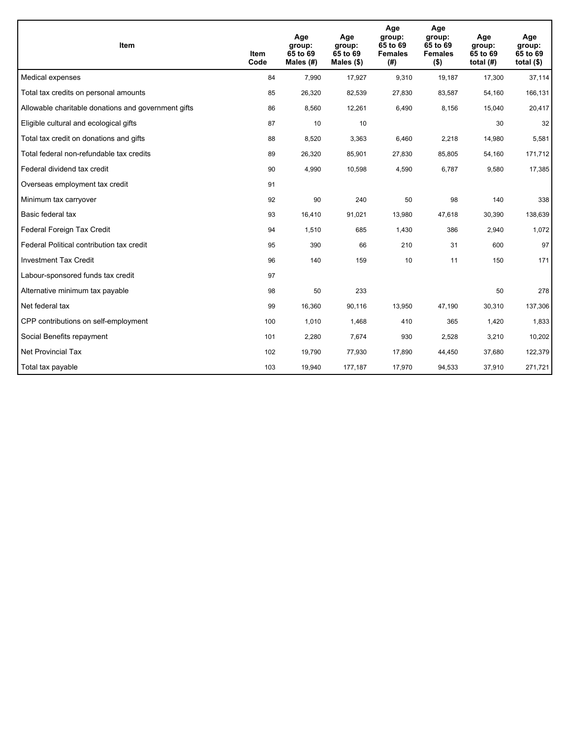| Item | Item Code | Age group: 65 to 69 Males (#) | Age group: 65 to 69 Males ($) | Age group: 65 to 69 Females (#) | Age group: 65 to 69 Females ($) | Age group: 65 to 69 total (#) | Age group: 65 to 69 total ($) |
|---|---|---|---|---|---|---|---|
| Medical expenses | 84 | 7,990 | 17,927 | 9,310 | 19,187 | 17,300 | 37,114 |
| Total tax credits on personal amounts | 85 | 26,320 | 82,539 | 27,830 | 83,587 | 54,160 | 166,131 |
| Allowable charitable donations and government gifts | 86 | 8,560 | 12,261 | 6,490 | 8,156 | 15,040 | 20,417 |
| Eligible cultural and ecological gifts | 87 | 10 | 10 | | | 30 | 32 |
| Total tax credit on donations and gifts | 88 | 8,520 | 3,363 | 6,460 | 2,218 | 14,980 | 5,581 |
| Total federal non-refundable tax credits | 89 | 26,320 | 85,901 | 27,830 | 85,805 | 54,160 | 171,712 |
| Federal dividend tax credit | 90 | 4,990 | 10,598 | 4,590 | 6,787 | 9,580 | 17,385 |
| Overseas employment tax credit | 91 | | | | | | |
| Minimum tax carryover | 92 | 90 | 240 | 50 | 98 | 140 | 338 |
| Basic federal tax | 93 | 16,410 | 91,021 | 13,980 | 47,618 | 30,390 | 138,639 |
| Federal Foreign Tax Credit | 94 | 1,510 | 685 | 1,430 | 386 | 2,940 | 1,072 |
| Federal Political contribution tax credit | 95 | 390 | 66 | 210 | 31 | 600 | 97 |
| Investment Tax Credit | 96 | 140 | 159 | 10 | 11 | 150 | 171 |
| Labour-sponsored funds tax credit | 97 | | | | | | |
| Alternative minimum tax payable | 98 | 50 | 233 | | | 50 | 278 |
| Net federal tax | 99 | 16,360 | 90,116 | 13,950 | 47,190 | 30,310 | 137,306 |
| CPP contributions on self-employment | 100 | 1,010 | 1,468 | 410 | 365 | 1,420 | 1,833 |
| Social Benefits repayment | 101 | 2,280 | 7,674 | 930 | 2,528 | 3,210 | 10,202 |
| Net Provincial Tax | 102 | 19,790 | 77,930 | 17,890 | 44,450 | 37,680 | 122,379 |
| Total tax payable | 103 | 19,940 | 177,187 | 17,970 | 94,533 | 37,910 | 271,721 |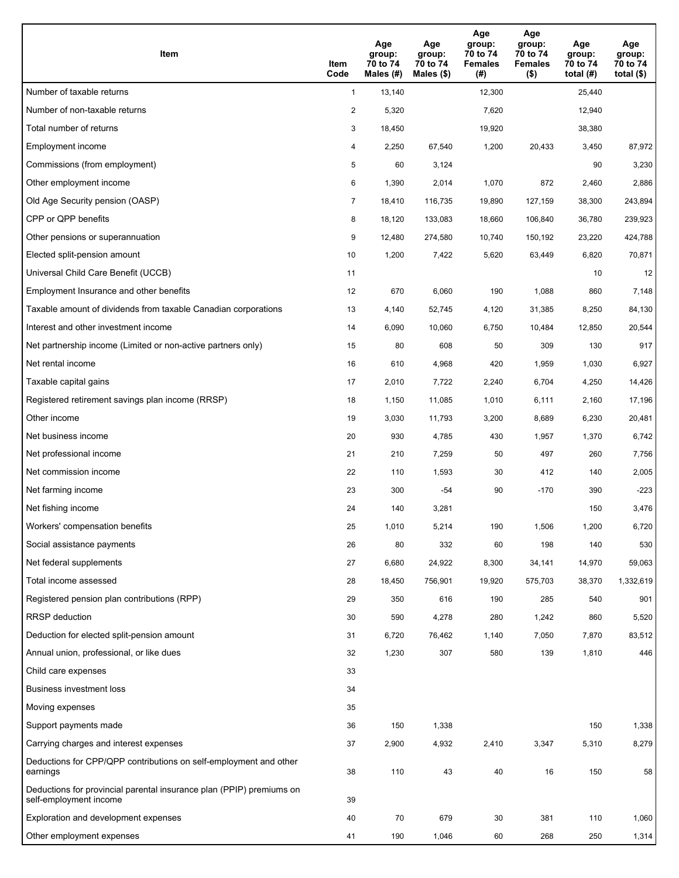| Item | Item Code | Age group: 70 to 74 Males (#) | Age group: 70 to 74 Males ($) | Age group: 70 to 74 Females (#) | Age group: 70 to 74 Females ($) | Age group: 70 to 74 total (#) | Age group: 70 to 74 total ($) |
|---|---|---|---|---|---|---|---|
| Number of taxable returns | 1 | 13,140 | | 12,300 | | 25,440 | |
| Number of non-taxable returns | 2 | 5,320 | | 7,620 | | 12,940 | |
| Total number of returns | 3 | 18,450 | | 19,920 | | 38,380 | |
| Employment income | 4 | 2,250 | 67,540 | 1,200 | 20,433 | 3,450 | 87,972 |
| Commissions (from employment) | 5 | 60 | 3,124 | | | 90 | 3,230 |
| Other employment income | 6 | 1,390 | 2,014 | 1,070 | 872 | 2,460 | 2,886 |
| Old Age Security pension (OASP) | 7 | 18,410 | 116,735 | 19,890 | 127,159 | 38,300 | 243,894 |
| CPP or QPP benefits | 8 | 18,120 | 133,083 | 18,660 | 106,840 | 36,780 | 239,923 |
| Other pensions or superannuation | 9 | 12,480 | 274,580 | 10,740 | 150,192 | 23,220 | 424,788 |
| Elected split-pension amount | 10 | 1,200 | 7,422 | 5,620 | 63,449 | 6,820 | 70,871 |
| Universal Child Care Benefit (UCCB) | 11 | | | | | 10 | 12 |
| Employment Insurance and other benefits | 12 | 670 | 6,060 | 190 | 1,088 | 860 | 7,148 |
| Taxable amount of dividends from taxable Canadian corporations | 13 | 4,140 | 52,745 | 4,120 | 31,385 | 8,250 | 84,130 |
| Interest and other investment income | 14 | 6,090 | 10,060 | 6,750 | 10,484 | 12,850 | 20,544 |
| Net partnership income (Limited or non-active partners only) | 15 | 80 | 608 | 50 | 309 | 130 | 917 |
| Net rental income | 16 | 610 | 4,968 | 420 | 1,959 | 1,030 | 6,927 |
| Taxable capital gains | 17 | 2,010 | 7,722 | 2,240 | 6,704 | 4,250 | 14,426 |
| Registered retirement savings plan income (RRSP) | 18 | 1,150 | 11,085 | 1,010 | 6,111 | 2,160 | 17,196 |
| Other income | 19 | 3,030 | 11,793 | 3,200 | 8,689 | 6,230 | 20,481 |
| Net business income | 20 | 930 | 4,785 | 430 | 1,957 | 1,370 | 6,742 |
| Net professional income | 21 | 210 | 7,259 | 50 | 497 | 260 | 7,756 |
| Net commission income | 22 | 110 | 1,593 | 30 | 412 | 140 | 2,005 |
| Net farming income | 23 | 300 | -54 | 90 | -170 | 390 | -223 |
| Net fishing income | 24 | 140 | 3,281 | | | 150 | 3,476 |
| Workers' compensation benefits | 25 | 1,010 | 5,214 | 190 | 1,506 | 1,200 | 6,720 |
| Social assistance payments | 26 | 80 | 332 | 60 | 198 | 140 | 530 |
| Net federal supplements | 27 | 6,680 | 24,922 | 8,300 | 34,141 | 14,970 | 59,063 |
| Total income assessed | 28 | 18,450 | 756,901 | 19,920 | 575,703 | 38,370 | 1,332,619 |
| Registered pension plan contributions (RPP) | 29 | 350 | 616 | 190 | 285 | 540 | 901 |
| RRSP deduction | 30 | 590 | 4,278 | 280 | 1,242 | 860 | 5,520 |
| Deduction for elected split-pension amount | 31 | 6,720 | 76,462 | 1,140 | 7,050 | 7,870 | 83,512 |
| Annual union, professional, or like dues | 32 | 1,230 | 307 | 580 | 139 | 1,810 | 446 |
| Child care expenses | 33 | | | | | | |
| Business investment loss | 34 | | | | | | |
| Moving expenses | 35 | | | | | | |
| Support payments made | 36 | 150 | 1,338 | | | 150 | 1,338 |
| Carrying charges and interest expenses | 37 | 2,900 | 4,932 | 2,410 | 3,347 | 5,310 | 8,279 |
| Deductions for CPP/QPP contributions on self-employment and other earnings | 38 | 110 | 43 | 40 | 16 | 150 | 58 |
| Deductions for provincial parental insurance plan (PPIP) premiums on self-employment income | 39 | | | | | | |
| Exploration and development expenses | 40 | 70 | 679 | 30 | 381 | 110 | 1,060 |
| Other employment expenses | 41 | 190 | 1,046 | 60 | 268 | 250 | 1,314 |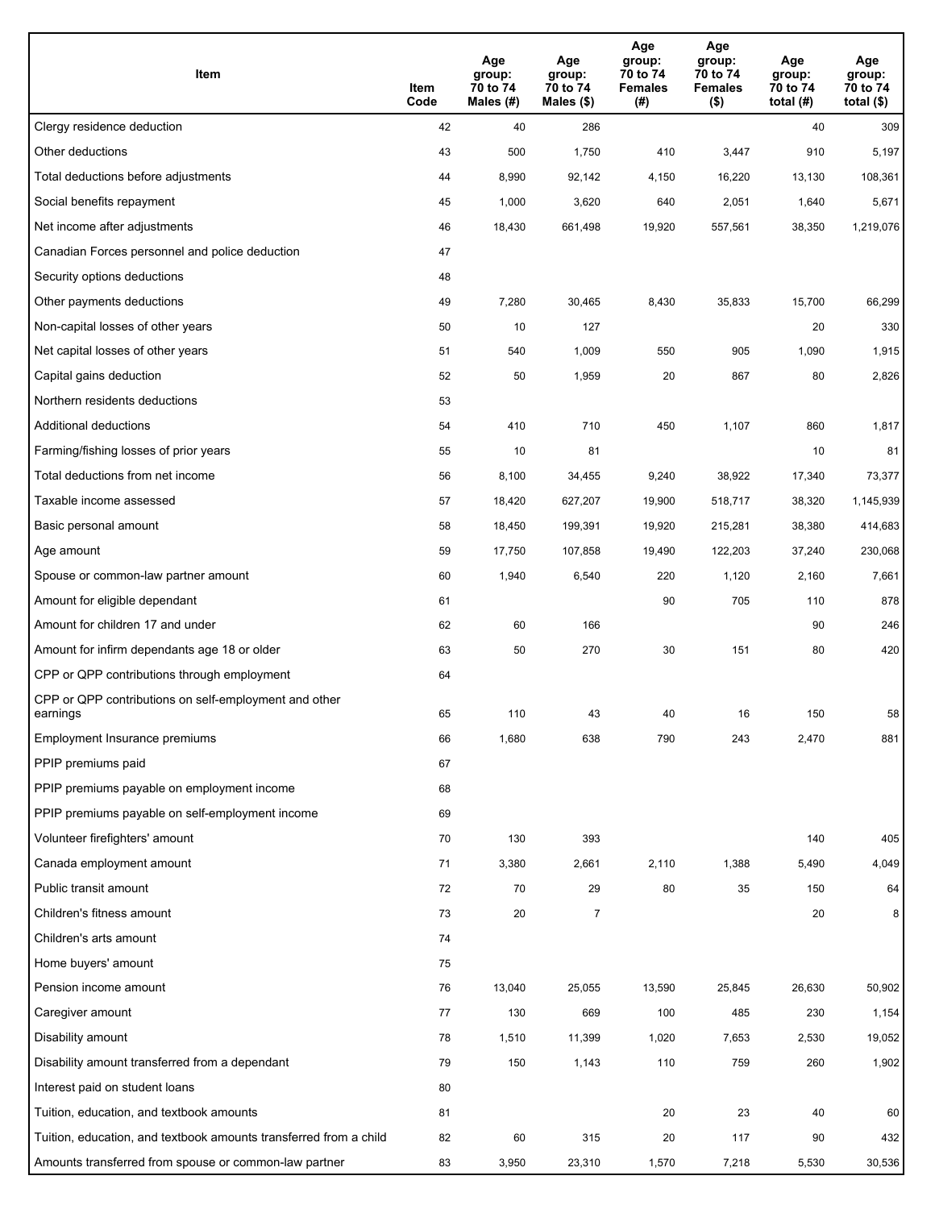| Item | Item Code | Age group: 70 to 74 Males (#) | Age group: 70 to 74 Males ($) | Age group: 70 to 74 Females (#) | Age group: 70 to 74 Females ($) | Age group: 70 to 74 total (#) | Age group: 70 to 74 total ($) |
|---|---|---|---|---|---|---|---|
| Clergy residence deduction | 42 | 40 | 286 | | | 40 | 309 |
| Other deductions | 43 | 500 | 1,750 | 410 | 3,447 | 910 | 5,197 |
| Total deductions before adjustments | 44 | 8,990 | 92,142 | 4,150 | 16,220 | 13,130 | 108,361 |
| Social benefits repayment | 45 | 1,000 | 3,620 | 640 | 2,051 | 1,640 | 5,671 |
| Net income after adjustments | 46 | 18,430 | 661,498 | 19,920 | 557,561 | 38,350 | 1,219,076 |
| Canadian Forces personnel and police deduction | 47 | | | | | | |
| Security options deductions | 48 | | | | | | |
| Other payments deductions | 49 | 7,280 | 30,465 | 8,430 | 35,833 | 15,700 | 66,299 |
| Non-capital losses of other years | 50 | 10 | 127 | | | 20 | 330 |
| Net capital losses of other years | 51 | 540 | 1,009 | 550 | 905 | 1,090 | 1,915 |
| Capital gains deduction | 52 | 50 | 1,959 | 20 | 867 | 80 | 2,826 |
| Northern residents deductions | 53 | | | | | | |
| Additional deductions | 54 | 410 | 710 | 450 | 1,107 | 860 | 1,817 |
| Farming/fishing losses of prior years | 55 | 10 | 81 | | | 10 | 81 |
| Total deductions from net income | 56 | 8,100 | 34,455 | 9,240 | 38,922 | 17,340 | 73,377 |
| Taxable income assessed | 57 | 18,420 | 627,207 | 19,900 | 518,717 | 38,320 | 1,145,939 |
| Basic personal amount | 58 | 18,450 | 199,391 | 19,920 | 215,281 | 38,380 | 414,683 |
| Age amount | 59 | 17,750 | 107,858 | 19,490 | 122,203 | 37,240 | 230,068 |
| Spouse or common-law partner amount | 60 | 1,940 | 6,540 | 220 | 1,120 | 2,160 | 7,661 |
| Amount for eligible dependant | 61 | | | 90 | 705 | 110 | 878 |
| Amount for children 17 and under | 62 | 60 | 166 | | | 90 | 246 |
| Amount for infirm dependants age 18 or older | 63 | 50 | 270 | 30 | 151 | 80 | 420 |
| CPP or QPP contributions through employment | 64 | | | | | | |
| CPP or QPP contributions on self-employment and other earnings | 65 | 110 | 43 | 40 | 16 | 150 | 58 |
| Employment Insurance premiums | 66 | 1,680 | 638 | 790 | 243 | 2,470 | 881 |
| PPIP premiums paid | 67 | | | | | | |
| PPIP premiums payable on employment income | 68 | | | | | | |
| PPIP premiums payable on self-employment income | 69 | | | | | | |
| Volunteer firefighters' amount | 70 | 130 | 393 | | | 140 | 405 |
| Canada employment amount | 71 | 3,380 | 2,661 | 2,110 | 1,388 | 5,490 | 4,049 |
| Public transit amount | 72 | 70 | 29 | 80 | 35 | 150 | 64 |
| Children's fitness amount | 73 | 20 | 7 | | | 20 | 8 |
| Children's arts amount | 74 | | | | | | |
| Home buyers' amount | 75 | | | | | | |
| Pension income amount | 76 | 13,040 | 25,055 | 13,590 | 25,845 | 26,630 | 50,902 |
| Caregiver amount | 77 | 130 | 669 | 100 | 485 | 230 | 1,154 |
| Disability amount | 78 | 1,510 | 11,399 | 1,020 | 7,653 | 2,530 | 19,052 |
| Disability amount transferred from a dependant | 79 | 150 | 1,143 | 110 | 759 | 260 | 1,902 |
| Interest paid on student loans | 80 | | | | | | |
| Tuition, education, and textbook amounts | 81 | | | 20 | 23 | 40 | 60 |
| Tuition, education, and textbook amounts transferred from a child | 82 | 60 | 315 | 20 | 117 | 90 | 432 |
| Amounts transferred from spouse or common-law partner | 83 | 3,950 | 23,310 | 1,570 | 7,218 | 5,530 | 30,536 |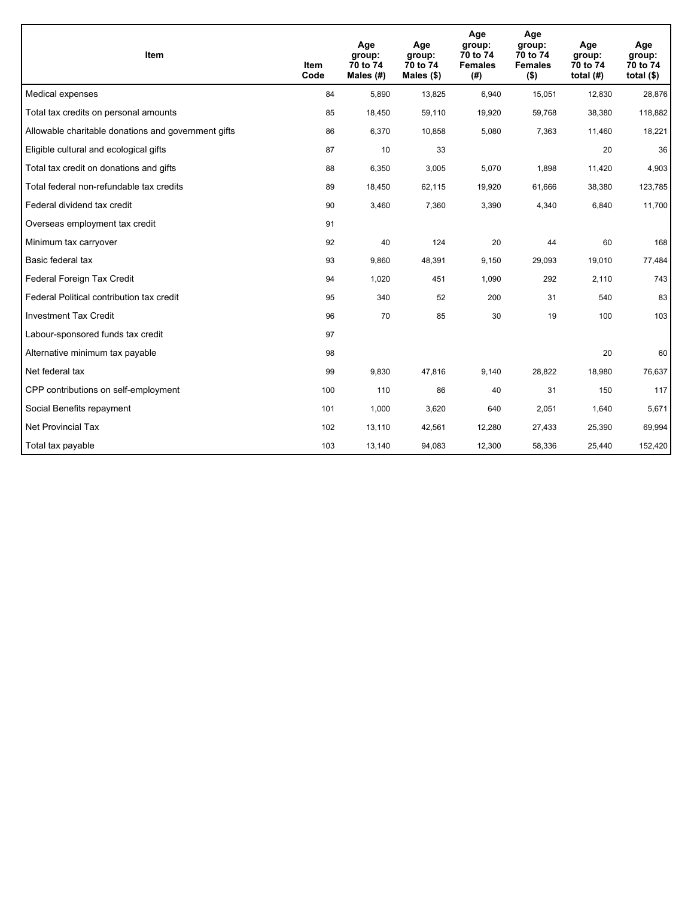| Item | Item Code | Age group: 70 to 74 Males (#) | Age group: 70 to 74 Males ($) | Age group: 70 to 74 Females (#) | Age group: 70 to 74 Females ($) | Age group: 70 to 74 total (#) | Age group: 70 to 74 total ($) |
|---|---|---|---|---|---|---|---|
| Medical expenses | 84 | 5,890 | 13,825 | 6,940 | 15,051 | 12,830 | 28,876 |
| Total tax credits on personal amounts | 85 | 18,450 | 59,110 | 19,920 | 59,768 | 38,380 | 118,882 |
| Allowable charitable donations and government gifts | 86 | 6,370 | 10,858 | 5,080 | 7,363 | 11,460 | 18,221 |
| Eligible cultural and ecological gifts | 87 | 10 | 33 | | | 20 | 36 |
| Total tax credit on donations and gifts | 88 | 6,350 | 3,005 | 5,070 | 1,898 | 11,420 | 4,903 |
| Total federal non-refundable tax credits | 89 | 18,450 | 62,115 | 19,920 | 61,666 | 38,380 | 123,785 |
| Federal dividend tax credit | 90 | 3,460 | 7,360 | 3,390 | 4,340 | 6,840 | 11,700 |
| Overseas employment tax credit | 91 | | | | | | |
| Minimum tax carryover | 92 | 40 | 124 | 20 | 44 | 60 | 168 |
| Basic federal tax | 93 | 9,860 | 48,391 | 9,150 | 29,093 | 19,010 | 77,484 |
| Federal Foreign Tax Credit | 94 | 1,020 | 451 | 1,090 | 292 | 2,110 | 743 |
| Federal Political contribution tax credit | 95 | 340 | 52 | 200 | 31 | 540 | 83 |
| Investment Tax Credit | 96 | 70 | 85 | 30 | 19 | 100 | 103 |
| Labour-sponsored funds tax credit | 97 | | | | | | |
| Alternative minimum tax payable | 98 | | | | | 20 | 60 |
| Net federal tax | 99 | 9,830 | 47,816 | 9,140 | 28,822 | 18,980 | 76,637 |
| CPP contributions on self-employment | 100 | 110 | 86 | 40 | 31 | 150 | 117 |
| Social Benefits repayment | 101 | 1,000 | 3,620 | 640 | 2,051 | 1,640 | 5,671 |
| Net Provincial Tax | 102 | 13,110 | 42,561 | 12,280 | 27,433 | 25,390 | 69,994 |
| Total tax payable | 103 | 13,140 | 94,083 | 12,300 | 58,336 | 25,440 | 152,420 |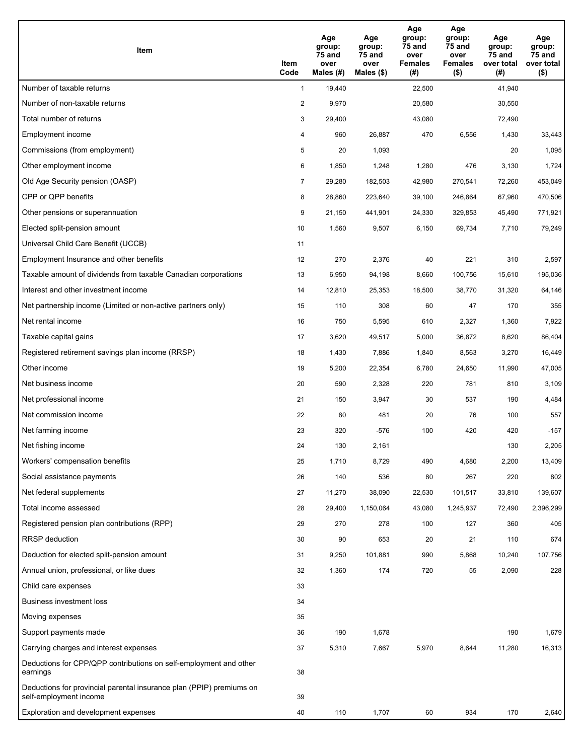| Item | Item Code | Age group: 75 and over Males (#) | Age group: 75 and over Males ($) | Age group: 75 and over Females (#) | Age group: 75 and over Females ($) | Age group: 75 and over total (#) | Age group: 75 and over total ($) |
|---|---|---|---|---|---|---|---|
| Number of taxable returns | 1 | 19,440 | | 22,500 | | 41,940 | |
| Number of non-taxable returns | 2 | 9,970 | | 20,580 | | 30,550 | |
| Total number of returns | 3 | 29,400 | | 43,080 | | 72,490 | |
| Employment income | 4 | 960 | 26,887 | 470 | 6,556 | 1,430 | 33,443 |
| Commissions (from employment) | 5 | 20 | 1,093 | | | 20 | 1,095 |
| Other employment income | 6 | 1,850 | 1,248 | 1,280 | 476 | 3,130 | 1,724 |
| Old Age Security pension (OASP) | 7 | 29,280 | 182,503 | 42,980 | 270,541 | 72,260 | 453,049 |
| CPP or QPP benefits | 8 | 28,860 | 223,640 | 39,100 | 246,864 | 67,960 | 470,506 |
| Other pensions or superannuation | 9 | 21,150 | 441,901 | 24,330 | 329,853 | 45,490 | 771,921 |
| Elected split-pension amount | 10 | 1,560 | 9,507 | 6,150 | 69,734 | 7,710 | 79,249 |
| Universal Child Care Benefit (UCCB) | 11 | | | | | | |
| Employment Insurance and other benefits | 12 | 270 | 2,376 | 40 | 221 | 310 | 2,597 |
| Taxable amount of dividends from taxable Canadian corporations | 13 | 6,950 | 94,198 | 8,660 | 100,756 | 15,610 | 195,036 |
| Interest and other investment income | 14 | 12,810 | 25,353 | 18,500 | 38,770 | 31,320 | 64,146 |
| Net partnership income (Limited or non-active partners only) | 15 | 110 | 308 | 60 | 47 | 170 | 355 |
| Net rental income | 16 | 750 | 5,595 | 610 | 2,327 | 1,360 | 7,922 |
| Taxable capital gains | 17 | 3,620 | 49,517 | 5,000 | 36,872 | 8,620 | 86,404 |
| Registered retirement savings plan income (RRSP) | 18 | 1,430 | 7,886 | 1,840 | 8,563 | 3,270 | 16,449 |
| Other income | 19 | 5,200 | 22,354 | 6,780 | 24,650 | 11,990 | 47,005 |
| Net business income | 20 | 590 | 2,328 | 220 | 781 | 810 | 3,109 |
| Net professional income | 21 | 150 | 3,947 | 30 | 537 | 190 | 4,484 |
| Net commission income | 22 | 80 | 481 | 20 | 76 | 100 | 557 |
| Net farming income | 23 | 320 | -576 | 100 | 420 | 420 | -157 |
| Net fishing income | 24 | 130 | 2,161 | | | 130 | 2,205 |
| Workers' compensation benefits | 25 | 1,710 | 8,729 | 490 | 4,680 | 2,200 | 13,409 |
| Social assistance payments | 26 | 140 | 536 | 80 | 267 | 220 | 802 |
| Net federal supplements | 27 | 11,270 | 38,090 | 22,530 | 101,517 | 33,810 | 139,607 |
| Total income assessed | 28 | 29,400 | 1,150,064 | 43,080 | 1,245,937 | 72,490 | 2,396,299 |
| Registered pension plan contributions (RPP) | 29 | 270 | 278 | 100 | 127 | 360 | 405 |
| RRSP deduction | 30 | 90 | 653 | 20 | 21 | 110 | 674 |
| Deduction for elected split-pension amount | 31 | 9,250 | 101,881 | 990 | 5,868 | 10,240 | 107,756 |
| Annual union, professional, or like dues | 32 | 1,360 | 174 | 720 | 55 | 2,090 | 228 |
| Child care expenses | 33 | | | | | | |
| Business investment loss | 34 | | | | | | |
| Moving expenses | 35 | | | | | | |
| Support payments made | 36 | 190 | 1,678 | | | 190 | 1,679 |
| Carrying charges and interest expenses | 37 | 5,310 | 7,667 | 5,970 | 8,644 | 11,280 | 16,313 |
| Deductions for CPP/QPP contributions on self-employment and other earnings | 38 | | | | | | |
| Deductions for provincial parental insurance plan (PPIP) premiums on self-employment income | 39 | | | | | | |
| Exploration and development expenses | 40 | 110 | 1,707 | 60 | 934 | 170 | 2,640 |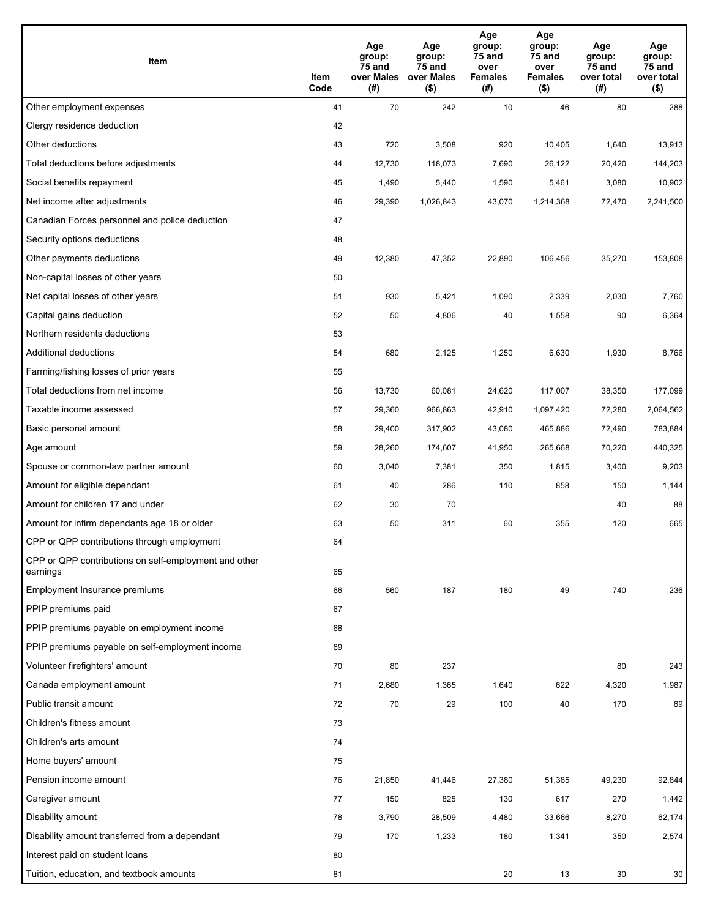| Item | Item Code | Age group: 75 and over Males (#) | Age group: 75 and over Males ($) | Age group: 75 and over Females (#) | Age group: 75 and over Females ($) | Age group: 75 and over total (#) | Age group: 75 and over total ($) |
|---|---|---|---|---|---|---|---|
| Other employment expenses | 41 | 70 | 242 | 10 | 46 | 80 | 288 |
| Clergy residence deduction | 42 | | | | | | |
| Other deductions | 43 | 720 | 3,508 | 920 | 10,405 | 1,640 | 13,913 |
| Total deductions before adjustments | 44 | 12,730 | 118,073 | 7,690 | 26,122 | 20,420 | 144,203 |
| Social benefits repayment | 45 | 1,490 | 5,440 | 1,590 | 5,461 | 3,080 | 10,902 |
| Net income after adjustments | 46 | 29,390 | 1,026,843 | 43,070 | 1,214,368 | 72,470 | 2,241,500 |
| Canadian Forces personnel and police deduction | 47 | | | | | | |
| Security options deductions | 48 | | | | | | |
| Other payments deductions | 49 | 12,380 | 47,352 | 22,890 | 106,456 | 35,270 | 153,808 |
| Non-capital losses of other years | 50 | | | | | | |
| Net capital losses of other years | 51 | 930 | 5,421 | 1,090 | 2,339 | 2,030 | 7,760 |
| Capital gains deduction | 52 | 50 | 4,806 | 40 | 1,558 | 90 | 6,364 |
| Northern residents deductions | 53 | | | | | | |
| Additional deductions | 54 | 680 | 2,125 | 1,250 | 6,630 | 1,930 | 8,766 |
| Farming/fishing losses of prior years | 55 | | | | | | |
| Total deductions from net income | 56 | 13,730 | 60,081 | 24,620 | 117,007 | 38,350 | 177,099 |
| Taxable income assessed | 57 | 29,360 | 966,863 | 42,910 | 1,097,420 | 72,280 | 2,064,562 |
| Basic personal amount | 58 | 29,400 | 317,902 | 43,080 | 465,886 | 72,490 | 783,884 |
| Age amount | 59 | 28,260 | 174,607 | 41,950 | 265,668 | 70,220 | 440,325 |
| Spouse or common-law partner amount | 60 | 3,040 | 7,381 | 350 | 1,815 | 3,400 | 9,203 |
| Amount for eligible dependant | 61 | 40 | 286 | 110 | 858 | 150 | 1,144 |
| Amount for children 17 and under | 62 | 30 | 70 | | | 40 | 88 |
| Amount for infirm dependants age 18 or older | 63 | 50 | 311 | 60 | 355 | 120 | 665 |
| CPP or QPP contributions through employment | 64 | | | | | | |
| CPP or QPP contributions on self-employment and other earnings | 65 | | | | | | |
| Employment Insurance premiums | 66 | 560 | 187 | 180 | 49 | 740 | 236 |
| PPIP premiums paid | 67 | | | | | | |
| PPIP premiums payable on employment income | 68 | | | | | | |
| PPIP premiums payable on self-employment income | 69 | | | | | | |
| Volunteer firefighters' amount | 70 | 80 | 237 | | | 80 | 243 |
| Canada employment amount | 71 | 2,680 | 1,365 | 1,640 | 622 | 4,320 | 1,987 |
| Public transit amount | 72 | 70 | 29 | 100 | 40 | 170 | 69 |
| Children's fitness amount | 73 | | | | | | |
| Children's arts amount | 74 | | | | | | |
| Home buyers' amount | 75 | | | | | | |
| Pension income amount | 76 | 21,850 | 41,446 | 27,380 | 51,385 | 49,230 | 92,844 |
| Caregiver amount | 77 | 150 | 825 | 130 | 617 | 270 | 1,442 |
| Disability amount | 78 | 3,790 | 28,509 | 4,480 | 33,666 | 8,270 | 62,174 |
| Disability amount transferred from a dependant | 79 | 170 | 1,233 | 180 | 1,341 | 350 | 2,574 |
| Interest paid on student loans | 80 | | | | | | |
| Tuition, education, and textbook amounts | 81 | | | 20 | 13 | 30 | 30 |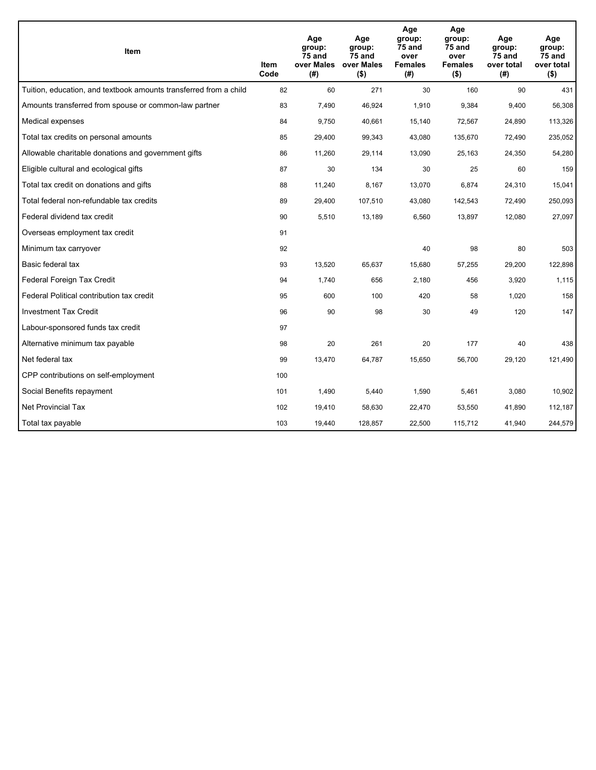| Item | Item Code | Age group: 75 and over Males (#) | Age group: 75 and over Males ($) | Age group: 75 and over Females (#) | Age group: 75 and over Females ($) | Age group: 75 and over total (#) | Age group: 75 and over total ($) |
|---|---|---|---|---|---|---|---|
| Tuition, education, and textbook amounts transferred from a child | 82 | 60 | 271 | 30 | 160 | 90 | 431 |
| Amounts transferred from spouse or common-law partner | 83 | 7,490 | 46,924 | 1,910 | 9,384 | 9,400 | 56,308 |
| Medical expenses | 84 | 9,750 | 40,661 | 15,140 | 72,567 | 24,890 | 113,326 |
| Total tax credits on personal amounts | 85 | 29,400 | 99,343 | 43,080 | 135,670 | 72,490 | 235,052 |
| Allowable charitable donations and government gifts | 86 | 11,260 | 29,114 | 13,090 | 25,163 | 24,350 | 54,280 |
| Eligible cultural and ecological gifts | 87 | 30 | 134 | 30 | 25 | 60 | 159 |
| Total tax credit on donations and gifts | 88 | 11,240 | 8,167 | 13,070 | 6,874 | 24,310 | 15,041 |
| Total federal non-refundable tax credits | 89 | 29,400 | 107,510 | 43,080 | 142,543 | 72,490 | 250,093 |
| Federal dividend tax credit | 90 | 5,510 | 13,189 | 6,560 | 13,897 | 12,080 | 27,097 |
| Overseas employment tax credit | 91 | | | | | | |
| Minimum tax carryover | 92 | | | 40 | 98 | 80 | 503 |
| Basic federal tax | 93 | 13,520 | 65,637 | 15,680 | 57,255 | 29,200 | 122,898 |
| Federal Foreign Tax Credit | 94 | 1,740 | 656 | 2,180 | 456 | 3,920 | 1,115 |
| Federal Political contribution tax credit | 95 | 600 | 100 | 420 | 58 | 1,020 | 158 |
| Investment Tax Credit | 96 | 90 | 98 | 30 | 49 | 120 | 147 |
| Labour-sponsored funds tax credit | 97 | | | | | | |
| Alternative minimum tax payable | 98 | 20 | 261 | 20 | 177 | 40 | 438 |
| Net federal tax | 99 | 13,470 | 64,787 | 15,650 | 56,700 | 29,120 | 121,490 |
| CPP contributions on self-employment | 100 | | | | | | |
| Social Benefits repayment | 101 | 1,490 | 5,440 | 1,590 | 5,461 | 3,080 | 10,902 |
| Net Provincial Tax | 102 | 19,410 | 58,630 | 22,470 | 53,550 | 41,890 | 112,187 |
| Total tax payable | 103 | 19,440 | 128,857 | 22,500 | 115,712 | 41,940 | 244,579 |